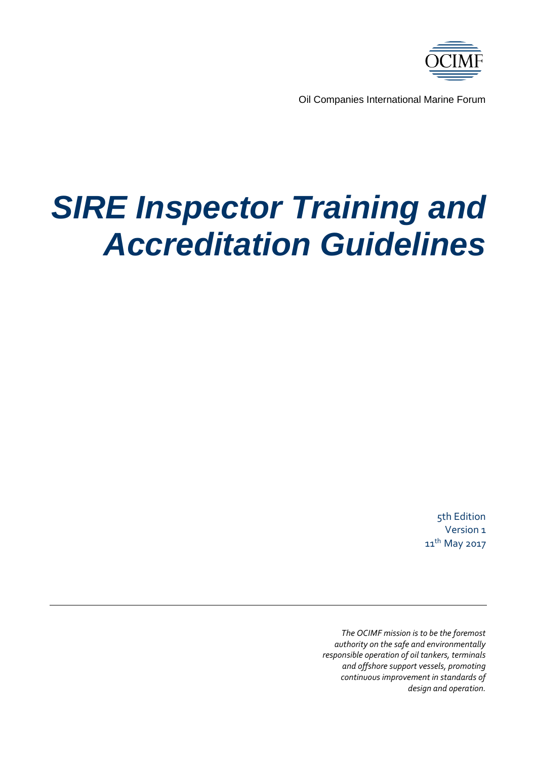OCIMF

Oil Companies International Marine Forum

# *SIRE Inspector Training and Accreditation Guidelines*

5th Edition
Version 1
11th May 2017

---

*The OCIMF mission is to be the foremost authority on the safe and environmentally responsible operation of oil tankers, terminals and offshore support vessels, promoting continuous improvement in standards of design and operation.*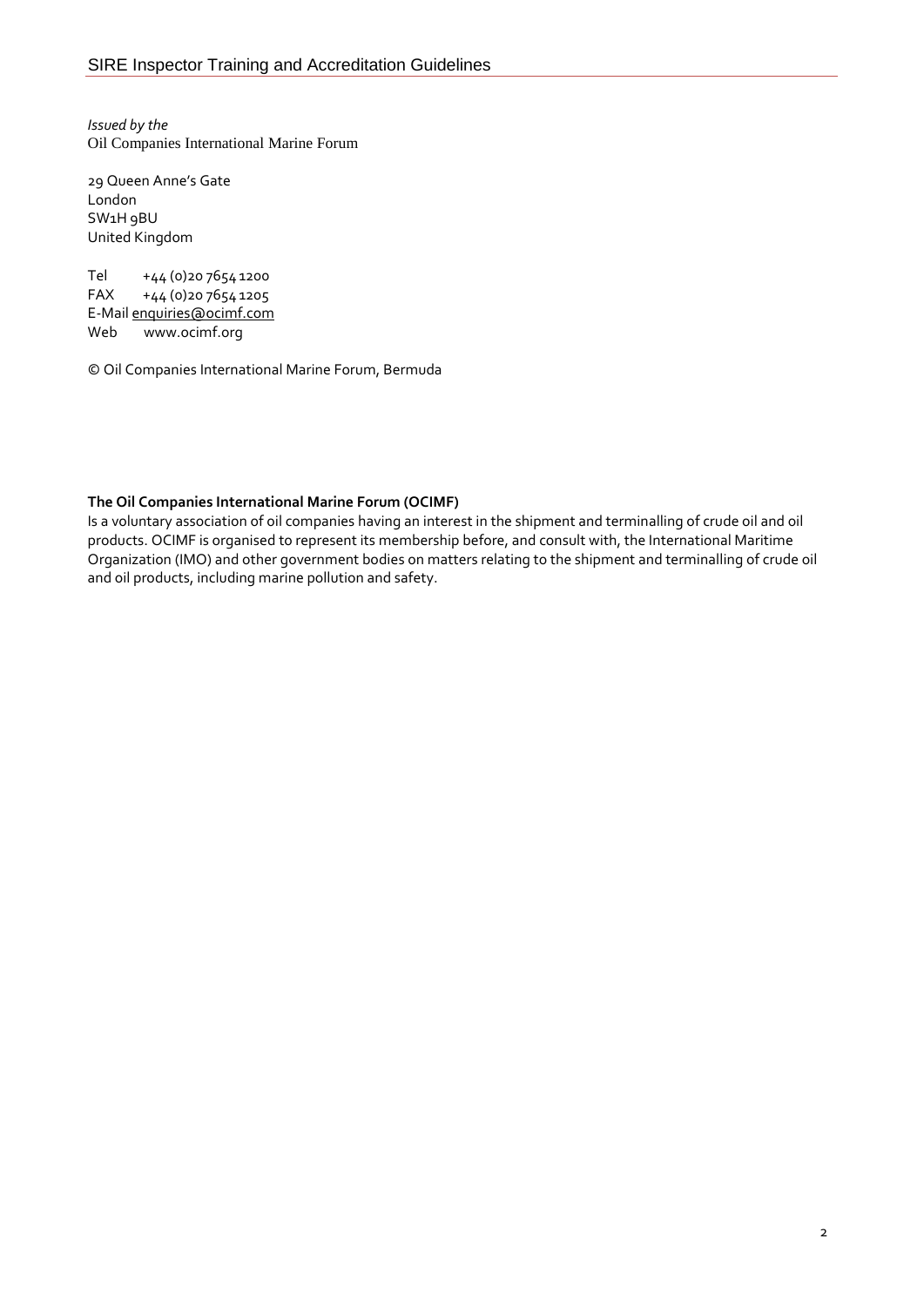*Issued by the*
Oil Companies International Marine Forum

29 Queen Anne's Gate
London
SW1H 9BU
United Kingdom

Tel +44 (0)20 7654 1200
FAX +44 (0)20 7654 1205
E-Mail enquiries@ocimf.com
Web www.ocimf.org

© Oil Companies International Marine Forum, Bermuda

**The Oil Companies International Marine Forum (OCIMF)**
Is a voluntary association of oil companies having an interest in the shipment and terminalling of crude oil and oil products. OCIMF is organised to represent its membership before, and consult with, the International Maritime Organization (IMO) and other government bodies on matters relating to the shipment and terminalling of crude oil and oil products, including marine pollution and safety.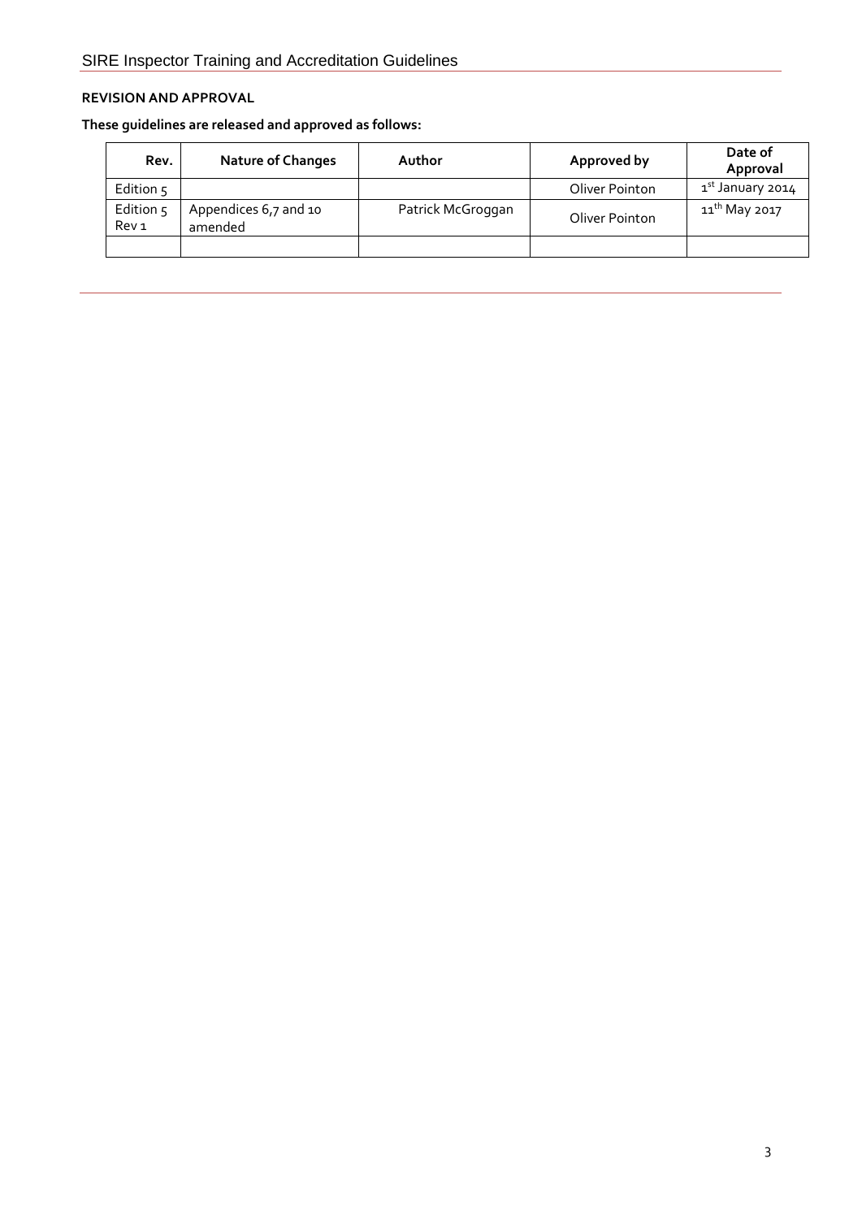**REVISION AND APPROVAL**

**These guidelines are released and approved as follows:**

| Rev. | Nature of Changes | Author | Approved by | Date of Approval |
|---|---|---|---|---|
| Edition 5 | | | Oliver Pointon | 1st January 2014 |
| Edition 5 Rev 1 | Appendices 6,7 and 10 amended | Patrick McGroggan | Oliver Pointon | 11th May 2017 |
| | | | | |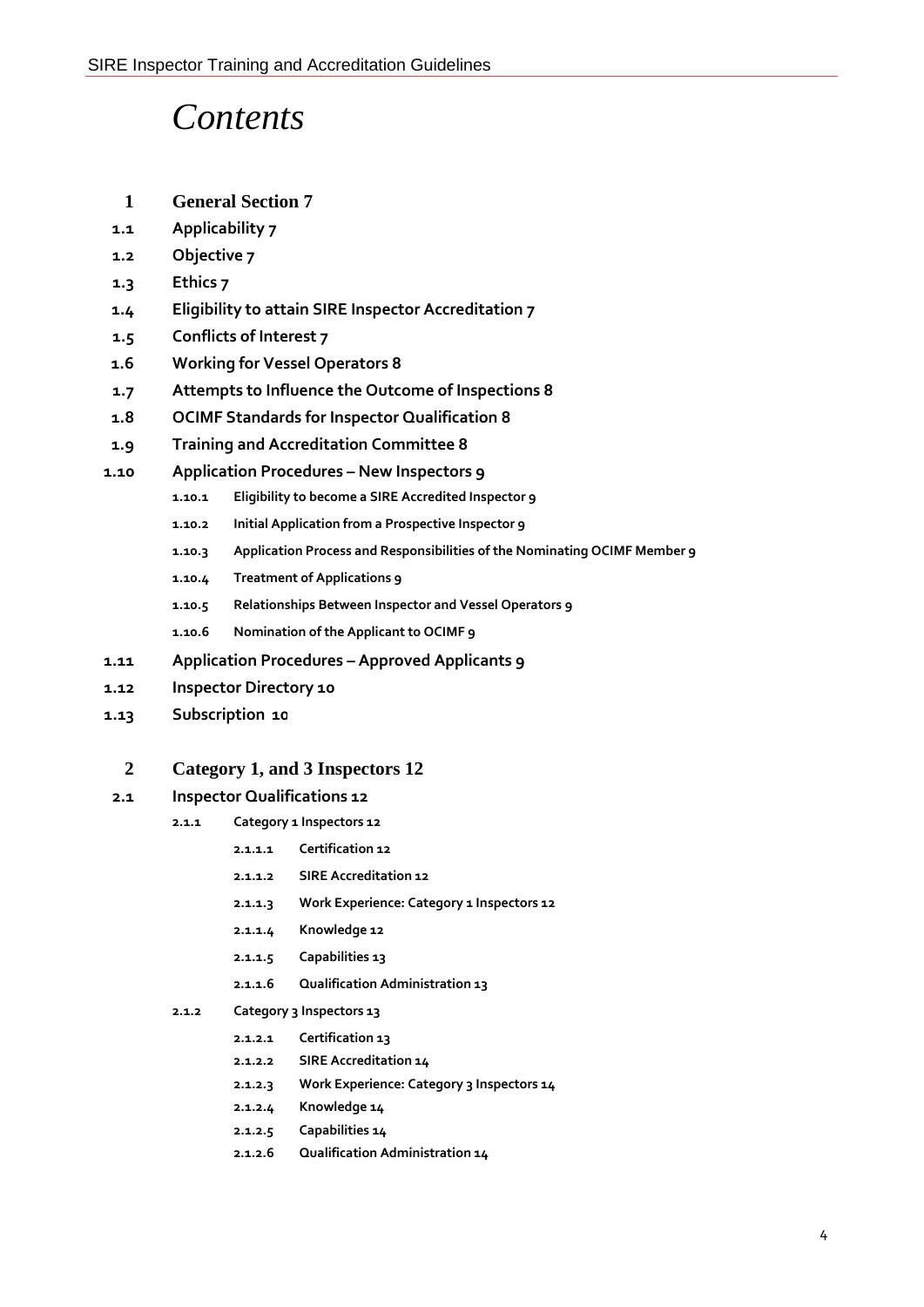# Contents

- **1 General Section 7**
- **1.1 Applicability 7**
- **1.2 Objective 7**
- **1.3 Ethics 7**
- **1.4 Eligibility to attain SIRE Inspector Accreditation 7**
- **1.5 Conflicts of Interest 7**
- **1.6 Working for Vessel Operators 8**
- **1.7 Attempts to Influence the Outcome of Inspections 8**
- **1.8 OCIMF Standards for Inspector Qualification 8**
- **1.9 Training and Accreditation Committee 8**
- **1.10 Application Procedures – New Inspectors 9**
  - **1.10.1 Eligibility to become a SIRE Accredited Inspector 9**
  - **1.10.2 Initial Application from a Prospective Inspector 9**
  - **1.10.3 Application Process and Responsibilities of the Nominating OCIMF Member 9**
  - **1.10.4 Treatment of Applications 9**
  - **1.10.5 Relationships Between Inspector and Vessel Operators 9**
  - **1.10.6 Nomination of the Applicant to OCIMF 9**
- **1.11 Application Procedures – Approved Applicants 9**
- **1.12 Inspector Directory 10**
- **1.13 Subscription 10**

- **2 Category 1, and 3 Inspectors 12**
- **2.1 Inspector Qualifications 12**
  - **2.1.1 Category 1 Inspectors 12**
    - **2.1.1.1 Certification 12**
    - **2.1.1.2 SIRE Accreditation 12**
    - **2.1.1.3 Work Experience: Category 1 Inspectors 12**
    - **2.1.1.4 Knowledge 12**
    - **2.1.1.5 Capabilities 13**
    - **2.1.1.6 Qualification Administration 13**
  - **2.1.2 Category 3 Inspectors 13**
    - **2.1.2.1 Certification 13**
    - **2.1.2.2 SIRE Accreditation 14**
    - **2.1.2.3 Work Experience: Category 3 Inspectors 14**
    - **2.1.2.4 Knowledge 14**
    - **2.1.2.5 Capabilities 14**
    - **2.1.2.6 Qualification Administration 14**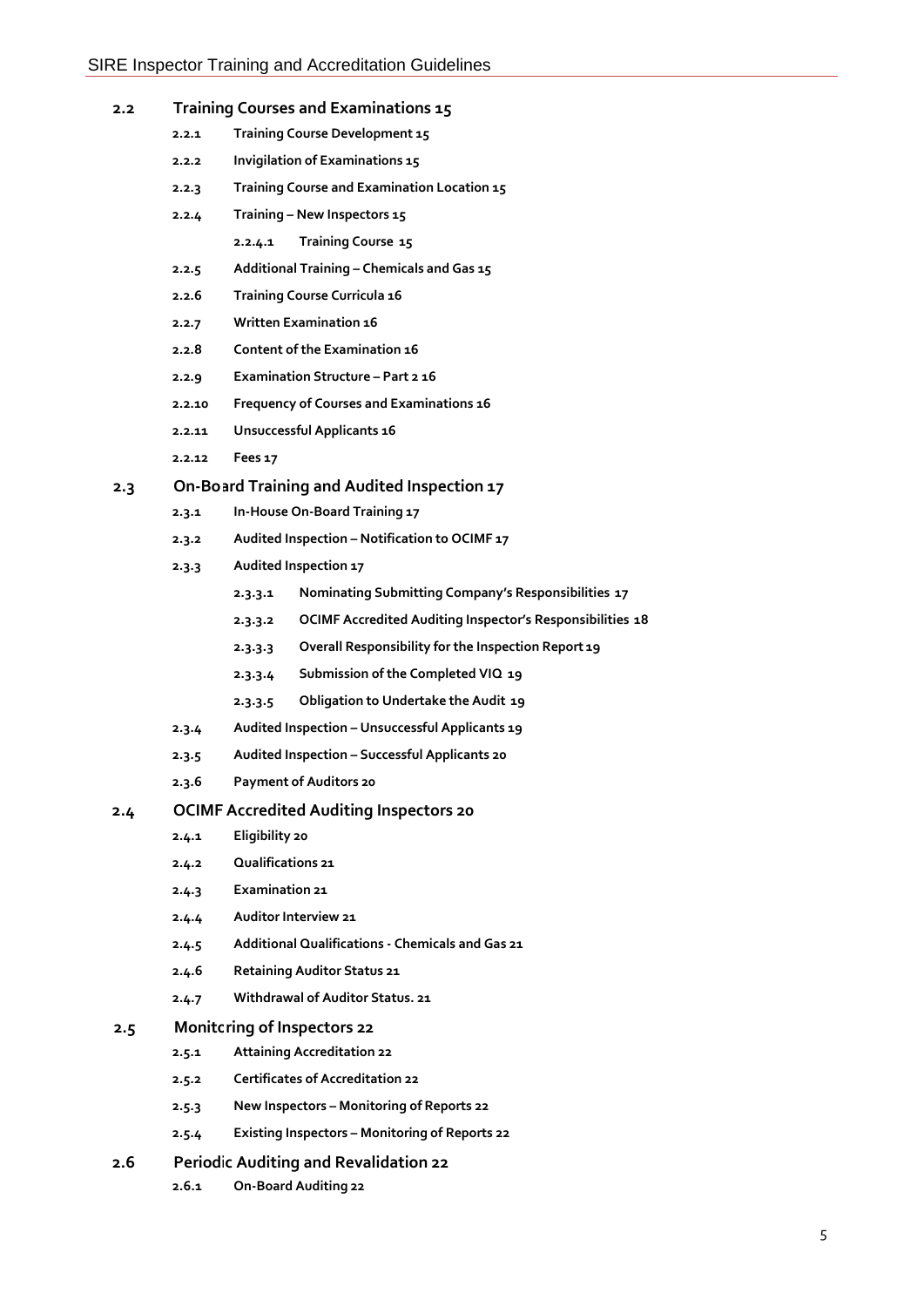**2.2 Training Courses and Examinations 15**

- **2.2.1 Training Course Development 15**
- **2.2.2 Invigilation of Examinations 15**
- **2.2.3 Training Course and Examination Location 15**
- **2.2.4 Training – New Inspectors 15**
  - **2.2.4.1 Training Course 15**
- **2.2.5 Additional Training – Chemicals and Gas 15**
- **2.2.6 Training Course Curricula 16**
- **2.2.7 Written Examination 16**
- **2.2.8 Content of the Examination 16**
- **2.2.9 Examination Structure – Part 2 16**
- **2.2.10 Frequency of Courses and Examinations 16**
- **2.2.11 Unsuccessful Applicants 16**
- **2.2.12 Fees 17**

**2.3 On-Board Training and Audited Inspection 17**

- **2.3.1 In-House On-Board Training 17**
- **2.3.2 Audited Inspection – Notification to OCIMF 17**
- **2.3.3 Audited Inspection 17**
  - **2.3.3.1 Nominating Submitting Company's Responsibilities 17**
  - **2.3.3.2 OCIMF Accredited Auditing Inspector's Responsibilities 18**
  - **2.3.3.3 Overall Responsibility for the Inspection Report 19**
  - **2.3.3.4 Submission of the Completed VIQ 19**
  - **2.3.3.5 Obligation to Undertake the Audit 19**
- **2.3.4 Audited Inspection – Unsuccessful Applicants 19**
- **2.3.5 Audited Inspection – Successful Applicants 20**
- **2.3.6 Payment of Auditors 20**

**2.4 OCIMF Accredited Auditing Inspectors 20**

- **2.4.1 Eligibility 20**
- **2.4.2 Qualifications 21**
- **2.4.3 Examination 21**
- **2.4.4 Auditor Interview 21**
- **2.4.5 Additional Qualifications - Chemicals and Gas 21**
- **2.4.6 Retaining Auditor Status 21**
- **2.4.7 Withdrawal of Auditor Status. 21**

**2.5 Monitoring of Inspectors 22**

- **2.5.1 Attaining Accreditation 22**
- **2.5.2 Certificates of Accreditation 22**
- **2.5.3 New Inspectors – Monitoring of Reports 22**
- **2.5.4 Existing Inspectors – Monitoring of Reports 22**

**2.6 Periodic Auditing and Revalidation 22**

- **2.6.1 On-Board Auditing 22**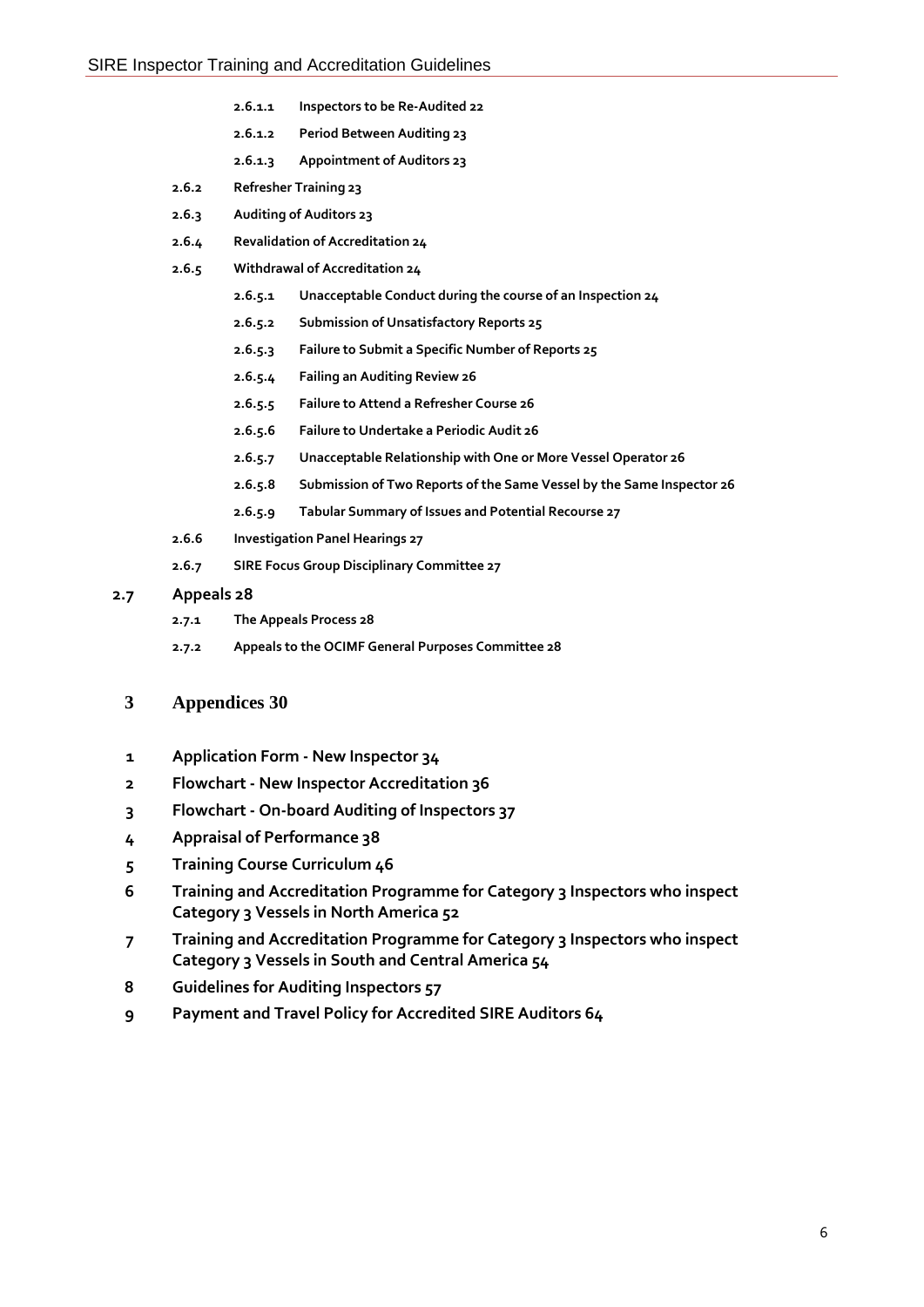**2.6.1.1 Inspectors to be Re-Audited 22**

**2.6.1.2 Period Between Auditing 23**

**2.6.1.3 Appointment of Auditors 23**

**2.6.2 Refresher Training 23**

**2.6.3 Auditing of Auditors 23**

**2.6.4 Revalidation of Accreditation 24**

**2.6.5 Withdrawal of Accreditation 24**

**2.6.5.1 Unacceptable Conduct during the course of an Inspection 24**

**2.6.5.2 Submission of Unsatisfactory Reports 25**

**2.6.5.3 Failure to Submit a Specific Number of Reports 25**

**2.6.5.4 Failing an Auditing Review 26**

**2.6.5.5 Failure to Attend a Refresher Course 26**

**2.6.5.6 Failure to Undertake a Periodic Audit 26**

**2.6.5.7 Unacceptable Relationship with One or More Vessel Operator 26**

**2.6.5.8 Submission of Two Reports of the Same Vessel by the Same Inspector 26**

**2.6.5.9 Tabular Summary of Issues and Potential Recourse 27**

**2.6.6 Investigation Panel Hearings 27**

**2.6.7 SIRE Focus Group Disciplinary Committee 27**

**2.7 Appeals 28**

**2.7.1 The Appeals Process 28**

**2.7.2 Appeals to the OCIMF General Purposes Committee 28**

**3 Appendices 30**

**1 Application Form - New Inspector 34**

**2 Flowchart - New Inspector Accreditation 36**

**3 Flowchart - On-board Auditing of Inspectors 37**

**4 Appraisal of Performance 38**

**5 Training Course Curriculum 46**

**6 Training and Accreditation Programme for Category 3 Inspectors who inspect Category 3 Vessels in North America 52**

**7 Training and Accreditation Programme for Category 3 Inspectors who inspect Category 3 Vessels in South and Central America 54**

**8 Guidelines for Auditing Inspectors 57**

**9 Payment and Travel Policy for Accredited SIRE Auditors 64**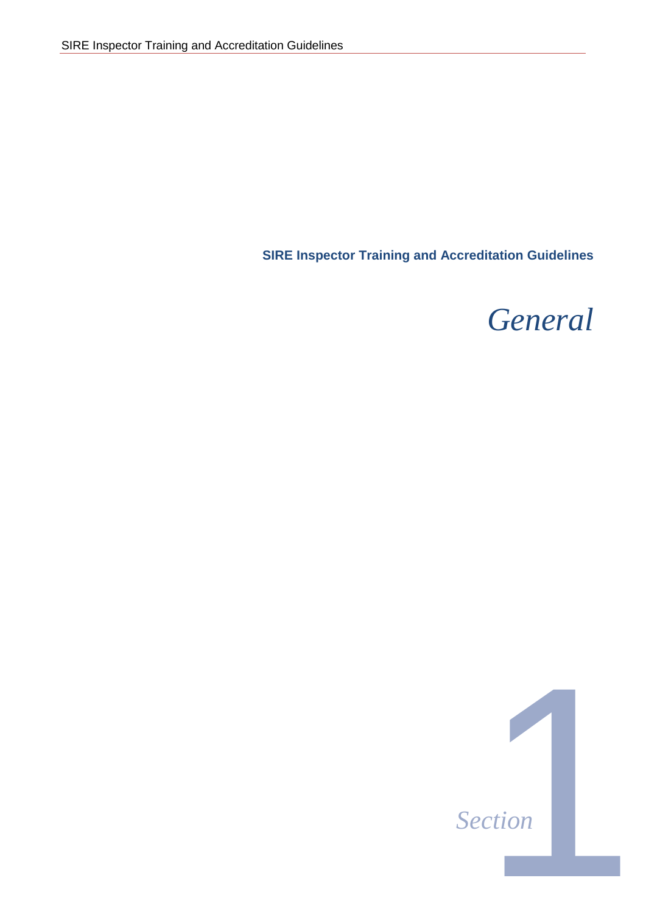**SIRE Inspector Training and Accreditation Guidelines**

# *General*

*Section* 1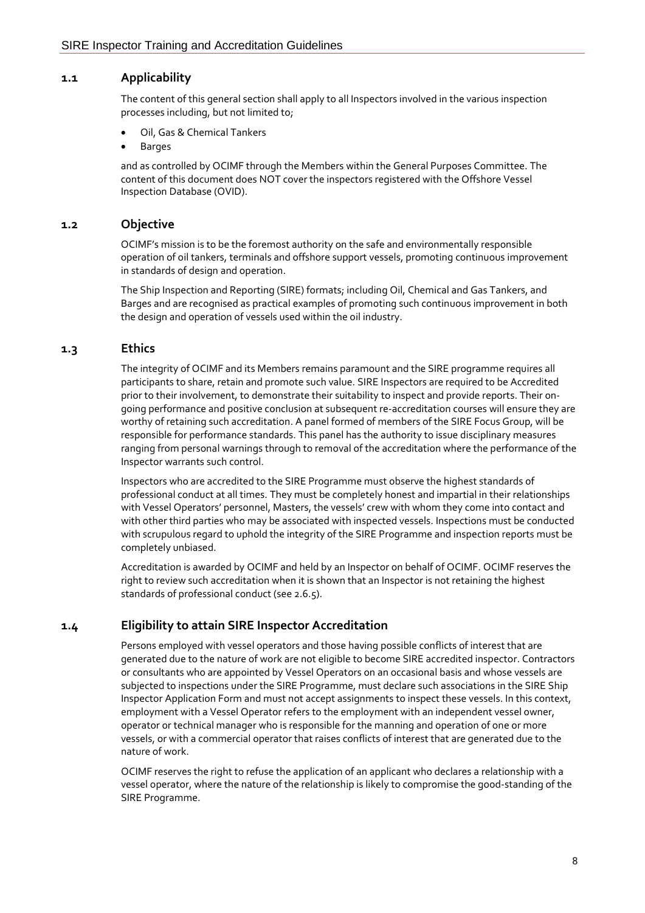## 1.1 Applicability

The content of this general section shall apply to all Inspectors involved in the various inspection processes including, but not limited to;

- Oil, Gas & Chemical Tankers
- Barges

and as controlled by OCIMF through the Members within the General Purposes Committee. The content of this document does NOT cover the inspectors registered with the Offshore Vessel Inspection Database (OVID).

## 1.2 Objective

OCIMF's mission is to be the foremost authority on the safe and environmentally responsible operation of oil tankers, terminals and offshore support vessels, promoting continuous improvement in standards of design and operation.

The Ship Inspection and Reporting (SIRE) formats; including Oil, Chemical and Gas Tankers, and Barges and are recognised as practical examples of promoting such continuous improvement in both the design and operation of vessels used within the oil industry.

## 1.3 Ethics

The integrity of OCIMF and its Members remains paramount and the SIRE programme requires all participants to share, retain and promote such value. SIRE Inspectors are required to be Accredited prior to their involvement, to demonstrate their suitability to inspect and provide reports. Their on-going performance and positive conclusion at subsequent re-accreditation courses will ensure they are worthy of retaining such accreditation. A panel formed of members of the SIRE Focus Group, will be responsible for performance standards. This panel has the authority to issue disciplinary measures ranging from personal warnings through to removal of the accreditation where the performance of the Inspector warrants such control.

Inspectors who are accredited to the SIRE Programme must observe the highest standards of professional conduct at all times. They must be completely honest and impartial in their relationships with Vessel Operators' personnel, Masters, the vessels' crew with whom they come into contact and with other third parties who may be associated with inspected vessels. Inspections must be conducted with scrupulous regard to uphold the integrity of the SIRE Programme and inspection reports must be completely unbiased.

Accreditation is awarded by OCIMF and held by an Inspector on behalf of OCIMF. OCIMF reserves the right to review such accreditation when it is shown that an Inspector is not retaining the highest standards of professional conduct (see 2.6.5).

## 1.4 Eligibility to attain SIRE Inspector Accreditation

Persons employed with vessel operators and those having possible conflicts of interest that are generated due to the nature of work are not eligible to become SIRE accredited inspector. Contractors or consultants who are appointed by Vessel Operators on an occasional basis and whose vessels are subjected to inspections under the SIRE Programme, must declare such associations in the SIRE Ship Inspector Application Form and must not accept assignments to inspect these vessels. In this context, employment with a Vessel Operator refers to the employment with an independent vessel owner, operator or technical manager who is responsible for the manning and operation of one or more vessels, or with a commercial operator that raises conflicts of interest that are generated due to the nature of work.

OCIMF reserves the right to refuse the application of an applicant who declares a relationship with a vessel operator, where the nature of the relationship is likely to compromise the good-standing of the SIRE Programme.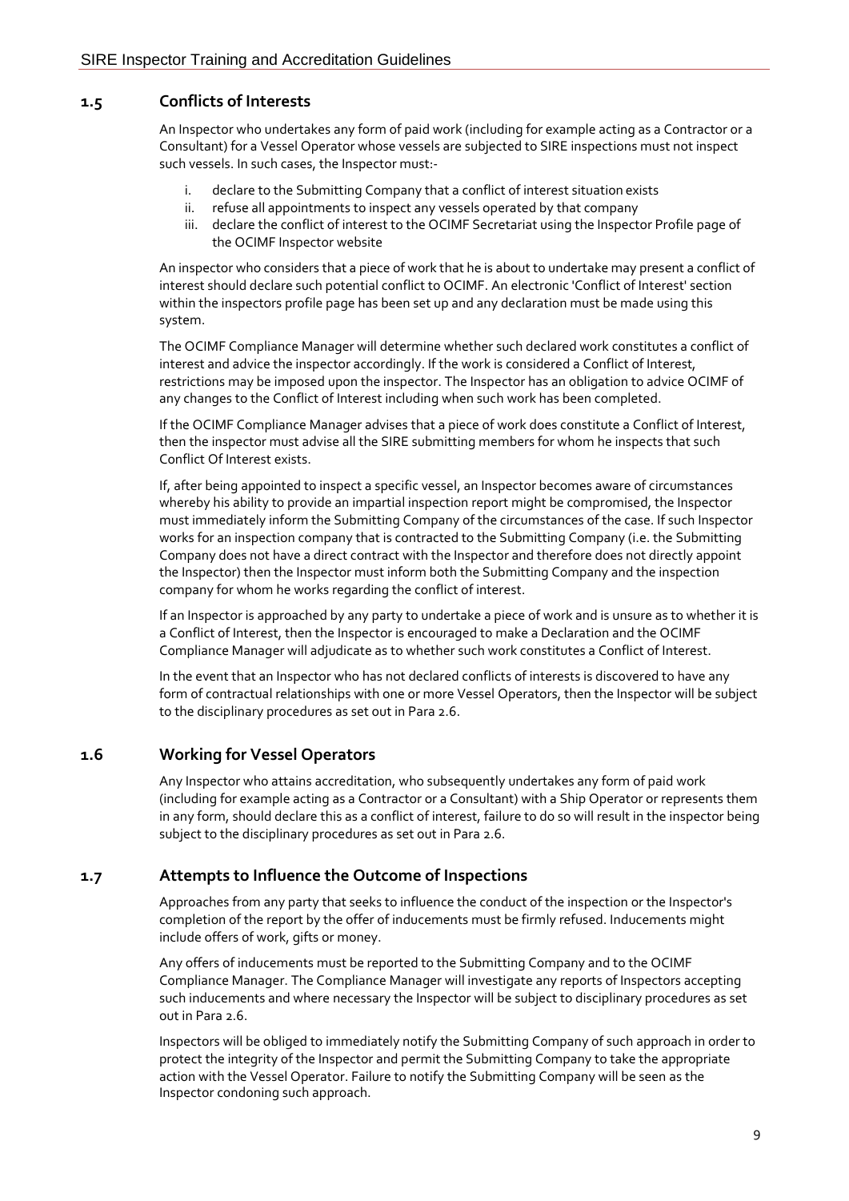## 1.5 Conflicts of Interests

An Inspector who undertakes any form of paid work (including for example acting as a Contractor or a Consultant) for a Vessel Operator whose vessels are subjected to SIRE inspections must not inspect such vessels. In such cases, the Inspector must:-

i. declare to the Submitting Company that a conflict of interest situation exists
ii. refuse all appointments to inspect any vessels operated by that company
iii. declare the conflict of interest to the OCIMF Secretariat using the Inspector Profile page of the OCIMF Inspector website

An inspector who considers that a piece of work that he is about to undertake may present a conflict of interest should declare such potential conflict to OCIMF. An electronic 'Conflict of Interest' section within the inspectors profile page has been set up and any declaration must be made using this system.

The OCIMF Compliance Manager will determine whether such declared work constitutes a conflict of interest and advice the inspector accordingly. If the work is considered a Conflict of Interest, restrictions may be imposed upon the inspector. The Inspector has an obligation to advice OCIMF of any changes to the Conflict of Interest including when such work has been completed.

If the OCIMF Compliance Manager advises that a piece of work does constitute a Conflict of Interest, then the inspector must advise all the SIRE submitting members for whom he inspects that such Conflict Of Interest exists.

If, after being appointed to inspect a specific vessel, an Inspector becomes aware of circumstances whereby his ability to provide an impartial inspection report might be compromised, the Inspector must immediately inform the Submitting Company of the circumstances of the case. If such Inspector works for an inspection company that is contracted to the Submitting Company (i.e. the Submitting Company does not have a direct contract with the Inspector and therefore does not directly appoint the Inspector) then the Inspector must inform both the Submitting Company and the inspection company for whom he works regarding the conflict of interest.

If an Inspector is approached by any party to undertake a piece of work and is unsure as to whether it is a Conflict of Interest, then the Inspector is encouraged to make a Declaration and the OCIMF Compliance Manager will adjudicate as to whether such work constitutes a Conflict of Interest.

In the event that an Inspector who has not declared conflicts of interests is discovered to have any form of contractual relationships with one or more Vessel Operators, then the Inspector will be subject to the disciplinary procedures as set out in Para 2.6.

## 1.6 Working for Vessel Operators

Any Inspector who attains accreditation, who subsequently undertakes any form of paid work (including for example acting as a Contractor or a Consultant) with a Ship Operator or represents them in any form, should declare this as a conflict of interest, failure to do so will result in the inspector being subject to the disciplinary procedures as set out in Para 2.6.

## 1.7 Attempts to Influence the Outcome of Inspections

Approaches from any party that seeks to influence the conduct of the inspection or the Inspector's completion of the report by the offer of inducements must be firmly refused. Inducements might include offers of work, gifts or money.

Any offers of inducements must be reported to the Submitting Company and to the OCIMF Compliance Manager. The Compliance Manager will investigate any reports of Inspectors accepting such inducements and where necessary the Inspector will be subject to disciplinary procedures as set out in Para 2.6.

Inspectors will be obliged to immediately notify the Submitting Company of such approach in order to protect the integrity of the Inspector and permit the Submitting Company to take the appropriate action with the Vessel Operator. Failure to notify the Submitting Company will be seen as the Inspector condoning such approach.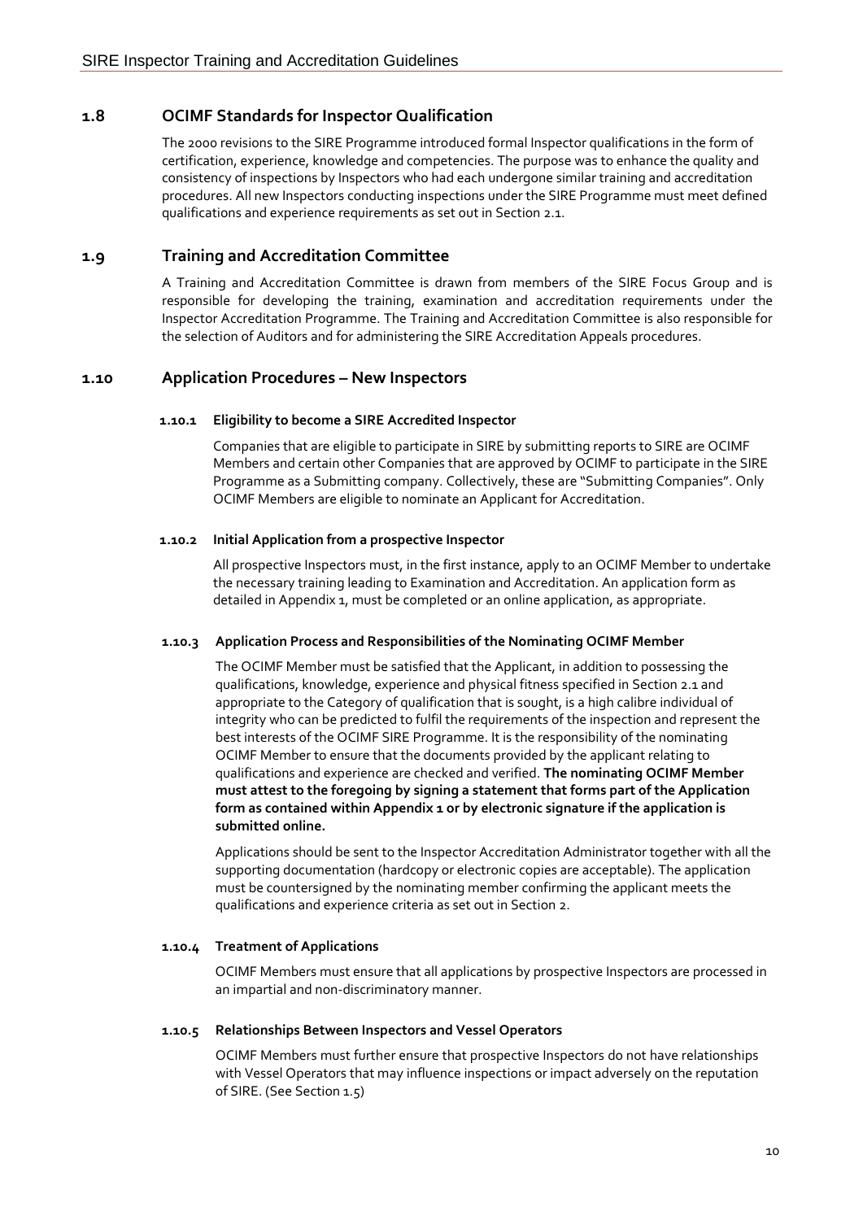## 1.8 OCIMF Standards for Inspector Qualification

The 2000 revisions to the SIRE Programme introduced formal Inspector qualifications in the form of certification, experience, knowledge and competencies. The purpose was to enhance the quality and consistency of inspections by Inspectors who had each undergone similar training and accreditation procedures. All new Inspectors conducting inspections under the SIRE Programme must meet defined qualifications and experience requirements as set out in Section 2.1.

## 1.9 Training and Accreditation Committee

A Training and Accreditation Committee is drawn from members of the SIRE Focus Group and is responsible for developing the training, examination and accreditation requirements under the Inspector Accreditation Programme. The Training and Accreditation Committee is also responsible for the selection of Auditors and for administering the SIRE Accreditation Appeals procedures.

## 1.10 Application Procedures – New Inspectors

### 1.10.1 Eligibility to become a SIRE Accredited Inspector

Companies that are eligible to participate in SIRE by submitting reports to SIRE are OCIMF Members and certain other Companies that are approved by OCIMF to participate in the SIRE Programme as a Submitting company. Collectively, these are "Submitting Companies". Only OCIMF Members are eligible to nominate an Applicant for Accreditation.

### 1.10.2 Initial Application from a prospective Inspector

All prospective Inspectors must, in the first instance, apply to an OCIMF Member to undertake the necessary training leading to Examination and Accreditation. An application form as detailed in Appendix 1, must be completed or an online application, as appropriate.

### 1.10.3 Application Process and Responsibilities of the Nominating OCIMF Member

The OCIMF Member must be satisfied that the Applicant, in addition to possessing the qualifications, knowledge, experience and physical fitness specified in Section 2.1 and appropriate to the Category of qualification that is sought, is a high calibre individual of integrity who can be predicted to fulfil the requirements of the inspection and represent the best interests of the OCIMF SIRE Programme. It is the responsibility of the nominating OCIMF Member to ensure that the documents provided by the applicant relating to qualifications and experience are checked and verified. **The nominating OCIMF Member must attest to the foregoing by signing a statement that forms part of the Application form as contained within Appendix 1 or by electronic signature if the application is submitted online.**

Applications should be sent to the Inspector Accreditation Administrator together with all the supporting documentation (hardcopy or electronic copies are acceptable). The application must be countersigned by the nominating member confirming the applicant meets the qualifications and experience criteria as set out in Section 2.

### 1.10.4 Treatment of Applications

OCIMF Members must ensure that all applications by prospective Inspectors are processed in an impartial and non-discriminatory manner.

### 1.10.5 Relationships Between Inspectors and Vessel Operators

OCIMF Members must further ensure that prospective Inspectors do not have relationships with Vessel Operators that may influence inspections or impact adversely on the reputation of SIRE. (See Section 1.5)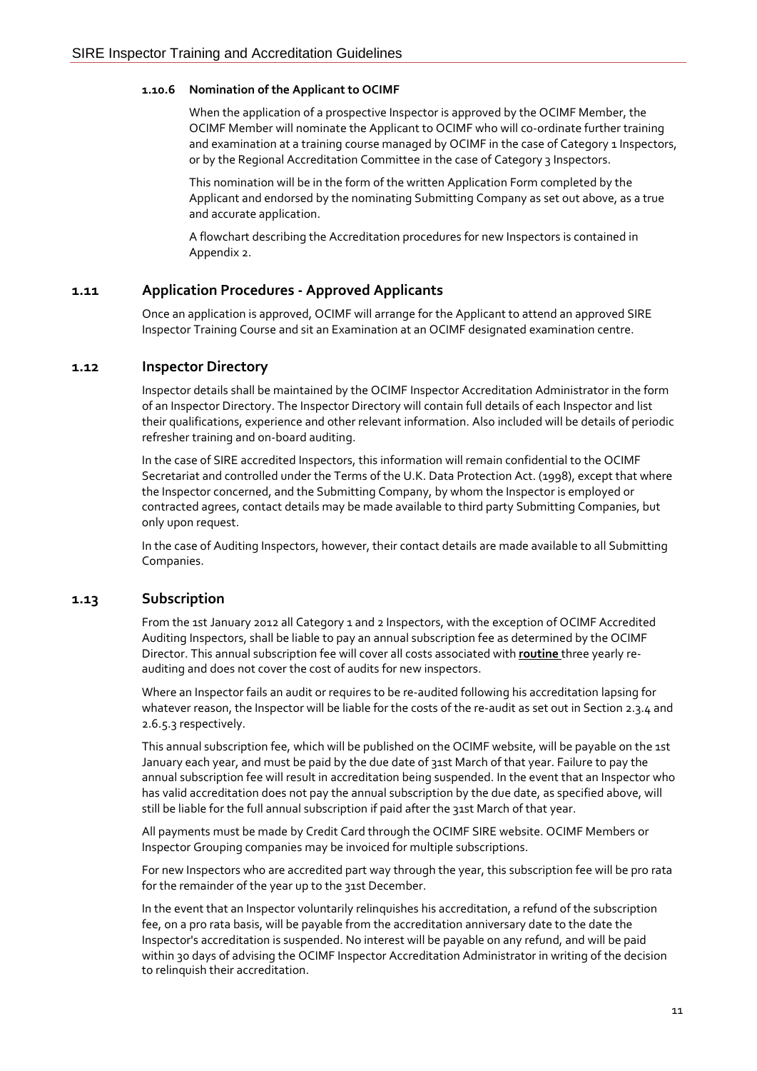#### 1.10.6 Nomination of the Applicant to OCIMF

When the application of a prospective Inspector is approved by the OCIMF Member, the OCIMF Member will nominate the Applicant to OCIMF who will co-ordinate further training and examination at a training course managed by OCIMF in the case of Category 1 Inspectors, or by the Regional Accreditation Committee in the case of Category 3 Inspectors.

This nomination will be in the form of the written Application Form completed by the Applicant and endorsed by the nominating Submitting Company as set out above, as a true and accurate application.

A flowchart describing the Accreditation procedures for new Inspectors is contained in Appendix 2.

### 1.11 Application Procedures - Approved Applicants

Once an application is approved, OCIMF will arrange for the Applicant to attend an approved SIRE Inspector Training Course and sit an Examination at an OCIMF designated examination centre.

### 1.12 Inspector Directory

Inspector details shall be maintained by the OCIMF Inspector Accreditation Administrator in the form of an Inspector Directory. The Inspector Directory will contain full details of each Inspector and list their qualifications, experience and other relevant information. Also included will be details of periodic refresher training and on-board auditing.

In the case of SIRE accredited Inspectors, this information will remain confidential to the OCIMF Secretariat and controlled under the Terms of the U.K. Data Protection Act. (1998), except that where the Inspector concerned, and the Submitting Company, by whom the Inspector is employed or contracted agrees, contact details may be made available to third party Submitting Companies, but only upon request.

In the case of Auditing Inspectors, however, their contact details are made available to all Submitting Companies.

### 1.13 Subscription

From the 1st January 2012 all Category 1 and 2 Inspectors, with the exception of OCIMF Accredited Auditing Inspectors, shall be liable to pay an annual subscription fee as determined by the OCIMF Director. This annual subscription fee will cover all costs associated with **routine** three yearly re-auditing and does not cover the cost of audits for new inspectors.

Where an Inspector fails an audit or requires to be re-audited following his accreditation lapsing for whatever reason, the Inspector will be liable for the costs of the re-audit as set out in Section 2.3.4 and 2.6.5.3 respectively.

This annual subscription fee, which will be published on the OCIMF website, will be payable on the 1st January each year, and must be paid by the due date of 31st March of that year. Failure to pay the annual subscription fee will result in accreditation being suspended. In the event that an Inspector who has valid accreditation does not pay the annual subscription by the due date, as specified above, will still be liable for the full annual subscription if paid after the 31st March of that year.

All payments must be made by Credit Card through the OCIMF SIRE website. OCIMF Members or Inspector Grouping companies may be invoiced for multiple subscriptions.

For new Inspectors who are accredited part way through the year, this subscription fee will be pro rata for the remainder of the year up to the 31st December.

In the event that an Inspector voluntarily relinquishes his accreditation, a refund of the subscription fee, on a pro rata basis, will be payable from the accreditation anniversary date to the date the Inspector's accreditation is suspended. No interest will be payable on any refund, and will be paid within 30 days of advising the OCIMF Inspector Accreditation Administrator in writing of the decision to relinquish their accreditation.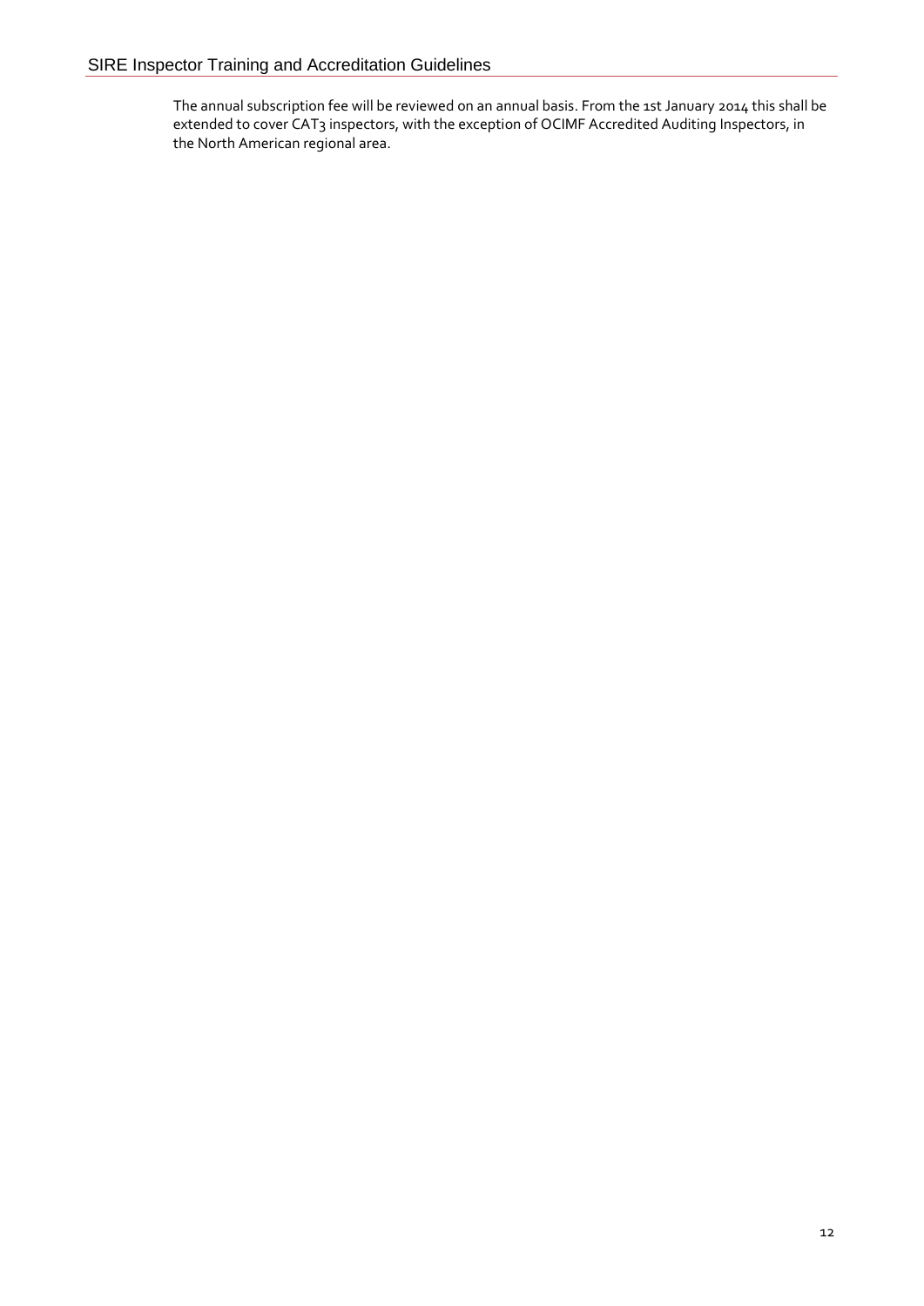The annual subscription fee will be reviewed on an annual basis. From the 1st January 2014 this shall be extended to cover CAT3 inspectors, with the exception of OCIMF Accredited Auditing Inspectors, in the North American regional area.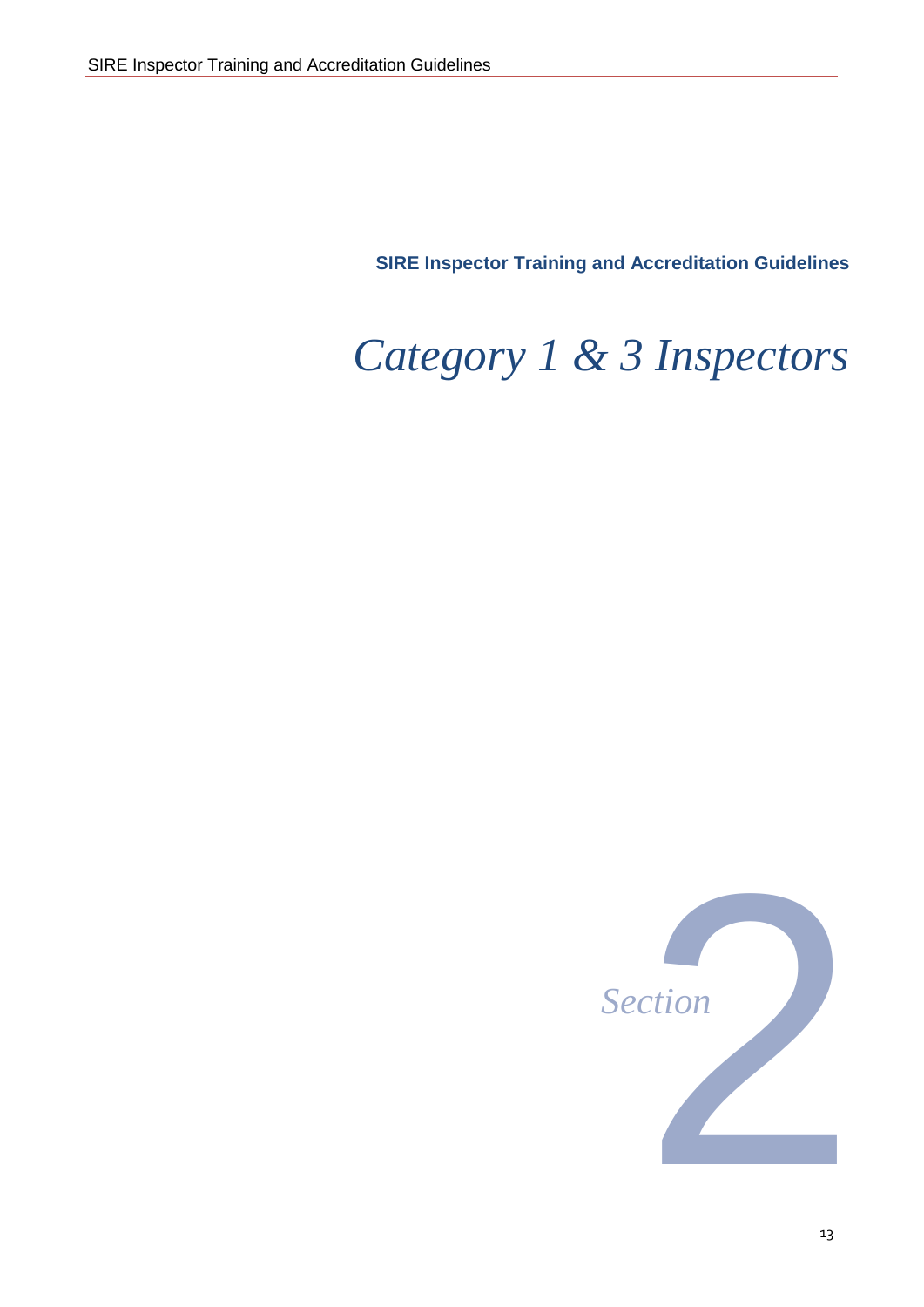**SIRE Inspector Training and Accreditation Guidelines**

# *Category 1 & 3 Inspectors*

*Section* 2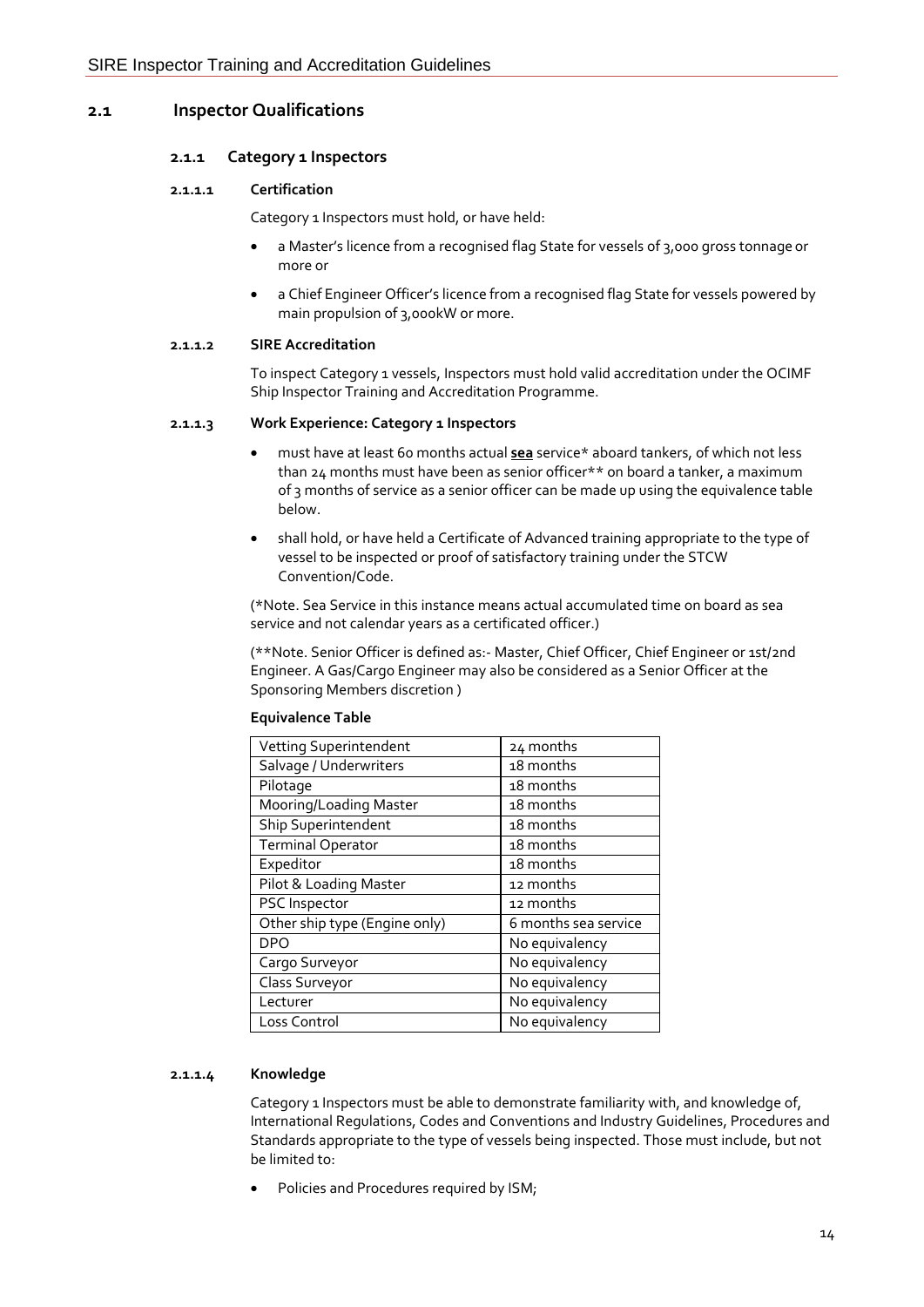## 2.1 Inspector Qualifications

### 2.1.1 Category 1 Inspectors

#### 2.1.1.1 Certification

Category 1 Inspectors must hold, or have held:

- a Master's licence from a recognised flag State for vessels of 3,000 gross tonnage or more or
- a Chief Engineer Officer's licence from a recognised flag State for vessels powered by main propulsion of 3,000kW or more.

#### 2.1.1.2 SIRE Accreditation

To inspect Category 1 vessels, Inspectors must hold valid accreditation under the OCIMF Ship Inspector Training and Accreditation Programme.

#### 2.1.1.3 Work Experience: Category 1 Inspectors

- must have at least 60 months actual **sea** service* aboard tankers, of which not less than 24 months must have been as senior officer** on board a tanker, a maximum of 3 months of service as a senior officer can be made up using the equivalence table below.
- shall hold, or have held a Certificate of Advanced training appropriate to the type of vessel to be inspected or proof of satisfactory training under the STCW Convention/Code.

(*Note. Sea Service in this instance means actual accumulated time on board as sea service and not calendar years as a certificated officer.)

(**Note. Senior Officer is defined as:- Master, Chief Officer, Chief Engineer or 1st/2nd Engineer. A Gas/Cargo Engineer may also be considered as a Senior Officer at the Sponsoring Members discretion )

**Equivalence Table**

| | |
|---|---|
| Vetting Superintendent | 24 months |
| Salvage / Underwriters | 18 months |
| Pilotage | 18 months |
| Mooring/Loading Master | 18 months |
| Ship Superintendent | 18 months |
| Terminal Operator | 18 months |
| Expeditor | 18 months |
| Pilot & Loading Master | 12 months |
| PSC Inspector | 12 months |
| Other ship type (Engine only) | 6 months sea service |
| DPO | No equivalency |
| Cargo Surveyor | No equivalency |
| Class Surveyor | No equivalency |
| Lecturer | No equivalency |
| Loss Control | No equivalency |

#### 2.1.1.4 Knowledge

Category 1 Inspectors must be able to demonstrate familiarity with, and knowledge of, International Regulations, Codes and Conventions and Industry Guidelines, Procedures and Standards appropriate to the type of vessels being inspected. Those must include, but not be limited to:

- Policies and Procedures required by ISM;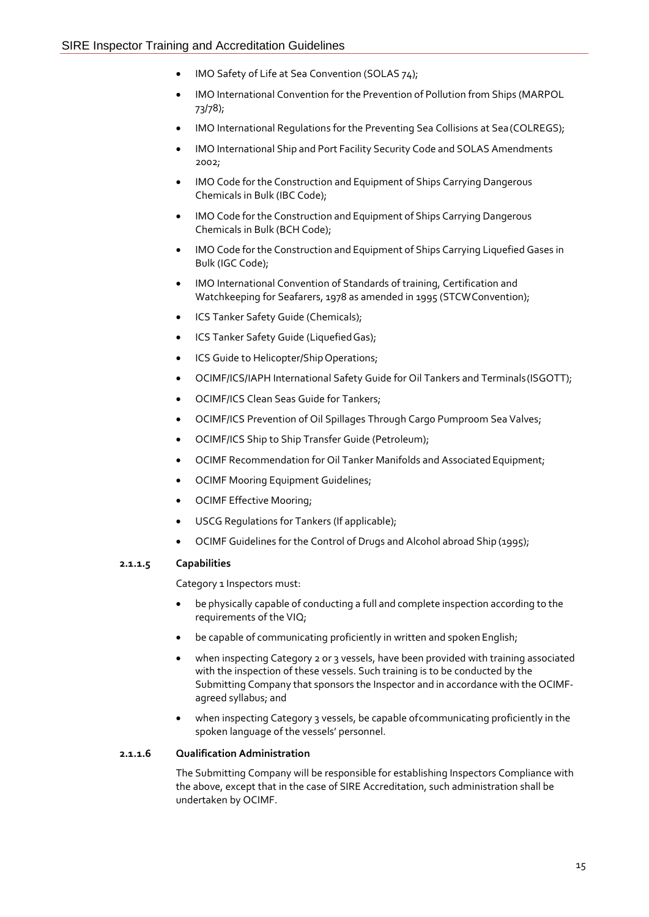- IMO Safety of Life at Sea Convention (SOLAS 74);
- IMO International Convention for the Prevention of Pollution from Ships (MARPOL 73/78);
- IMO International Regulations for the Preventing Sea Collisions at Sea (COLREGS);
- IMO International Ship and Port Facility Security Code and SOLAS Amendments 2002;
- IMO Code for the Construction and Equipment of Ships Carrying Dangerous Chemicals in Bulk (IBC Code);
- IMO Code for the Construction and Equipment of Ships Carrying Dangerous Chemicals in Bulk (BCH Code);
- IMO Code for the Construction and Equipment of Ships Carrying Liquefied Gases in Bulk (IGC Code);
- IMO International Convention of Standards of training, Certification and Watchkeeping for Seafarers, 1978 as amended in 1995 (STCW Convention);
- ICS Tanker Safety Guide (Chemicals);
- ICS Tanker Safety Guide (Liquefied Gas);
- ICS Guide to Helicopter/Ship Operations;
- OCIMF/ICS/IAPH International Safety Guide for Oil Tankers and Terminals (ISGOTT);
- OCIMF/ICS Clean Seas Guide for Tankers;
- OCIMF/ICS Prevention of Oil Spillages Through Cargo Pumproom Sea Valves;
- OCIMF/ICS Ship to Ship Transfer Guide (Petroleum);
- OCIMF Recommendation for Oil Tanker Manifolds and Associated Equipment;
- OCIMF Mooring Equipment Guidelines;
- OCIMF Effective Mooring;
- USCG Regulations for Tankers (If applicable);
- OCIMF Guidelines for the Control of Drugs and Alcohol abroad Ship (1995);

#### 2.1.1.5 Capabilities

Category 1 Inspectors must:

- be physically capable of conducting a full and complete inspection according to the requirements of the VIQ;
- be capable of communicating proficiently in written and spoken English;
- when inspecting Category 2 or 3 vessels, have been provided with training associated with the inspection of these vessels. Such training is to be conducted by the Submitting Company that sponsors the Inspector and in accordance with the OCIMF-agreed syllabus; and
- when inspecting Category 3 vessels, be capable of communicating proficiently in the spoken language of the vessels' personnel.

#### 2.1.1.6 Qualification Administration

The Submitting Company will be responsible for establishing Inspectors Compliance with the above, except that in the case of SIRE Accreditation, such administration shall be undertaken by OCIMF.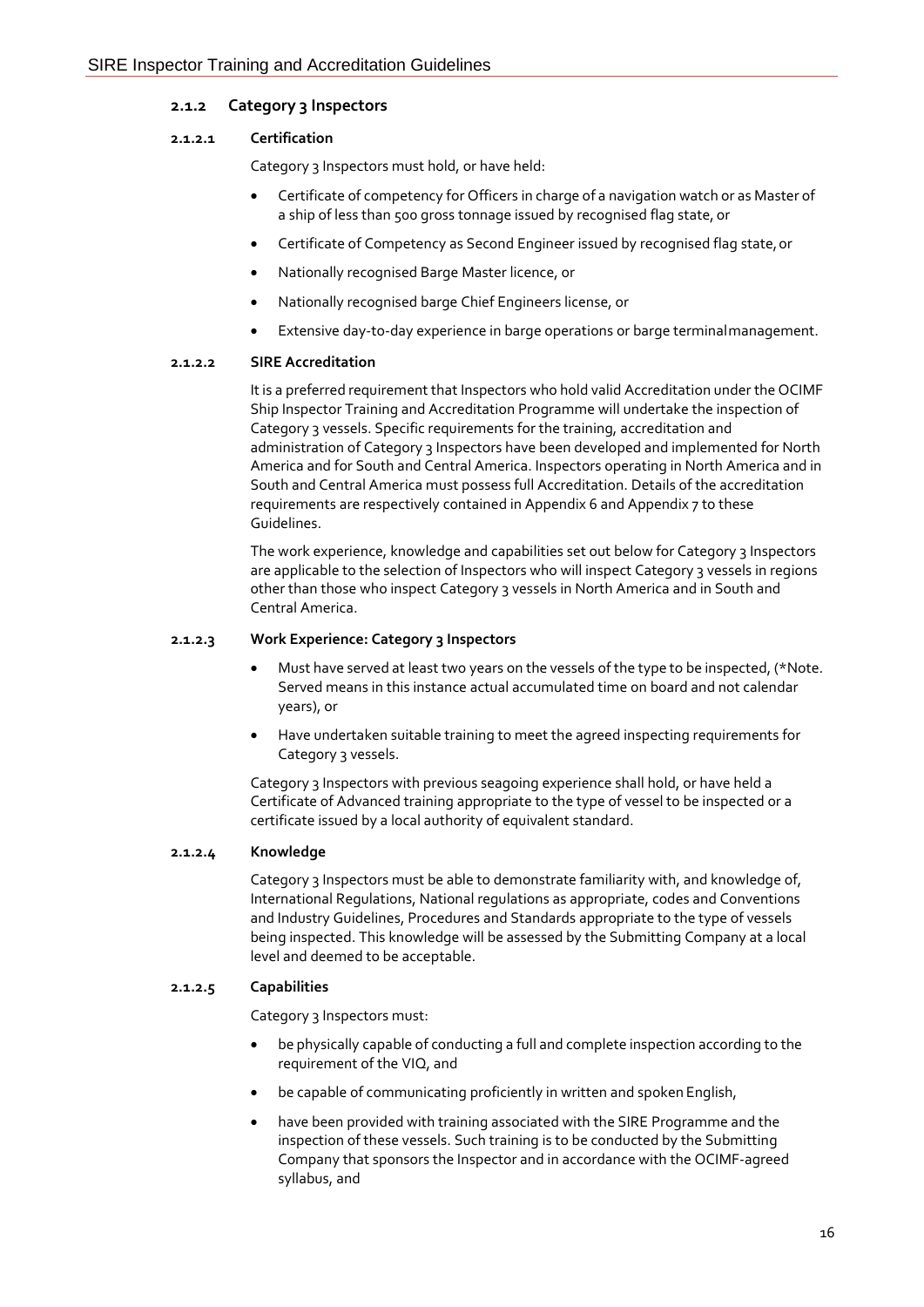### 2.1.2 Category 3 Inspectors

#### 2.1.2.1 Certification

Category 3 Inspectors must hold, or have held:

- Certificate of competency for Officers in charge of a navigation watch or as Master of a ship of less than 500 gross tonnage issued by recognised flag state, or
- Certificate of Competency as Second Engineer issued by recognised flag state, or
- Nationally recognised Barge Master licence, or
- Nationally recognised barge Chief Engineers license, or
- Extensive day-to-day experience in barge operations or barge terminal management.

#### 2.1.2.2 SIRE Accreditation

It is a preferred requirement that Inspectors who hold valid Accreditation under the OCIMF Ship Inspector Training and Accreditation Programme will undertake the inspection of Category 3 vessels. Specific requirements for the training, accreditation and administration of Category 3 Inspectors have been developed and implemented for North America and for South and Central America. Inspectors operating in North America and in South and Central America must possess full Accreditation. Details of the accreditation requirements are respectively contained in Appendix 6 and Appendix 7 to these Guidelines.

The work experience, knowledge and capabilities set out below for Category 3 Inspectors are applicable to the selection of Inspectors who will inspect Category 3 vessels in regions other than those who inspect Category 3 vessels in North America and in South and Central America.

#### 2.1.2.3 Work Experience: Category 3 Inspectors

- Must have served at least two years on the vessels of the type to be inspected, (*Note. Served means in this instance actual accumulated time on board and not calendar years), or
- Have undertaken suitable training to meet the agreed inspecting requirements for Category 3 vessels.

Category 3 Inspectors with previous seagoing experience shall hold, or have held a Certificate of Advanced training appropriate to the type of vessel to be inspected or a certificate issued by a local authority of equivalent standard.

#### 2.1.2.4 Knowledge

Category 3 Inspectors must be able to demonstrate familiarity with, and knowledge of, International Regulations, National regulations as appropriate, codes and Conventions and Industry Guidelines, Procedures and Standards appropriate to the type of vessels being inspected. This knowledge will be assessed by the Submitting Company at a local level and deemed to be acceptable.

#### 2.1.2.5 Capabilities

Category 3 Inspectors must:

- be physically capable of conducting a full and complete inspection according to the requirement of the VIQ, and
- be capable of communicating proficiently in written and spoken English,
- have been provided with training associated with the SIRE Programme and the inspection of these vessels. Such training is to be conducted by the Submitting Company that sponsors the Inspector and in accordance with the OCIMF-agreed syllabus, and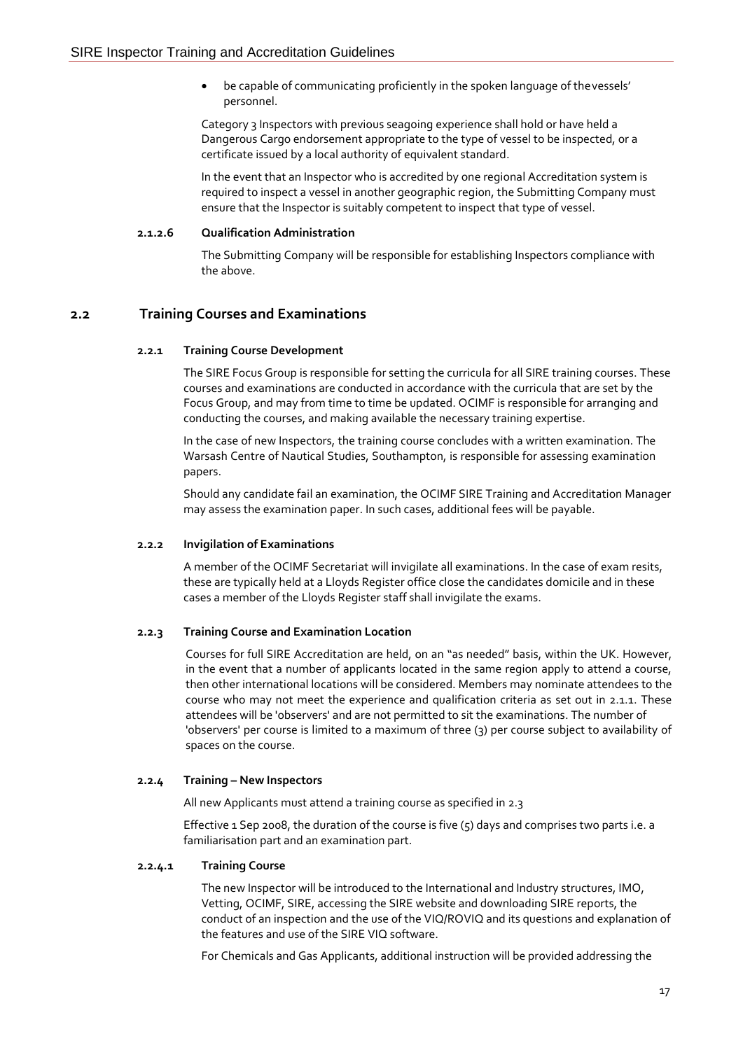- be capable of communicating proficiently in the spoken language of thevessels' personnel.

Category 3 Inspectors with previous seagoing experience shall hold or have held a Dangerous Cargo endorsement appropriate to the type of vessel to be inspected, or a certificate issued by a local authority of equivalent standard.

In the event that an Inspector who is accredited by one regional Accreditation system is required to inspect a vessel in another geographic region, the Submitting Company must ensure that the Inspector is suitably competent to inspect that type of vessel.

#### 2.1.2.6 Qualification Administration

The Submitting Company will be responsible for establishing Inspectors compliance with the above.

## 2.2 Training Courses and Examinations

### 2.2.1 Training Course Development

The SIRE Focus Group is responsible for setting the curricula for all SIRE training courses. These courses and examinations are conducted in accordance with the curricula that are set by the Focus Group, and may from time to time be updated. OCIMF is responsible for arranging and conducting the courses, and making available the necessary training expertise.

In the case of new Inspectors, the training course concludes with a written examination. The Warsash Centre of Nautical Studies, Southampton, is responsible for assessing examination papers.

Should any candidate fail an examination, the OCIMF SIRE Training and Accreditation Manager may assess the examination paper. In such cases, additional fees will be payable.

### 2.2.2 Invigilation of Examinations

A member of the OCIMF Secretariat will invigilate all examinations. In the case of exam resits, these are typically held at a Lloyds Register office close the candidates domicile and in these cases a member of the Lloyds Register staff shall invigilate the exams.

### 2.2.3 Training Course and Examination Location

Courses for full SIRE Accreditation are held, on an "as needed" basis, within the UK. However, in the event that a number of applicants located in the same region apply to attend a course, then other international locations will be considered. Members may nominate attendees to the course who may not meet the experience and qualification criteria as set out in 2.1.1. These attendees will be 'observers' and are not permitted to sit the examinations. The number of 'observers' per course is limited to a maximum of three (3) per course subject to availability of spaces on the course.

### 2.2.4 Training – New Inspectors

All new Applicants must attend a training course as specified in 2.3

Effective 1 Sep 2008, the duration of the course is five (5) days and comprises two parts i.e. a familiarisation part and an examination part.

#### 2.2.4.1 Training Course

The new Inspector will be introduced to the International and Industry structures, IMO, Vetting, OCIMF, SIRE, accessing the SIRE website and downloading SIRE reports, the conduct of an inspection and the use of the VIQ/ROVIQ and its questions and explanation of the features and use of the SIRE VIQ software.

For Chemicals and Gas Applicants, additional instruction will be provided addressing the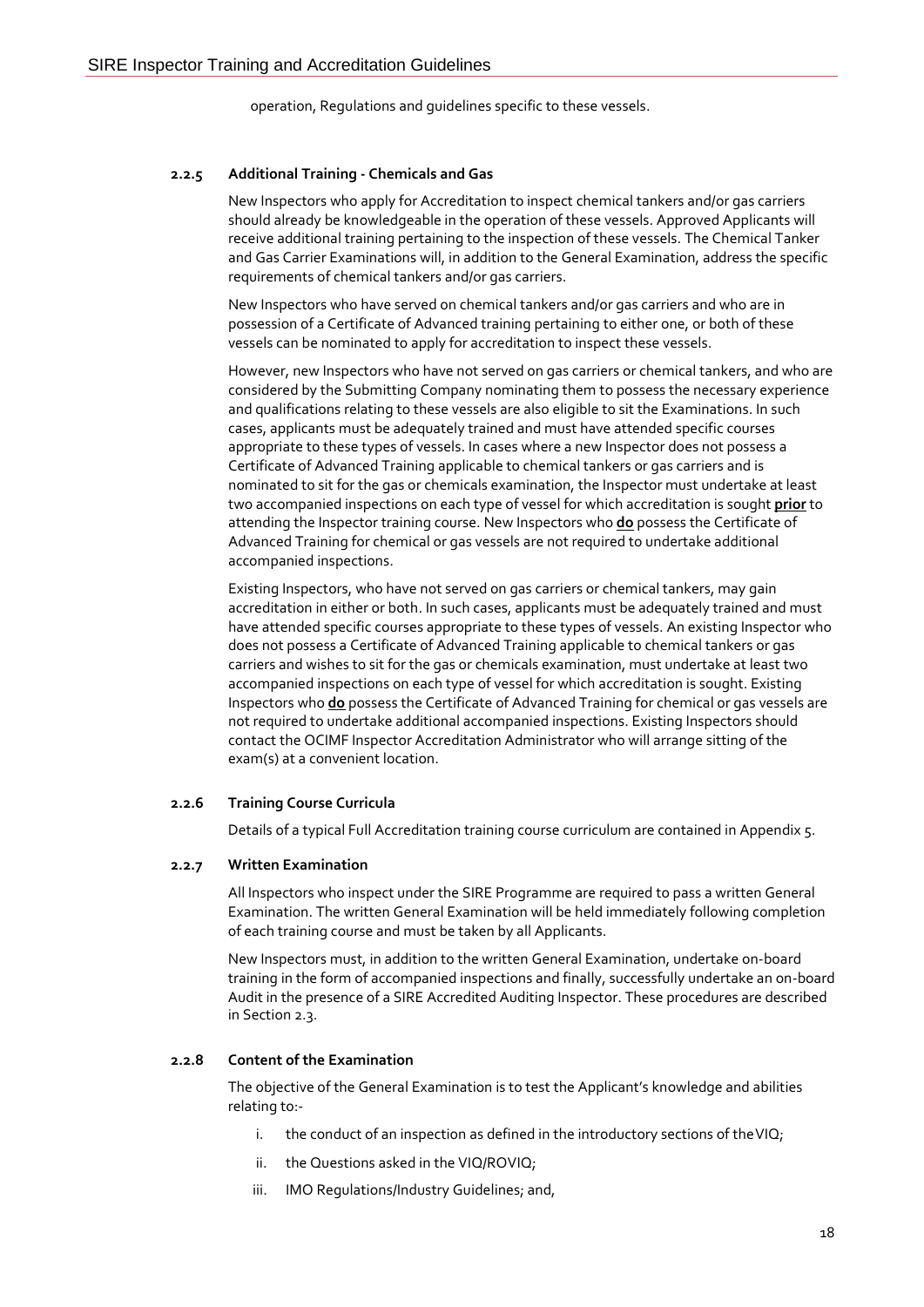operation, Regulations and guidelines specific to these vessels.

### 2.2.5 Additional Training - Chemicals and Gas

New Inspectors who apply for Accreditation to inspect chemical tankers and/or gas carriers should already be knowledgeable in the operation of these vessels. Approved Applicants will receive additional training pertaining to the inspection of these vessels. The Chemical Tanker and Gas Carrier Examinations will, in addition to the General Examination, address the specific requirements of chemical tankers and/or gas carriers.

New Inspectors who have served on chemical tankers and/or gas carriers and who are in possession of a Certificate of Advanced training pertaining to either one, or both of these vessels can be nominated to apply for accreditation to inspect these vessels.

However, new Inspectors who have not served on gas carriers or chemical tankers, and who are considered by the Submitting Company nominating them to possess the necessary experience and qualifications relating to these vessels are also eligible to sit the Examinations. In such cases, applicants must be adequately trained and must have attended specific courses appropriate to these types of vessels. In cases where a new Inspector does not possess a Certificate of Advanced Training applicable to chemical tankers or gas carriers and is nominated to sit for the gas or chemicals examination, the Inspector must undertake at least two accompanied inspections on each type of vessel for which accreditation is sought **prior** to attending the Inspector training course. New Inspectors who **do** possess the Certificate of Advanced Training for chemical or gas vessels are not required to undertake additional accompanied inspections.

Existing Inspectors, who have not served on gas carriers or chemical tankers, may gain accreditation in either or both. In such cases, applicants must be adequately trained and must have attended specific courses appropriate to these types of vessels. An existing Inspector who does not possess a Certificate of Advanced Training applicable to chemical tankers or gas carriers and wishes to sit for the gas or chemicals examination, must undertake at least two accompanied inspections on each type of vessel for which accreditation is sought. Existing Inspectors who **do** possess the Certificate of Advanced Training for chemical or gas vessels are not required to undertake additional accompanied inspections. Existing Inspectors should contact the OCIMF Inspector Accreditation Administrator who will arrange sitting of the exam(s) at a convenient location.

### 2.2.6 Training Course Curricula

Details of a typical Full Accreditation training course curriculum are contained in Appendix 5.

### 2.2.7 Written Examination

All Inspectors who inspect under the SIRE Programme are required to pass a written General Examination. The written General Examination will be held immediately following completion of each training course and must be taken by all Applicants.

New Inspectors must, in addition to the written General Examination, undertake on-board training in the form of accompanied inspections and finally, successfully undertake an on-board Audit in the presence of a SIRE Accredited Auditing Inspector. These procedures are described in Section 2.3.

### 2.2.8 Content of the Examination

The objective of the General Examination is to test the Applicant's knowledge and abilities relating to:-

i. the conduct of an inspection as defined in the introductory sections of the VIQ;

ii. the Questions asked in the VIQ/ROVIQ;

iii. IMO Regulations/Industry Guidelines; and,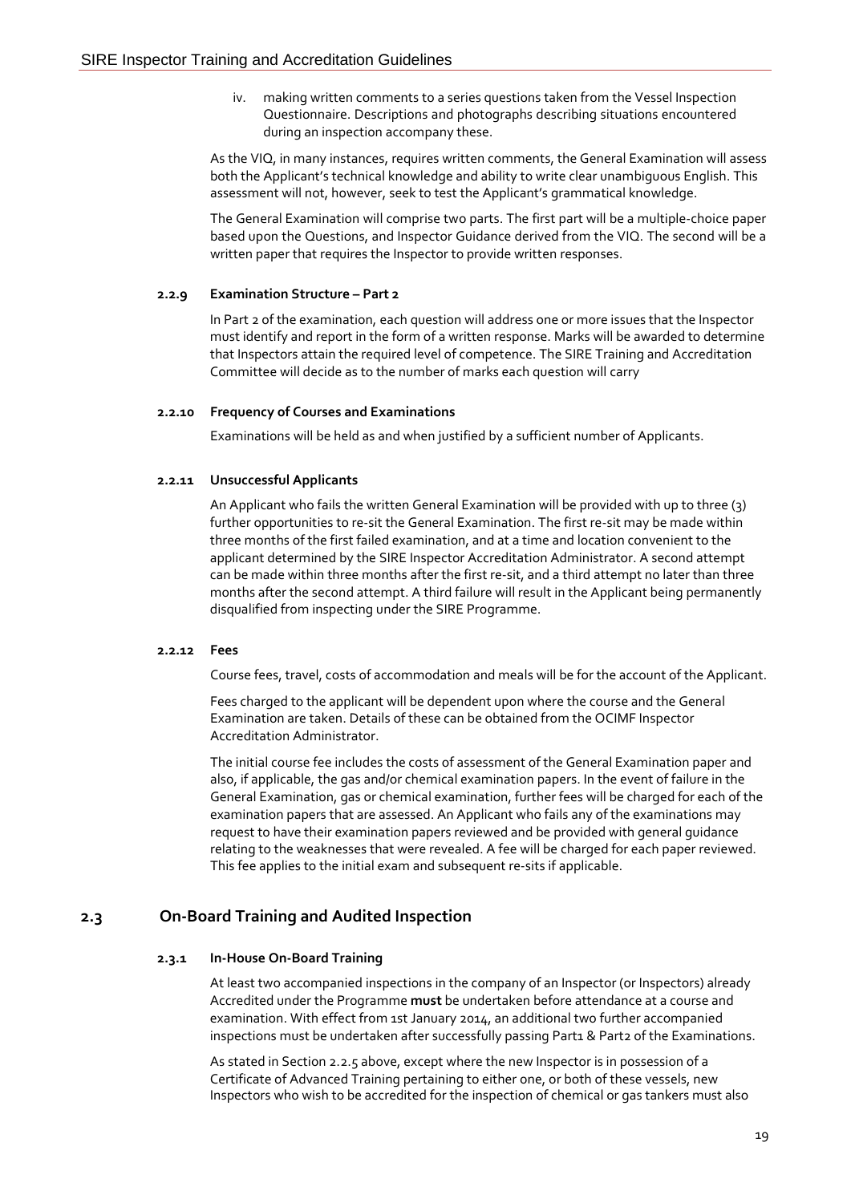iv. making written comments to a series questions taken from the Vessel Inspection Questionnaire. Descriptions and photographs describing situations encountered during an inspection accompany these.

As the VIQ, in many instances, requires written comments, the General Examination will assess both the Applicant's technical knowledge and ability to write clear unambiguous English. This assessment will not, however, seek to test the Applicant's grammatical knowledge.

The General Examination will comprise two parts. The first part will be a multiple-choice paper based upon the Questions, and Inspector Guidance derived from the VIQ. The second will be a written paper that requires the Inspector to provide written responses.

#### 2.2.9 Examination Structure – Part 2

In Part 2 of the examination, each question will address one or more issues that the Inspector must identify and report in the form of a written response. Marks will be awarded to determine that Inspectors attain the required level of competence. The SIRE Training and Accreditation Committee will decide as to the number of marks each question will carry

#### 2.2.10 Frequency of Courses and Examinations

Examinations will be held as and when justified by a sufficient number of Applicants.

#### 2.2.11 Unsuccessful Applicants

An Applicant who fails the written General Examination will be provided with up to three (3) further opportunities to re-sit the General Examination. The first re-sit may be made within three months of the first failed examination, and at a time and location convenient to the applicant determined by the SIRE Inspector Accreditation Administrator. A second attempt can be made within three months after the first re-sit, and a third attempt no later than three months after the second attempt. A third failure will result in the Applicant being permanently disqualified from inspecting under the SIRE Programme.

#### 2.2.12 Fees

Course fees, travel, costs of accommodation and meals will be for the account of the Applicant.

Fees charged to the applicant will be dependent upon where the course and the General Examination are taken. Details of these can be obtained from the OCIMF Inspector Accreditation Administrator.

The initial course fee includes the costs of assessment of the General Examination paper and also, if applicable, the gas and/or chemical examination papers. In the event of failure in the General Examination, gas or chemical examination, further fees will be charged for each of the examination papers that are assessed. An Applicant who fails any of the examinations may request to have their examination papers reviewed and be provided with general guidance relating to the weaknesses that were revealed. A fee will be charged for each paper reviewed. This fee applies to the initial exam and subsequent re-sits if applicable.

## 2.3 On-Board Training and Audited Inspection

#### 2.3.1 In-House On-Board Training

At least two accompanied inspections in the company of an Inspector (or Inspectors) already Accredited under the Programme **must** be undertaken before attendance at a course and examination. With effect from 1st January 2014, an additional two further accompanied inspections must be undertaken after successfully passing Part1 & Part2 of the Examinations.

As stated in Section 2.2.5 above, except where the new Inspector is in possession of a Certificate of Advanced Training pertaining to either one, or both of these vessels, new Inspectors who wish to be accredited for the inspection of chemical or gas tankers must also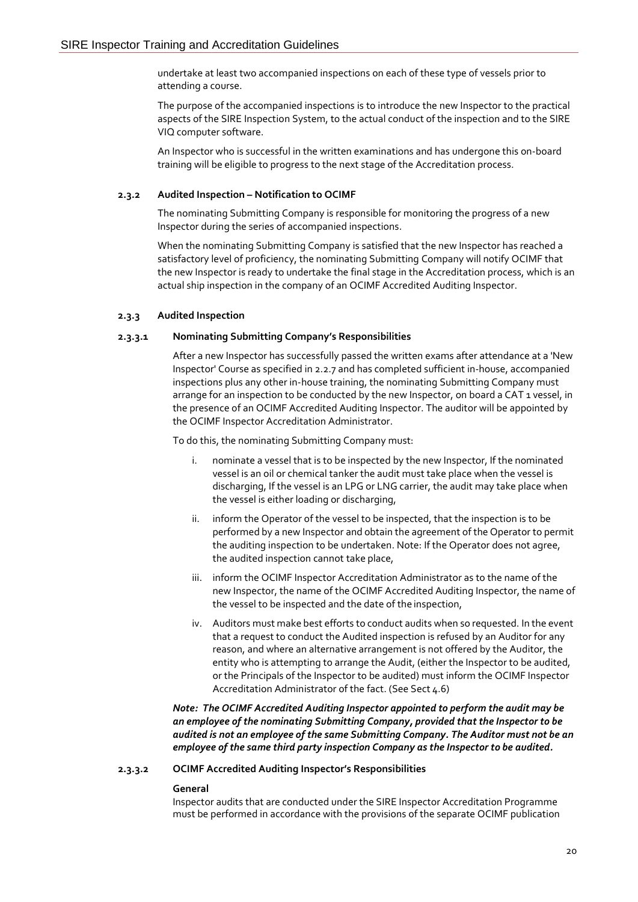undertake at least two accompanied inspections on each of these type of vessels prior to attending a course.

The purpose of the accompanied inspections is to introduce the new Inspector to the practical aspects of the SIRE Inspection System, to the actual conduct of the inspection and to the SIRE VIQ computer software.

An Inspector who is successful in the written examinations and has undergone this on-board training will be eligible to progress to the next stage of the Accreditation process.

#### 2.3.2 Audited Inspection – Notification to OCIMF

The nominating Submitting Company is responsible for monitoring the progress of a new Inspector during the series of accompanied inspections.

When the nominating Submitting Company is satisfied that the new Inspector has reached a satisfactory level of proficiency, the nominating Submitting Company will notify OCIMF that the new Inspector is ready to undertake the final stage in the Accreditation process, which is an actual ship inspection in the company of an OCIMF Accredited Auditing Inspector.

#### 2.3.3 Audited Inspection

##### 2.3.3.1 Nominating Submitting Company's Responsibilities

After a new Inspector has successfully passed the written exams after attendance at a 'New Inspector' Course as specified in 2.2.7 and has completed sufficient in-house, accompanied inspections plus any other in-house training, the nominating Submitting Company must arrange for an inspection to be conducted by the new Inspector, on board a CAT 1 vessel, in the presence of an OCIMF Accredited Auditing Inspector. The auditor will be appointed by the OCIMF Inspector Accreditation Administrator.

To do this, the nominating Submitting Company must:

i. nominate a vessel that is to be inspected by the new Inspector, If the nominated vessel is an oil or chemical tanker the audit must take place when the vessel is discharging, If the vessel is an LPG or LNG carrier, the audit may take place when the vessel is either loading or discharging,

ii. inform the Operator of the vessel to be inspected, that the inspection is to be performed by a new Inspector and obtain the agreement of the Operator to permit the auditing inspection to be undertaken. Note: If the Operator does not agree, the audited inspection cannot take place,

iii. inform the OCIMF Inspector Accreditation Administrator as to the name of the new Inspector, the name of the OCIMF Accredited Auditing Inspector, the name of the vessel to be inspected and the date of the inspection,

iv. Auditors must make best efforts to conduct audits when so requested. In the event that a request to conduct the Audited inspection is refused by an Auditor for any reason, and where an alternative arrangement is not offered by the Auditor, the entity who is attempting to arrange the Audit, (either the Inspector to be audited, or the Principals of the Inspector to be audited) must inform the OCIMF Inspector Accreditation Administrator of the fact. (See Sect 4.6)

***Note: The OCIMF Accredited Auditing Inspector appointed to perform the audit may be an employee of the nominating Submitting Company, provided that the Inspector to be audited is not an employee of the same Submitting Company. The Auditor must not be an employee of the same third party inspection Company as the Inspector to be audited.***

##### 2.3.3.2 OCIMF Accredited Auditing Inspector's Responsibilities

**General**

Inspector audits that are conducted under the SIRE Inspector Accreditation Programme must be performed in accordance with the provisions of the separate OCIMF publication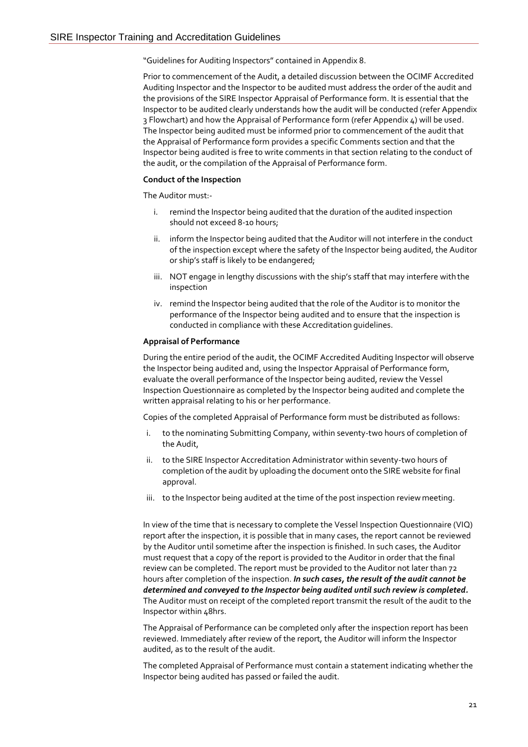"Guidelines for Auditing Inspectors" contained in Appendix 8.

Prior to commencement of the Audit, a detailed discussion between the OCIMF Accredited Auditing Inspector and the Inspector to be audited must address the order of the audit and the provisions of the SIRE Inspector Appraisal of Performance form. It is essential that the Inspector to be audited clearly understands how the audit will be conducted (refer Appendix 3 Flowchart) and how the Appraisal of Performance form (refer Appendix 4) will be used. The Inspector being audited must be informed prior to commencement of the audit that the Appraisal of Performance form provides a specific Comments section and that the Inspector being audited is free to write comments in that section relating to the conduct of the audit, or the compilation of the Appraisal of Performance form.

**Conduct of the Inspection**

The Auditor must:-

i. remind the Inspector being audited that the duration of the audited inspection should not exceed 8-10 hours;

ii. inform the Inspector being audited that the Auditor will not interfere in the conduct of the inspection except where the safety of the Inspector being audited, the Auditor or ship's staff is likely to be endangered;

iii. NOT engage in lengthy discussions with the ship's staff that may interfere with the inspection

iv. remind the Inspector being audited that the role of the Auditor is to monitor the performance of the Inspector being audited and to ensure that the inspection is conducted in compliance with these Accreditation guidelines.

**Appraisal of Performance**

During the entire period of the audit, the OCIMF Accredited Auditing Inspector will observe the Inspector being audited and, using the Inspector Appraisal of Performance form, evaluate the overall performance of the Inspector being audited, review the Vessel Inspection Questionnaire as completed by the Inspector being audited and complete the written appraisal relating to his or her performance.

Copies of the completed Appraisal of Performance form must be distributed as follows:

i. to the nominating Submitting Company, within seventy-two hours of completion of the Audit,

ii. to the SIRE Inspector Accreditation Administrator within seventy-two hours of completion of the audit by uploading the document onto the SIRE website for final approval.

iii. to the Inspector being audited at the time of the post inspection review meeting.

In view of the time that is necessary to complete the Vessel Inspection Questionnaire (VIQ) report after the inspection, it is possible that in many cases, the report cannot be reviewed by the Auditor until sometime after the inspection is finished. In such cases, the Auditor must request that a copy of the report is provided to the Auditor in order that the final review can be completed. The report must be provided to the Auditor not later than 72 hours after completion of the inspection. ***In such cases, the result of the audit cannot be determined and conveyed to the Inspector being audited until such review is completed.*** The Auditor must on receipt of the completed report transmit the result of the audit to the Inspector within 48hrs.

The Appraisal of Performance can be completed only after the inspection report has been reviewed. Immediately after review of the report, the Auditor will inform the Inspector audited, as to the result of the audit.

The completed Appraisal of Performance must contain a statement indicating whether the Inspector being audited has passed or failed the audit.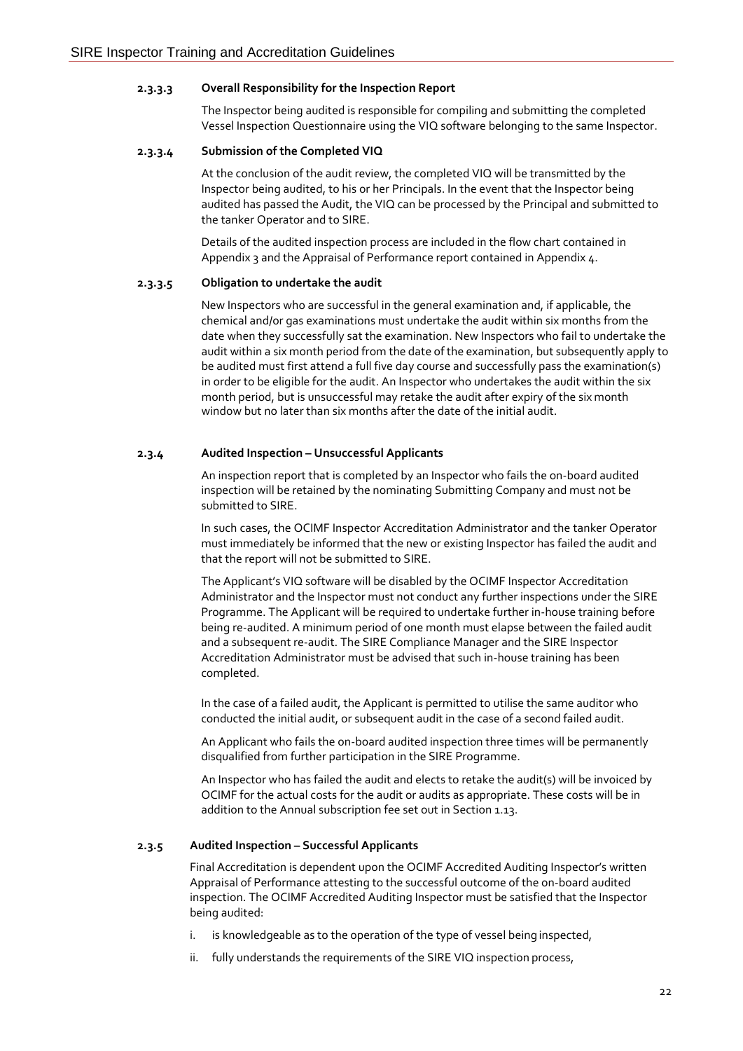#### 2.3.3.3 Overall Responsibility for the Inspection Report

The Inspector being audited is responsible for compiling and submitting the completed Vessel Inspection Questionnaire using the VIQ software belonging to the same Inspector.

#### 2.3.3.4 Submission of the Completed VIQ

At the conclusion of the audit review, the completed VIQ will be transmitted by the Inspector being audited, to his or her Principals. In the event that the Inspector being audited has passed the Audit, the VIQ can be processed by the Principal and submitted to the tanker Operator and to SIRE.

Details of the audited inspection process are included in the flow chart contained in Appendix 3 and the Appraisal of Performance report contained in Appendix 4.

#### 2.3.3.5 Obligation to undertake the audit

New Inspectors who are successful in the general examination and, if applicable, the chemical and/or gas examinations must undertake the audit within six months from the date when they successfully sat the examination. New Inspectors who fail to undertake the audit within a six month period from the date of the examination, but subsequently apply to be audited must first attend a full five day course and successfully pass the examination(s) in order to be eligible for the audit. An Inspector who undertakes the audit within the six month period, but is unsuccessful may retake the audit after expiry of the six month window but no later than six months after the date of the initial audit.

### 2.3.4 Audited Inspection – Unsuccessful Applicants

An inspection report that is completed by an Inspector who fails the on-board audited inspection will be retained by the nominating Submitting Company and must not be submitted to SIRE.

In such cases, the OCIMF Inspector Accreditation Administrator and the tanker Operator must immediately be informed that the new or existing Inspector has failed the audit and that the report will not be submitted to SIRE.

The Applicant's VIQ software will be disabled by the OCIMF Inspector Accreditation Administrator and the Inspector must not conduct any further inspections under the SIRE Programme. The Applicant will be required to undertake further in-house training before being re-audited. A minimum period of one month must elapse between the failed audit and a subsequent re-audit. The SIRE Compliance Manager and the SIRE Inspector Accreditation Administrator must be advised that such in-house training has been completed.

In the case of a failed audit, the Applicant is permitted to utilise the same auditor who conducted the initial audit, or subsequent audit in the case of a second failed audit.

An Applicant who fails the on-board audited inspection three times will be permanently disqualified from further participation in the SIRE Programme.

An Inspector who has failed the audit and elects to retake the audit(s) will be invoiced by OCIMF for the actual costs for the audit or audits as appropriate. These costs will be in addition to the Annual subscription fee set out in Section 1.13.

### 2.3.5 Audited Inspection – Successful Applicants

Final Accreditation is dependent upon the OCIMF Accredited Auditing Inspector's written Appraisal of Performance attesting to the successful outcome of the on-board audited inspection. The OCIMF Accredited Auditing Inspector must be satisfied that the Inspector being audited:

i. is knowledgeable as to the operation of the type of vessel being inspected,
ii. fully understands the requirements of the SIRE VIQ inspection process,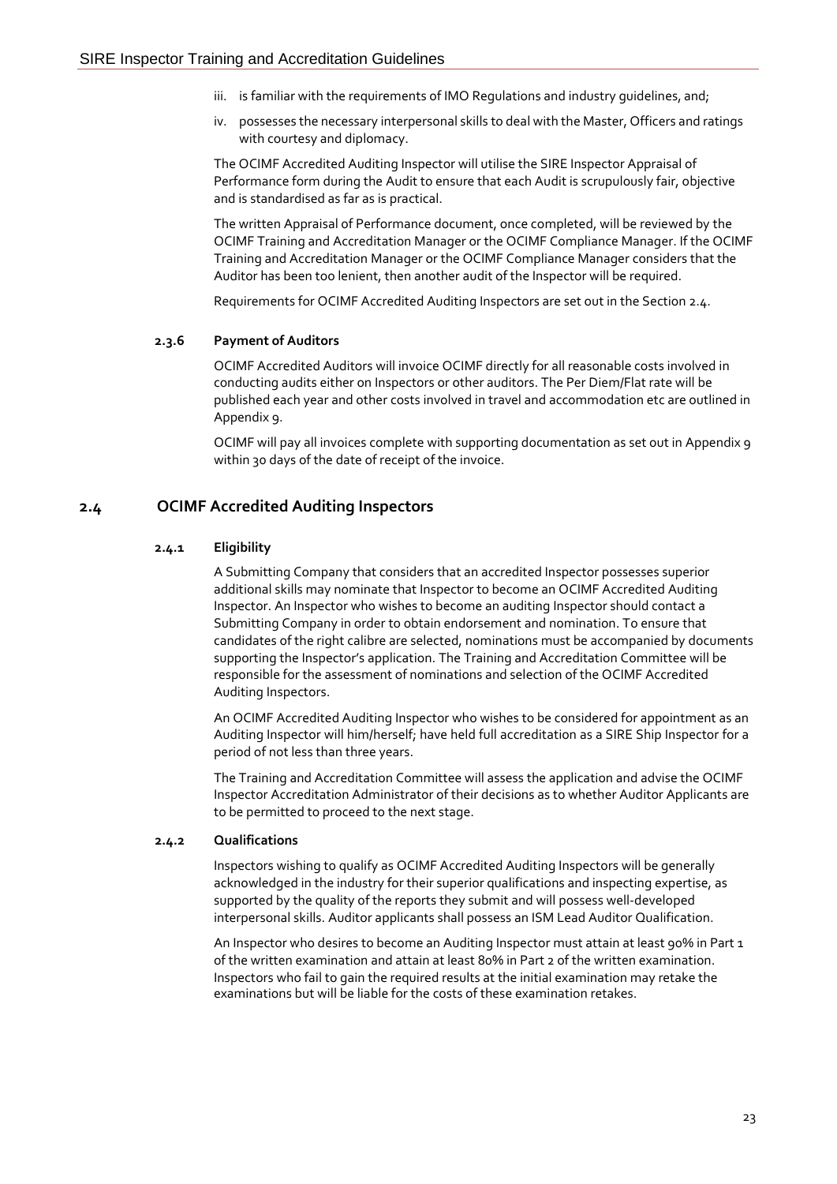iii. is familiar with the requirements of IMO Regulations and industry guidelines, and;

iv. possesses the necessary interpersonal skills to deal with the Master, Officers and ratings with courtesy and diplomacy.

The OCIMF Accredited Auditing Inspector will utilise the SIRE Inspector Appraisal of Performance form during the Audit to ensure that each Audit is scrupulously fair, objective and is standardised as far as is practical.

The written Appraisal of Performance document, once completed, will be reviewed by the OCIMF Training and Accreditation Manager or the OCIMF Compliance Manager. If the OCIMF Training and Accreditation Manager or the OCIMF Compliance Manager considers that the Auditor has been too lenient, then another audit of the Inspector will be required.

Requirements for OCIMF Accredited Auditing Inspectors are set out in the Section 2.4.

#### 2.3.6 Payment of Auditors

OCIMF Accredited Auditors will invoice OCIMF directly for all reasonable costs involved in conducting audits either on Inspectors or other auditors. The Per Diem/Flat rate will be published each year and other costs involved in travel and accommodation etc are outlined in Appendix 9.

OCIMF will pay all invoices complete with supporting documentation as set out in Appendix 9 within 30 days of the date of receipt of the invoice.

### 2.4 OCIMF Accredited Auditing Inspectors

#### 2.4.1 Eligibility

A Submitting Company that considers that an accredited Inspector possesses superior additional skills may nominate that Inspector to become an OCIMF Accredited Auditing Inspector. An Inspector who wishes to become an auditing Inspector should contact a Submitting Company in order to obtain endorsement and nomination. To ensure that candidates of the right calibre are selected, nominations must be accompanied by documents supporting the Inspector's application. The Training and Accreditation Committee will be responsible for the assessment of nominations and selection of the OCIMF Accredited Auditing Inspectors.

An OCIMF Accredited Auditing Inspector who wishes to be considered for appointment as an Auditing Inspector will him/herself; have held full accreditation as a SIRE Ship Inspector for a period of not less than three years.

The Training and Accreditation Committee will assess the application and advise the OCIMF Inspector Accreditation Administrator of their decisions as to whether Auditor Applicants are to be permitted to proceed to the next stage.

#### 2.4.2 Qualifications

Inspectors wishing to qualify as OCIMF Accredited Auditing Inspectors will be generally acknowledged in the industry for their superior qualifications and inspecting expertise, as supported by the quality of the reports they submit and will possess well-developed interpersonal skills. Auditor applicants shall possess an ISM Lead Auditor Qualification.

An Inspector who desires to become an Auditing Inspector must attain at least 90% in Part 1 of the written examination and attain at least 80% in Part 2 of the written examination. Inspectors who fail to gain the required results at the initial examination may retake the examinations but will be liable for the costs of these examination retakes.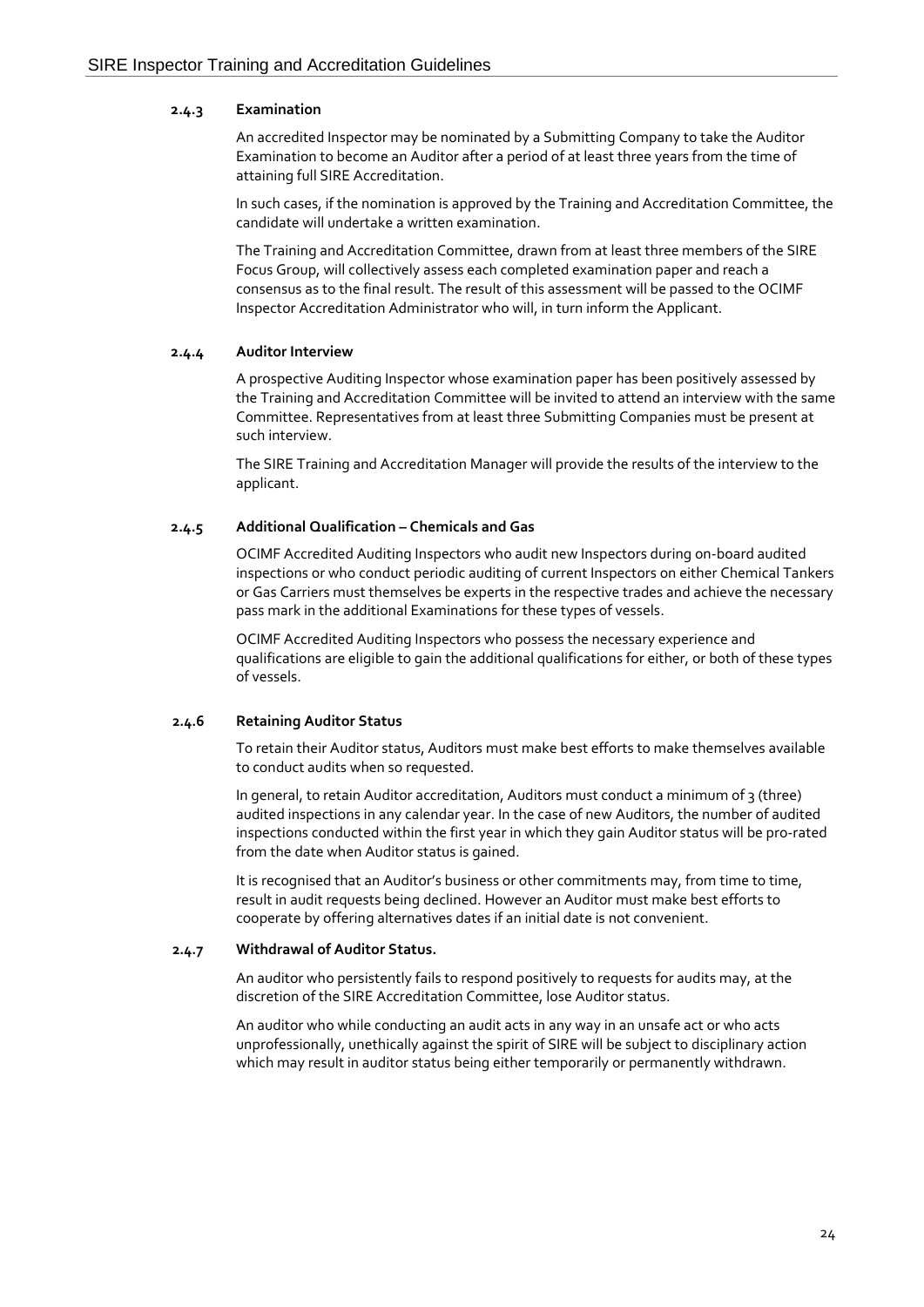#### 2.4.3 Examination

An accredited Inspector may be nominated by a Submitting Company to take the Auditor Examination to become an Auditor after a period of at least three years from the time of attaining full SIRE Accreditation.

In such cases, if the nomination is approved by the Training and Accreditation Committee, the candidate will undertake a written examination.

The Training and Accreditation Committee, drawn from at least three members of the SIRE Focus Group, will collectively assess each completed examination paper and reach a consensus as to the final result. The result of this assessment will be passed to the OCIMF Inspector Accreditation Administrator who will, in turn inform the Applicant.

#### 2.4.4 Auditor Interview

A prospective Auditing Inspector whose examination paper has been positively assessed by the Training and Accreditation Committee will be invited to attend an interview with the same Committee. Representatives from at least three Submitting Companies must be present at such interview.

The SIRE Training and Accreditation Manager will provide the results of the interview to the applicant.

#### 2.4.5 Additional Qualification – Chemicals and Gas

OCIMF Accredited Auditing Inspectors who audit new Inspectors during on-board audited inspections or who conduct periodic auditing of current Inspectors on either Chemical Tankers or Gas Carriers must themselves be experts in the respective trades and achieve the necessary pass mark in the additional Examinations for these types of vessels.

OCIMF Accredited Auditing Inspectors who possess the necessary experience and qualifications are eligible to gain the additional qualifications for either, or both of these types of vessels.

#### 2.4.6 Retaining Auditor Status

To retain their Auditor status, Auditors must make best efforts to make themselves available to conduct audits when so requested.

In general, to retain Auditor accreditation, Auditors must conduct a minimum of 3 (three) audited inspections in any calendar year. In the case of new Auditors, the number of audited inspections conducted within the first year in which they gain Auditor status will be pro-rated from the date when Auditor status is gained.

It is recognised that an Auditor's business or other commitments may, from time to time, result in audit requests being declined. However an Auditor must make best efforts to cooperate by offering alternatives dates if an initial date is not convenient.

#### 2.4.7 Withdrawal of Auditor Status.

An auditor who persistently fails to respond positively to requests for audits may, at the discretion of the SIRE Accreditation Committee, lose Auditor status.

An auditor who while conducting an audit acts in any way in an unsafe act or who acts unprofessionally, unethically against the spirit of SIRE will be subject to disciplinary action which may result in auditor status being either temporarily or permanently withdrawn.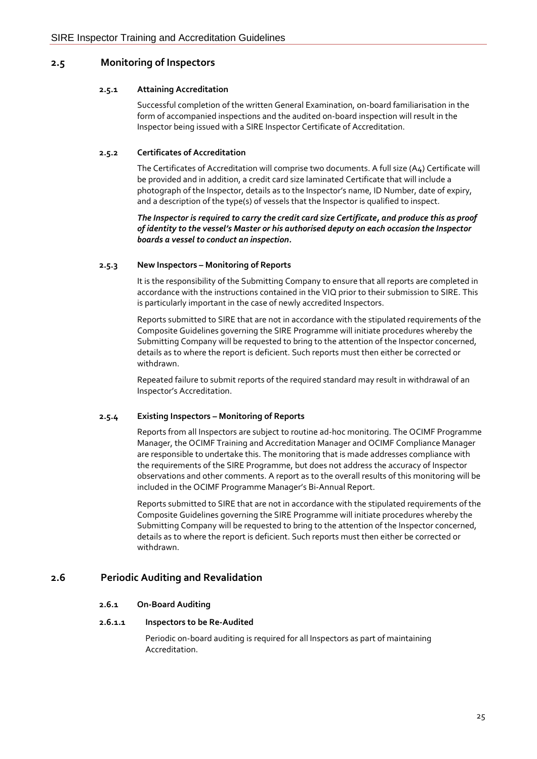## 2.5 Monitoring of Inspectors

### 2.5.1 Attaining Accreditation

Successful completion of the written General Examination, on-board familiarisation in the form of accompanied inspections and the audited on-board inspection will result in the Inspector being issued with a SIRE Inspector Certificate of Accreditation.

### 2.5.2 Certificates of Accreditation

The Certificates of Accreditation will comprise two documents. A full size (A4) Certificate will be provided and in addition, a credit card size laminated Certificate that will include a photograph of the Inspector, details as to the Inspector's name, ID Number, date of expiry, and a description of the type(s) of vessels that the Inspector is qualified to inspect.

***The Inspector is required to carry the credit card size Certificate, and produce this as proof of identity to the vessel's Master or his authorised deputy on each occasion the Inspector boards a vessel to conduct an inspection.***

### 2.5.3 New Inspectors – Monitoring of Reports

It is the responsibility of the Submitting Company to ensure that all reports are completed in accordance with the instructions contained in the VIQ prior to their submission to SIRE. This is particularly important in the case of newly accredited Inspectors.

Reports submitted to SIRE that are not in accordance with the stipulated requirements of the Composite Guidelines governing the SIRE Programme will initiate procedures whereby the Submitting Company will be requested to bring to the attention of the Inspector concerned, details as to where the report is deficient. Such reports must then either be corrected or withdrawn.

Repeated failure to submit reports of the required standard may result in withdrawal of an Inspector's Accreditation.

### 2.5.4 Existing Inspectors – Monitoring of Reports

Reports from all Inspectors are subject to routine ad-hoc monitoring. The OCIMF Programme Manager, the OCIMF Training and Accreditation Manager and OCIMF Compliance Manager are responsible to undertake this. The monitoring that is made addresses compliance with the requirements of the SIRE Programme, but does not address the accuracy of Inspector observations and other comments. A report as to the overall results of this monitoring will be included in the OCIMF Programme Manager's Bi-Annual Report.

Reports submitted to SIRE that are not in accordance with the stipulated requirements of the Composite Guidelines governing the SIRE Programme will initiate procedures whereby the Submitting Company will be requested to bring to the attention of the Inspector concerned, details as to where the report is deficient. Such reports must then either be corrected or withdrawn.

## 2.6 Periodic Auditing and Revalidation

### 2.6.1 On-Board Auditing

#### 2.6.1.1 Inspectors to be Re-Audited

Periodic on-board auditing is required for all Inspectors as part of maintaining Accreditation.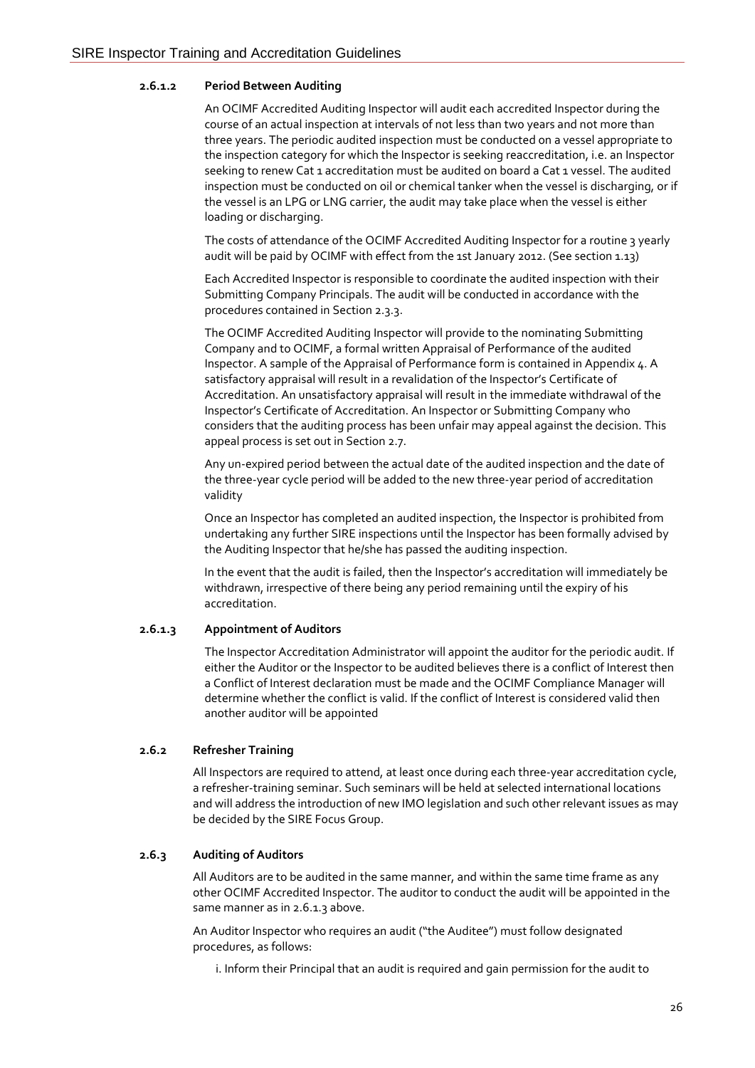#### 2.6.1.2 Period Between Auditing

An OCIMF Accredited Auditing Inspector will audit each accredited Inspector during the course of an actual inspection at intervals of not less than two years and not more than three years. The periodic audited inspection must be conducted on a vessel appropriate to the inspection category for which the Inspector is seeking reaccreditation, i.e. an Inspector seeking to renew Cat 1 accreditation must be audited on board a Cat 1 vessel. The audited inspection must be conducted on oil or chemical tanker when the vessel is discharging, or if the vessel is an LPG or LNG carrier, the audit may take place when the vessel is either loading or discharging.

The costs of attendance of the OCIMF Accredited Auditing Inspector for a routine 3 yearly audit will be paid by OCIMF with effect from the 1st January 2012. (See section 1.13)

Each Accredited Inspector is responsible to coordinate the audited inspection with their Submitting Company Principals. The audit will be conducted in accordance with the procedures contained in Section 2.3.3.

The OCIMF Accredited Auditing Inspector will provide to the nominating Submitting Company and to OCIMF, a formal written Appraisal of Performance of the audited Inspector. A sample of the Appraisal of Performance form is contained in Appendix 4. A satisfactory appraisal will result in a revalidation of the Inspector's Certificate of Accreditation. An unsatisfactory appraisal will result in the immediate withdrawal of the Inspector's Certificate of Accreditation. An Inspector or Submitting Company who considers that the auditing process has been unfair may appeal against the decision. This appeal process is set out in Section 2.7.

Any un-expired period between the actual date of the audited inspection and the date of the three-year cycle period will be added to the new three-year period of accreditation validity

Once an Inspector has completed an audited inspection, the Inspector is prohibited from undertaking any further SIRE inspections until the Inspector has been formally advised by the Auditing Inspector that he/she has passed the auditing inspection.

In the event that the audit is failed, then the Inspector's accreditation will immediately be withdrawn, irrespective of there being any period remaining until the expiry of his accreditation.

#### 2.6.1.3 Appointment of Auditors

The Inspector Accreditation Administrator will appoint the auditor for the periodic audit. If either the Auditor or the Inspector to be audited believes there is a conflict of Interest then a Conflict of Interest declaration must be made and the OCIMF Compliance Manager will determine whether the conflict is valid. If the conflict of Interest is considered valid then another auditor will be appointed

### 2.6.2 Refresher Training

All Inspectors are required to attend, at least once during each three-year accreditation cycle, a refresher-training seminar. Such seminars will be held at selected international locations and will address the introduction of new IMO legislation and such other relevant issues as may be decided by the SIRE Focus Group.

### 2.6.3 Auditing of Auditors

All Auditors are to be audited in the same manner, and within the same time frame as any other OCIMF Accredited Inspector. The auditor to conduct the audit will be appointed in the same manner as in 2.6.1.3 above.

An Auditor Inspector who requires an audit ("the Auditee") must follow designated procedures, as follows:

i. Inform their Principal that an audit is required and gain permission for the audit to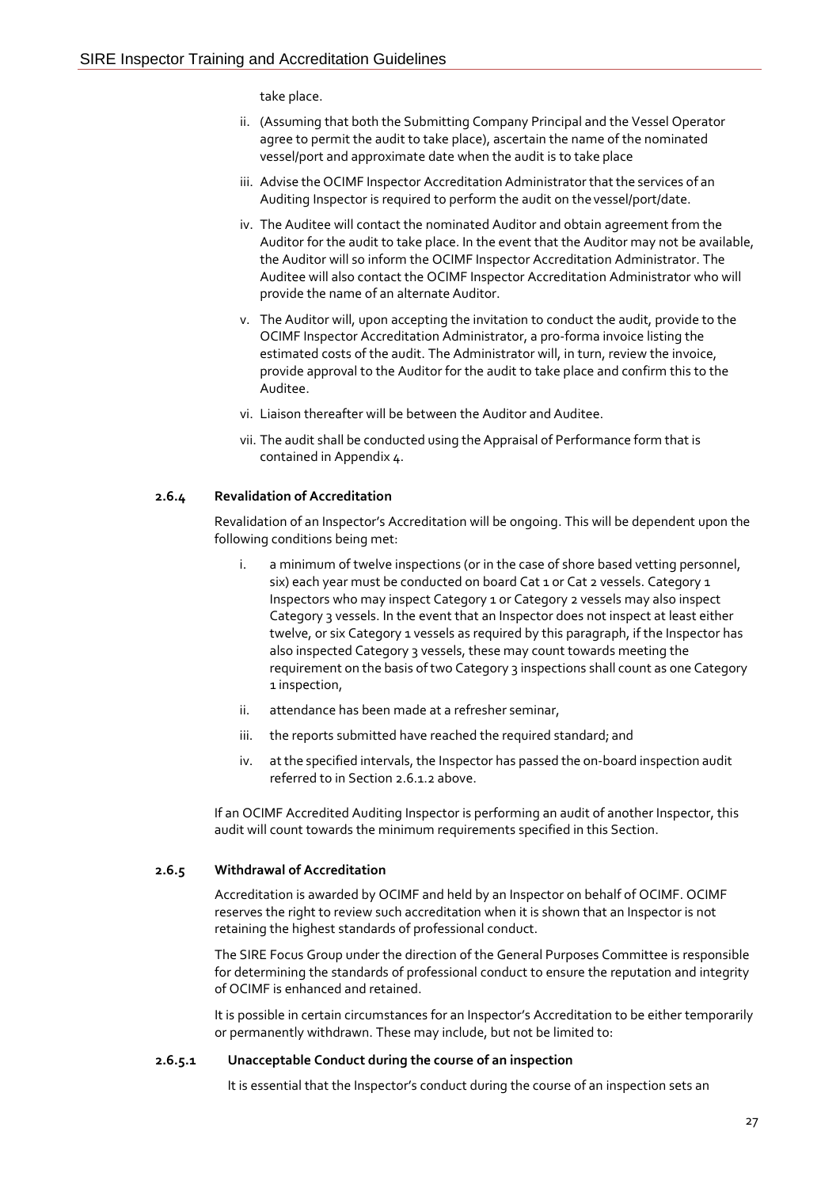take place.

ii. (Assuming that both the Submitting Company Principal and the Vessel Operator agree to permit the audit to take place), ascertain the name of the nominated vessel/port and approximate date when the audit is to take place

iii. Advise the OCIMF Inspector Accreditation Administrator that the services of an Auditing Inspector is required to perform the audit on the vessel/port/date.

iv. The Auditee will contact the nominated Auditor and obtain agreement from the Auditor for the audit to take place. In the event that the Auditor may not be available, the Auditor will so inform the OCIMF Inspector Accreditation Administrator. The Auditee will also contact the OCIMF Inspector Accreditation Administrator who will provide the name of an alternate Auditor.

v. The Auditor will, upon accepting the invitation to conduct the audit, provide to the OCIMF Inspector Accreditation Administrator, a pro-forma invoice listing the estimated costs of the audit. The Administrator will, in turn, review the invoice, provide approval to the Auditor for the audit to take place and confirm this to the Auditee.

vi. Liaison thereafter will be between the Auditor and Auditee.

vii. The audit shall be conducted using the Appraisal of Performance form that is contained in Appendix 4.

### 2.6.4 Revalidation of Accreditation

Revalidation of an Inspector's Accreditation will be ongoing. This will be dependent upon the following conditions being met:

i. a minimum of twelve inspections (or in the case of shore based vetting personnel, six) each year must be conducted on board Cat 1 or Cat 2 vessels. Category 1 Inspectors who may inspect Category 1 or Category 2 vessels may also inspect Category 3 vessels. In the event that an Inspector does not inspect at least either twelve, or six Category 1 vessels as required by this paragraph, if the Inspector has also inspected Category 3 vessels, these may count towards meeting the requirement on the basis of two Category 3 inspections shall count as one Category 1 inspection,

ii. attendance has been made at a refresher seminar,

iii. the reports submitted have reached the required standard; and

iv. at the specified intervals, the Inspector has passed the on-board inspection audit referred to in Section 2.6.1.2 above.

If an OCIMF Accredited Auditing Inspector is performing an audit of another Inspector, this audit will count towards the minimum requirements specified in this Section.

### 2.6.5 Withdrawal of Accreditation

Accreditation is awarded by OCIMF and held by an Inspector on behalf of OCIMF. OCIMF reserves the right to review such accreditation when it is shown that an Inspector is not retaining the highest standards of professional conduct.

The SIRE Focus Group under the direction of the General Purposes Committee is responsible for determining the standards of professional conduct to ensure the reputation and integrity of OCIMF is enhanced and retained.

It is possible in certain circumstances for an Inspector's Accreditation to be either temporarily or permanently withdrawn. These may include, but not be limited to:

#### 2.6.5.1 Unacceptable Conduct during the course of an inspection

It is essential that the Inspector's conduct during the course of an inspection sets an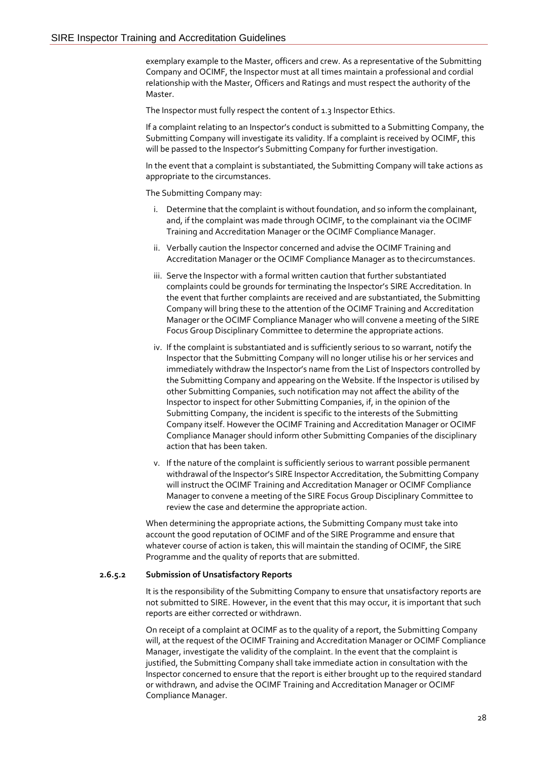exemplary example to the Master, officers and crew. As a representative of the Submitting Company and OCIMF, the Inspector must at all times maintain a professional and cordial relationship with the Master, Officers and Ratings and must respect the authority of the Master.

The Inspector must fully respect the content of 1.3 Inspector Ethics.

If a complaint relating to an Inspector's conduct is submitted to a Submitting Company, the Submitting Company will investigate its validity. If a complaint is received by OCIMF, this will be passed to the Inspector's Submitting Company for further investigation.

In the event that a complaint is substantiated, the Submitting Company will take actions as appropriate to the circumstances.

The Submitting Company may:

i. Determine that the complaint is without foundation, and so inform the complainant, and, if the complaint was made through OCIMF, to the complainant via the OCIMF Training and Accreditation Manager or the OCIMF Compliance Manager.

ii. Verbally caution the Inspector concerned and advise the OCIMF Training and Accreditation Manager or the OCIMF Compliance Manager as to thecircumstances.

iii. Serve the Inspector with a formal written caution that further substantiated complaints could be grounds for terminating the Inspector's SIRE Accreditation. In the event that further complaints are received and are substantiated, the Submitting Company will bring these to the attention of the OCIMF Training and Accreditation Manager or the OCIMF Compliance Manager who will convene a meeting of the SIRE Focus Group Disciplinary Committee to determine the appropriate actions.

iv. If the complaint is substantiated and is sufficiently serious to so warrant, notify the Inspector that the Submitting Company will no longer utilise his or her services and immediately withdraw the Inspector's name from the List of Inspectors controlled by the Submitting Company and appearing on the Website. If the Inspector is utilised by other Submitting Companies, such notification may not affect the ability of the Inspector to inspect for other Submitting Companies, if, in the opinion of the Submitting Company, the incident is specific to the interests of the Submitting Company itself. However the OCIMF Training and Accreditation Manager or OCIMF Compliance Manager should inform other Submitting Companies of the disciplinary action that has been taken.

v. If the nature of the complaint is sufficiently serious to warrant possible permanent withdrawal of the Inspector's SIRE Inspector Accreditation, the Submitting Company will instruct the OCIMF Training and Accreditation Manager or OCIMF Compliance Manager to convene a meeting of the SIRE Focus Group Disciplinary Committee to review the case and determine the appropriate action.

When determining the appropriate actions, the Submitting Company must take into account the good reputation of OCIMF and of the SIRE Programme and ensure that whatever course of action is taken, this will maintain the standing of OCIMF, the SIRE Programme and the quality of reports that are submitted.

#### 2.6.5.2 Submission of Unsatisfactory Reports

It is the responsibility of the Submitting Company to ensure that unsatisfactory reports are not submitted to SIRE. However, in the event that this may occur, it is important that such reports are either corrected or withdrawn.

On receipt of a complaint at OCIMF as to the quality of a report, the Submitting Company will, at the request of the OCIMF Training and Accreditation Manager or OCIMF Compliance Manager, investigate the validity of the complaint. In the event that the complaint is justified, the Submitting Company shall take immediate action in consultation with the Inspector concerned to ensure that the report is either brought up to the required standard or withdrawn, and advise the OCIMF Training and Accreditation Manager or OCIMF Compliance Manager.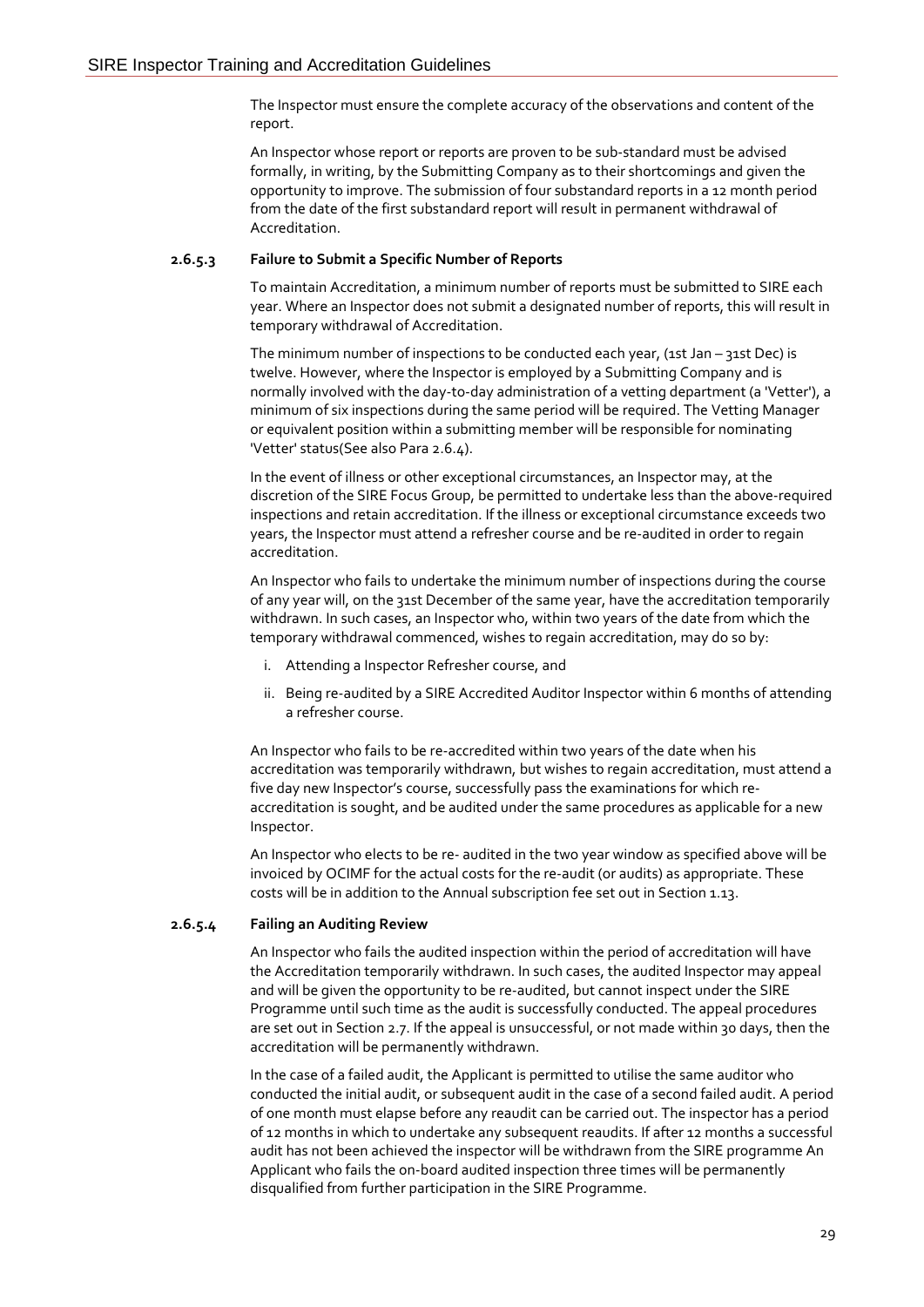The Inspector must ensure the complete accuracy of the observations and content of the report.

An Inspector whose report or reports are proven to be sub-standard must be advised formally, in writing, by the Submitting Company as to their shortcomings and given the opportunity to improve. The submission of four substandard reports in a 12 month period from the date of the first substandard report will result in permanent withdrawal of Accreditation.

#### 2.6.5.3 Failure to Submit a Specific Number of Reports

To maintain Accreditation, a minimum number of reports must be submitted to SIRE each year. Where an Inspector does not submit a designated number of reports, this will result in temporary withdrawal of Accreditation.

The minimum number of inspections to be conducted each year, (1st Jan – 31st Dec) is twelve. However, where the Inspector is employed by a Submitting Company and is normally involved with the day-to-day administration of a vetting department (a 'Vetter'), a minimum of six inspections during the same period will be required. The Vetting Manager or equivalent position within a submitting member will be responsible for nominating 'Vetter' status(See also Para 2.6.4).

In the event of illness or other exceptional circumstances, an Inspector may, at the discretion of the SIRE Focus Group, be permitted to undertake less than the above-required inspections and retain accreditation. If the illness or exceptional circumstance exceeds two years, the Inspector must attend a refresher course and be re-audited in order to regain accreditation.

An Inspector who fails to undertake the minimum number of inspections during the course of any year will, on the 31st December of the same year, have the accreditation temporarily withdrawn. In such cases, an Inspector who, within two years of the date from which the temporary withdrawal commenced, wishes to regain accreditation, may do so by:

i. Attending a Inspector Refresher course, and
ii. Being re-audited by a SIRE Accredited Auditor Inspector within 6 months of attending a refresher course.

An Inspector who fails to be re-accredited within two years of the date when his accreditation was temporarily withdrawn, but wishes to regain accreditation, must attend a five day new Inspector's course, successfully pass the examinations for which re-accreditation is sought, and be audited under the same procedures as applicable for a new Inspector.

An Inspector who elects to be re- audited in the two year window as specified above will be invoiced by OCIMF for the actual costs for the re-audit (or audits) as appropriate. These costs will be in addition to the Annual subscription fee set out in Section 1.13.

#### 2.6.5.4 Failing an Auditing Review

An Inspector who fails the audited inspection within the period of accreditation will have the Accreditation temporarily withdrawn. In such cases, the audited Inspector may appeal and will be given the opportunity to be re-audited, but cannot inspect under the SIRE Programme until such time as the audit is successfully conducted. The appeal procedures are set out in Section 2.7. If the appeal is unsuccessful, or not made within 30 days, then the accreditation will be permanently withdrawn.

In the case of a failed audit, the Applicant is permitted to utilise the same auditor who conducted the initial audit, or subsequent audit in the case of a second failed audit. A period of one month must elapse before any reaudit can be carried out. The inspector has a period of 12 months in which to undertake any subsequent reaudits. If after 12 months a successful audit has not been achieved the inspector will be withdrawn from the SIRE programme An Applicant who fails the on-board audited inspection three times will be permanently disqualified from further participation in the SIRE Programme.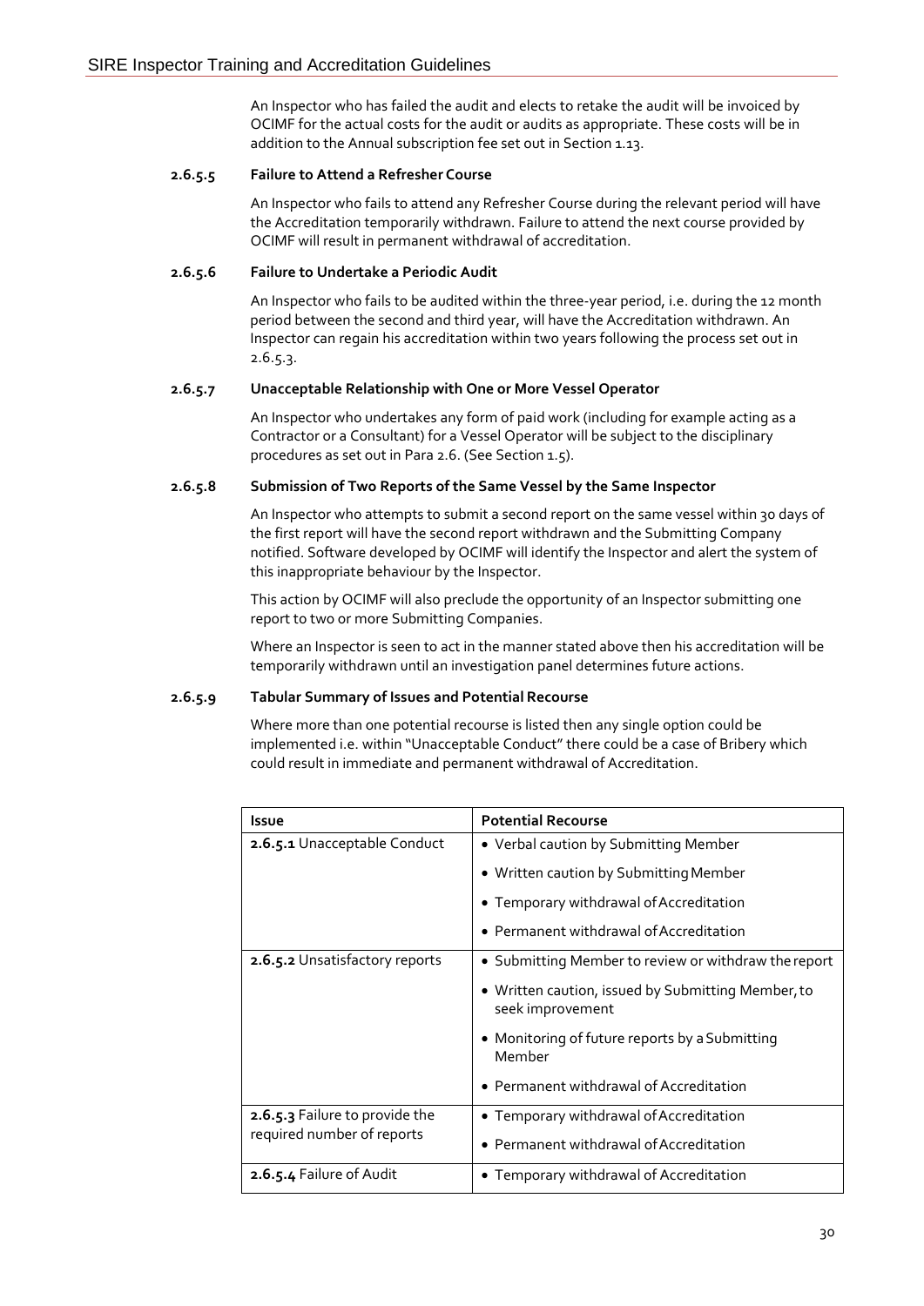An Inspector who has failed the audit and elects to retake the audit will be invoiced by OCIMF for the actual costs for the audit or audits as appropriate. These costs will be in addition to the Annual subscription fee set out in Section 1.13.

#### 2.6.5.5 Failure to Attend a Refresher Course

An Inspector who fails to attend any Refresher Course during the relevant period will have the Accreditation temporarily withdrawn. Failure to attend the next course provided by OCIMF will result in permanent withdrawal of accreditation.

#### 2.6.5.6 Failure to Undertake a Periodic Audit

An Inspector who fails to be audited within the three-year period, i.e. during the 12 month period between the second and third year, will have the Accreditation withdrawn. An Inspector can regain his accreditation within two years following the process set out in 2.6.5.3.

#### 2.6.5.7 Unacceptable Relationship with One or More Vessel Operator

An Inspector who undertakes any form of paid work (including for example acting as a Contractor or a Consultant) for a Vessel Operator will be subject to the disciplinary procedures as set out in Para 2.6. (See Section 1.5).

#### 2.6.5.8 Submission of Two Reports of the Same Vessel by the Same Inspector

An Inspector who attempts to submit a second report on the same vessel within 30 days of the first report will have the second report withdrawn and the Submitting Company notified. Software developed by OCIMF will identify the Inspector and alert the system of this inappropriate behaviour by the Inspector.

This action by OCIMF will also preclude the opportunity of an Inspector submitting one report to two or more Submitting Companies.

Where an Inspector is seen to act in the manner stated above then his accreditation will be temporarily withdrawn until an investigation panel determines future actions.

#### 2.6.5.9 Tabular Summary of Issues and Potential Recourse

Where more than one potential recourse is listed then any single option could be implemented i.e. within "Unacceptable Conduct" there could be a case of Bribery which could result in immediate and permanent withdrawal of Accreditation.

| Issue | Potential Recourse |
|---|---|
| **2.6.5.1** Unacceptable Conduct | • Verbal caution by Submitting Member<br>• Written caution by Submitting Member<br>• Temporary withdrawal of Accreditation<br>• Permanent withdrawal of Accreditation |
| **2.6.5.2** Unsatisfactory reports | • Submitting Member to review or withdraw the report<br>• Written caution, issued by Submitting Member, to seek improvement<br>• Monitoring of future reports by a Submitting Member<br>• Permanent withdrawal of Accreditation |
| **2.6.5.3** Failure to provide the required number of reports | • Temporary withdrawal of Accreditation<br>• Permanent withdrawal of Accreditation |
| **2.6.5.4** Failure of Audit | • Temporary withdrawal of Accreditation |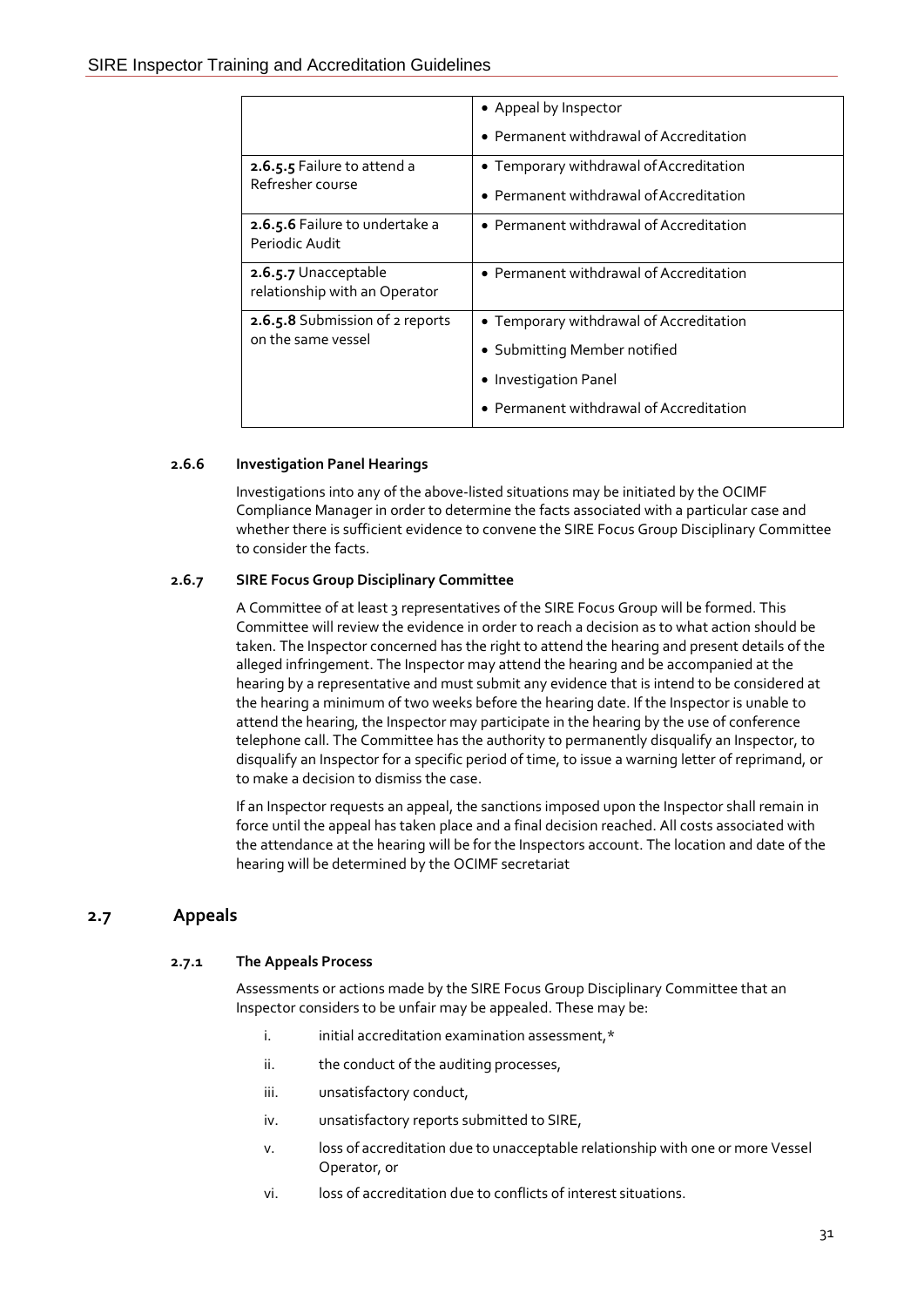| | |
|---|---|
| | • Appeal by Inspector<br>• Permanent withdrawal of Accreditation |
| **2.6.5.5** Failure to attend a Refresher course | • Temporary withdrawal of Accreditation<br>• Permanent withdrawal of Accreditation |
| **2.6.5.6** Failure to undertake a Periodic Audit | • Permanent withdrawal of Accreditation |
| **2.6.5.7** Unacceptable relationship with an Operator | • Permanent withdrawal of Accreditation |
| **2.6.5.8** Submission of 2 reports on the same vessel | • Temporary withdrawal of Accreditation<br>• Submitting Member notified<br>• Investigation Panel<br>• Permanent withdrawal of Accreditation |

#### 2.6.6 Investigation Panel Hearings

Investigations into any of the above-listed situations may be initiated by the OCIMF Compliance Manager in order to determine the facts associated with a particular case and whether there is sufficient evidence to convene the SIRE Focus Group Disciplinary Committee to consider the facts.

#### 2.6.7 SIRE Focus Group Disciplinary Committee

A Committee of at least 3 representatives of the SIRE Focus Group will be formed. This Committee will review the evidence in order to reach a decision as to what action should be taken. The Inspector concerned has the right to attend the hearing and present details of the alleged infringement. The Inspector may attend the hearing and be accompanied at the hearing by a representative and must submit any evidence that is intend to be considered at the hearing a minimum of two weeks before the hearing date. If the Inspector is unable to attend the hearing, the Inspector may participate in the hearing by the use of conference telephone call. The Committee has the authority to permanently disqualify an Inspector, to disqualify an Inspector for a specific period of time, to issue a warning letter of reprimand, or to make a decision to dismiss the case.

If an Inspector requests an appeal, the sanctions imposed upon the Inspector shall remain in force until the appeal has taken place and a final decision reached. All costs associated with the attendance at the hearing will be for the Inspectors account. The location and date of the hearing will be determined by the OCIMF secretariat

## 2.7 Appeals

#### 2.7.1 The Appeals Process

Assessments or actions made by the SIRE Focus Group Disciplinary Committee that an Inspector considers to be unfair may be appealed. These may be:

i. initial accreditation examination assessment,*

ii. the conduct of the auditing processes,

iii. unsatisfactory conduct,

iv. unsatisfactory reports submitted to SIRE,

v. loss of accreditation due to unacceptable relationship with one or more Vessel Operator, or

vi. loss of accreditation due to conflicts of interest situations.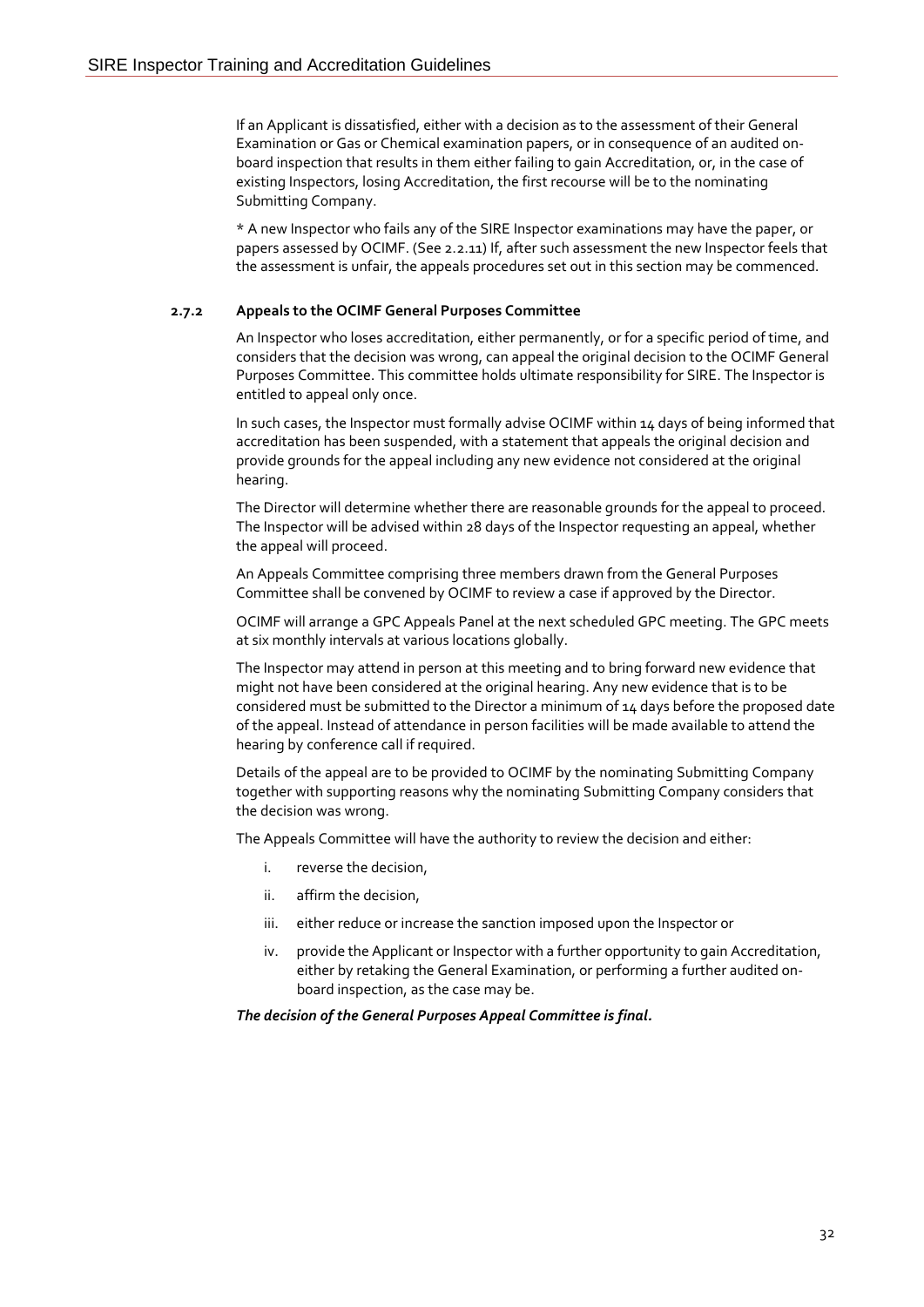If an Applicant is dissatisfied, either with a decision as to the assessment of their General Examination or Gas or Chemical examination papers, or in consequence of an audited on-board inspection that results in them either failing to gain Accreditation, or, in the case of existing Inspectors, losing Accreditation, the first recourse will be to the nominating Submitting Company.

* A new Inspector who fails any of the SIRE Inspector examinations may have the paper, or papers assessed by OCIMF. (See 2.2.11) If, after such assessment the new Inspector feels that the assessment is unfair, the appeals procedures set out in this section may be commenced.

### 2.7.2 Appeals to the OCIMF General Purposes Committee

An Inspector who loses accreditation, either permanently, or for a specific period of time, and considers that the decision was wrong, can appeal the original decision to the OCIMF General Purposes Committee. This committee holds ultimate responsibility for SIRE. The Inspector is entitled to appeal only once.

In such cases, the Inspector must formally advise OCIMF within 14 days of being informed that accreditation has been suspended, with a statement that appeals the original decision and provide grounds for the appeal including any new evidence not considered at the original hearing.

The Director will determine whether there are reasonable grounds for the appeal to proceed. The Inspector will be advised within 28 days of the Inspector requesting an appeal, whether the appeal will proceed.

An Appeals Committee comprising three members drawn from the General Purposes Committee shall be convened by OCIMF to review a case if approved by the Director.

OCIMF will arrange a GPC Appeals Panel at the next scheduled GPC meeting. The GPC meets at six monthly intervals at various locations globally.

The Inspector may attend in person at this meeting and to bring forward new evidence that might not have been considered at the original hearing. Any new evidence that is to be considered must be submitted to the Director a minimum of 14 days before the proposed date of the appeal. Instead of attendance in person facilities will be made available to attend the hearing by conference call if required.

Details of the appeal are to be provided to OCIMF by the nominating Submitting Company together with supporting reasons why the nominating Submitting Company considers that the decision was wrong.

The Appeals Committee will have the authority to review the decision and either:

i. reverse the decision,

ii. affirm the decision,

iii. either reduce or increase the sanction imposed upon the Inspector or

iv. provide the Applicant or Inspector with a further opportunity to gain Accreditation, either by retaking the General Examination, or performing a further audited on-board inspection, as the case may be.

***The decision of the General Purposes Appeal Committee is final.***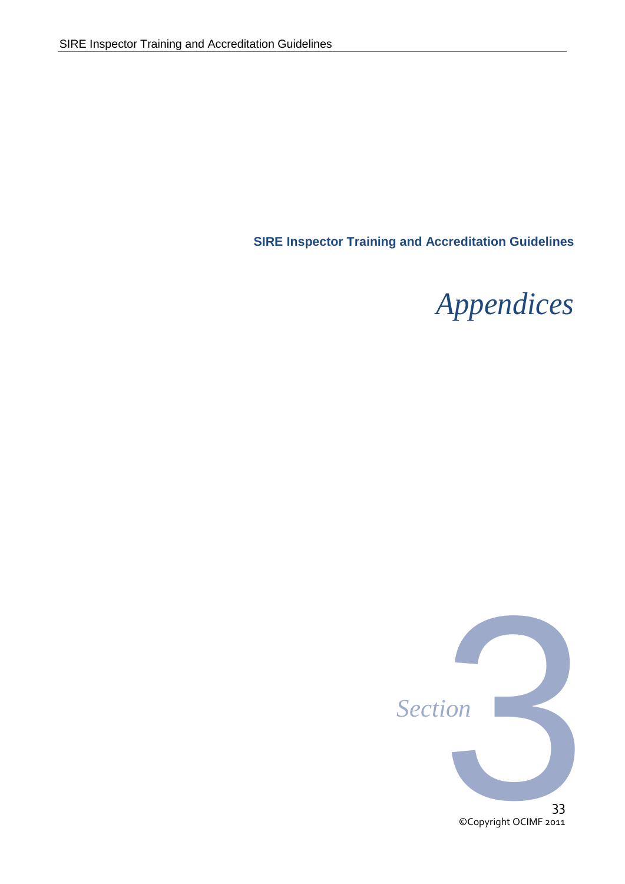**SIRE Inspector Training and Accreditation Guidelines**

# *Appendices*

*Section* 3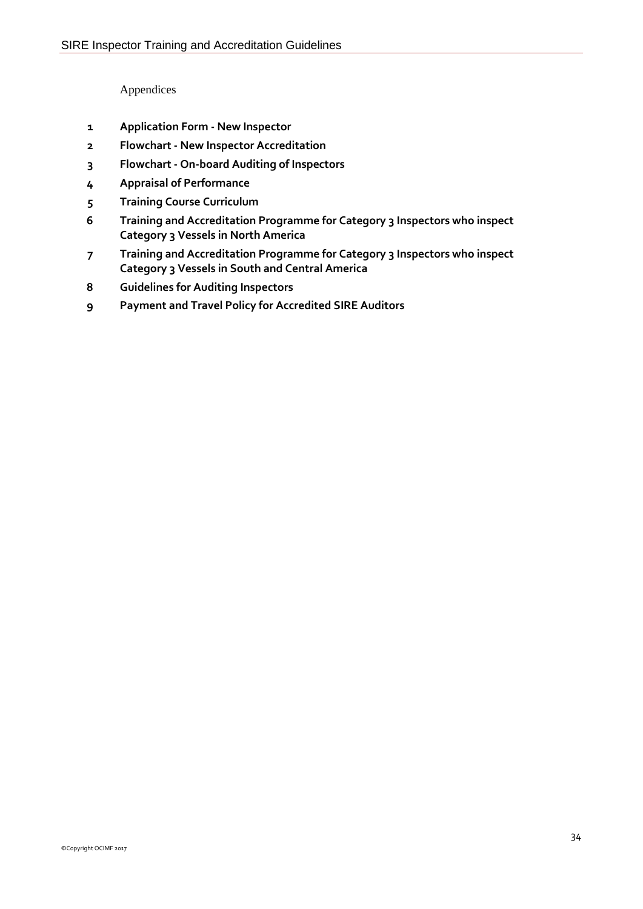# Appendices

1. **Application Form - New Inspector**
2. **Flowchart - New Inspector Accreditation**
3. **Flowchart - On-board Auditing of Inspectors**
4. **Appraisal of Performance**
5. **Training Course Curriculum**
6. **Training and Accreditation Programme for Category 3 Inspectors who inspect Category 3 Vessels in North America**
7. **Training and Accreditation Programme for Category 3 Inspectors who inspect Category 3 Vessels in South and Central America**
8. **Guidelines for Auditing Inspectors**
9. **Payment and Travel Policy for Accredited SIRE Auditors**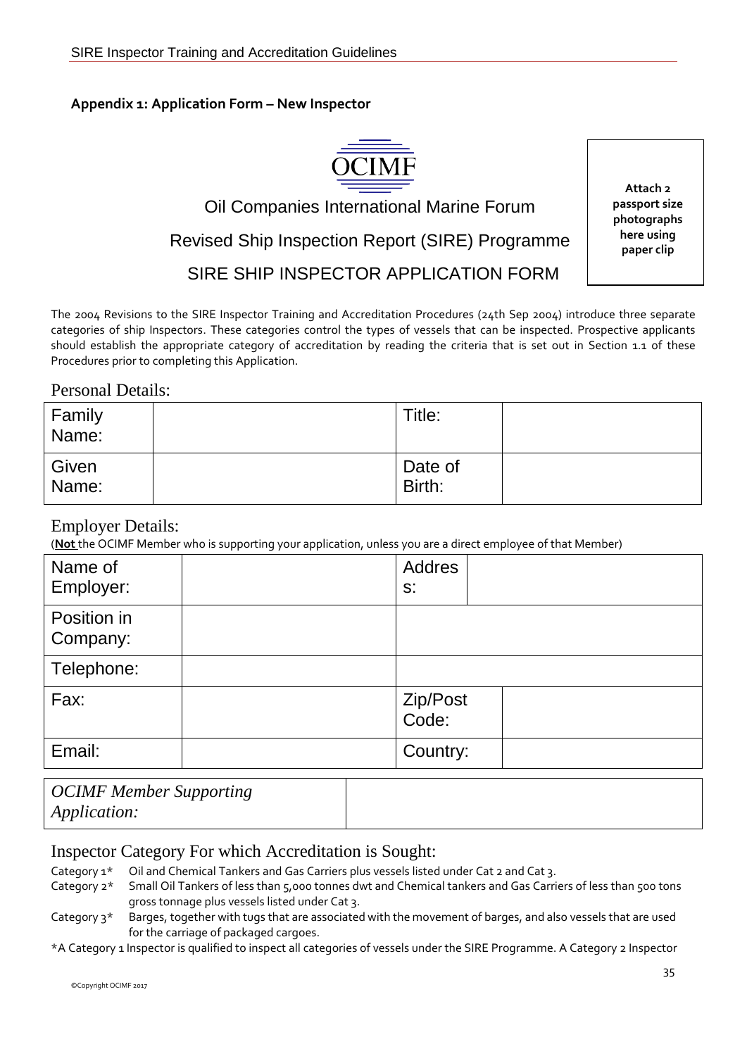**Appendix 1: Application Form – New Inspector**

Oil Companies International Marine Forum

Revised Ship Inspection Report (SIRE) Programme

SIRE SHIP INSPECTOR APPLICATION FORM

**Attach 2 passport size photographs here using paper clip**

The 2004 Revisions to the SIRE Inspector Training and Accreditation Procedures (24th Sep 2004) introduce three separate categories of ship Inspectors. These categories control the types of vessels that can be inspected. Prospective applicants should establish the appropriate category of accreditation by reading the criteria that is set out in Section 1.1 of these Procedures prior to completing this Application.

## Personal Details:

| Family Name: | | Title: | |
|---|---|---|---|
| Given Name: | | Date of Birth: | |

## Employer Details:

(**Not** the OCIMF Member who is supporting your application, unless you are a direct employee of that Member)

| Name of Employer: | | Address: | |
|---|---|---|---|
| Position in Company: | | | |
| Telephone: | | | |
| Fax: | | Zip/Post Code: | |
| Email: | | Country: | |

| *OCIMF Member Supporting Application:* | |
|---|---|

## Inspector Category For which Accreditation is Sought:

Category 1* Oil and Chemical Tankers and Gas Carriers plus vessels listed under Cat 2 and Cat 3.

Category 2* Small Oil Tankers of less than 5,000 tonnes dwt and Chemical tankers and Gas Carriers of less than 500 tons gross tonnage plus vessels listed under Cat 3.

Category 3* Barges, together with tugs that are associated with the movement of barges, and also vessels that are used for the carriage of packaged cargoes.

*A Category 1 Inspector is qualified to inspect all categories of vessels under the SIRE Programme. A Category 2 Inspector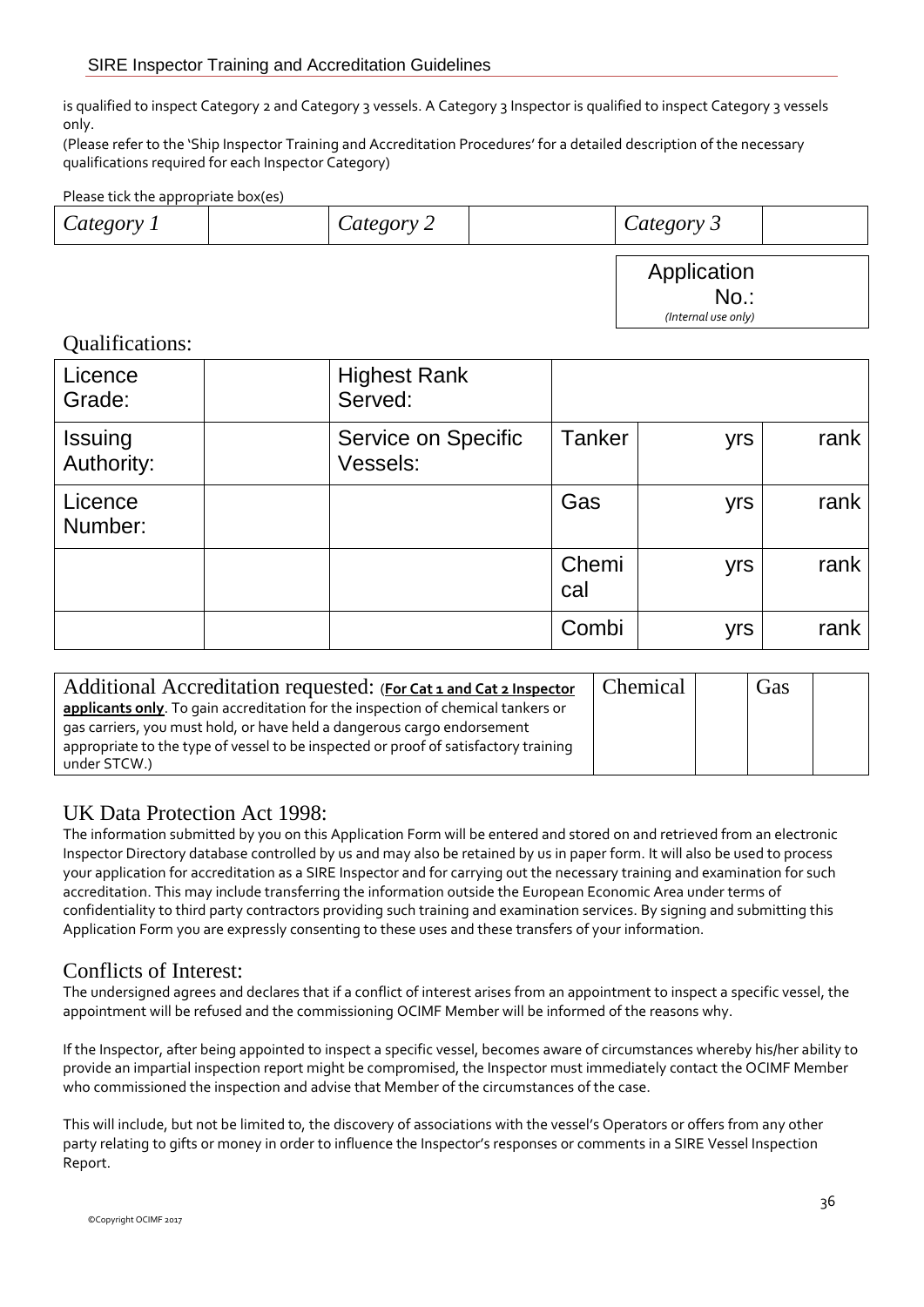is qualified to inspect Category 2 and Category 3 vessels. A Category 3 Inspector is qualified to inspect Category 3 vessels only.
(Please refer to the 'Ship Inspector Training and Accreditation Procedures' for a detailed description of the necessary qualifications required for each Inspector Category)

Please tick the appropriate box(es)

| *Category 1* | | *Category 2* | | *Category 3* | |
|---|---|---|---|---|---|

| Application No.: *(Internal use only)* | |
|---|---|

## Qualifications:

| Licence Grade: | | Highest Rank Served: | | | |
|---|---|---|---|---|---|
| Issuing Authority: | | Service on Specific Vessels: | Tanker | yrs | rank |
| Licence Number: | | | Gas | yrs | rank |
| | | | Chemical | yrs | rank |
| | | | Combi | yrs | rank |

| Additional Accreditation requested: (**For Cat 1 and Cat 2 Inspector applicants only**. To gain accreditation for the inspection of chemical tankers or gas carriers, you must hold, or have held a dangerous cargo endorsement appropriate to the type of vessel to be inspected or proof of satisfactory training under STCW.) | Chemical | | Gas | |
|---|---|---|---|---|

## UK Data Protection Act 1998:

The information submitted by you on this Application Form will be entered and stored on and retrieved from an electronic Inspector Directory database controlled by us and may also be retained by us in paper form. It will also be used to process your application for accreditation as a SIRE Inspector and for carrying out the necessary training and examination for such accreditation. This may include transferring the information outside the European Economic Area under terms of confidentiality to third party contractors providing such training and examination services. By signing and submitting this Application Form you are expressly consenting to these uses and these transfers of your information.

## Conflicts of Interest:

The undersigned agrees and declares that if a conflict of interest arises from an appointment to inspect a specific vessel, the appointment will be refused and the commissioning OCIMF Member will be informed of the reasons why.

If the Inspector, after being appointed to inspect a specific vessel, becomes aware of circumstances whereby his/her ability to provide an impartial inspection report might be compromised, the Inspector must immediately contact the OCIMF Member who commissioned the inspection and advise that Member of the circumstances of the case.

This will include, but not be limited to, the discovery of associations with the vessel's Operators or offers from any other party relating to gifts or money in order to influence the Inspector's responses or comments in a SIRE Vessel Inspection Report.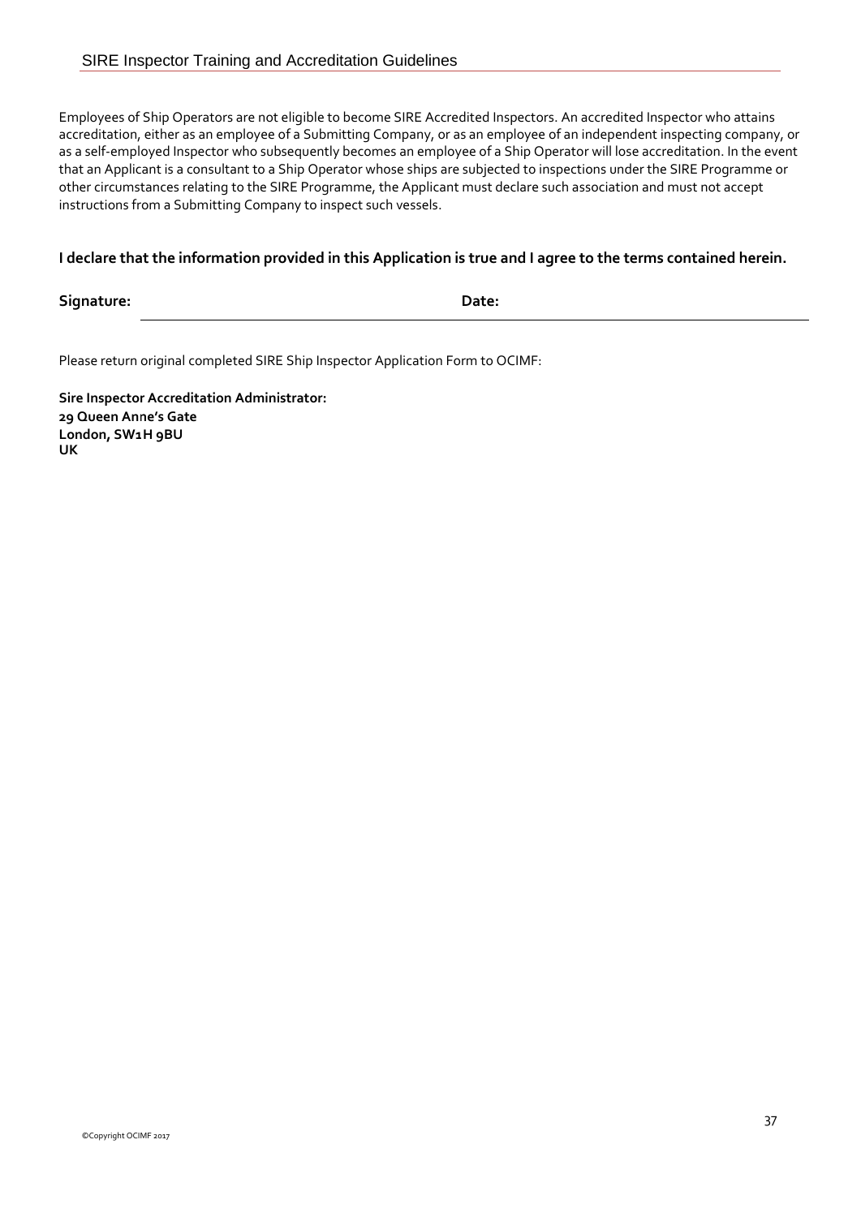Employees of Ship Operators are not eligible to become SIRE Accredited Inspectors. An accredited Inspector who attains accreditation, either as an employee of a Submitting Company, or as an employee of an independent inspecting company, or as a self-employed Inspector who subsequently becomes an employee of a Ship Operator will lose accreditation. In the event that an Applicant is a consultant to a Ship Operator whose ships are subjected to inspections under the SIRE Programme or other circumstances relating to the SIRE Programme, the Applicant must declare such association and must not accept instructions from a Submitting Company to inspect such vessels.

**I declare that the information provided in this Application is true and I agree to the terms contained herein.**

**Signature:** ______________________ **Date:** ______________________

Please return original completed SIRE Ship Inspector Application Form to OCIMF:

**Sire Inspector Accreditation Administrator:**
**29 Queen Anne's Gate**
**London, SW1H 9BU**
**UK**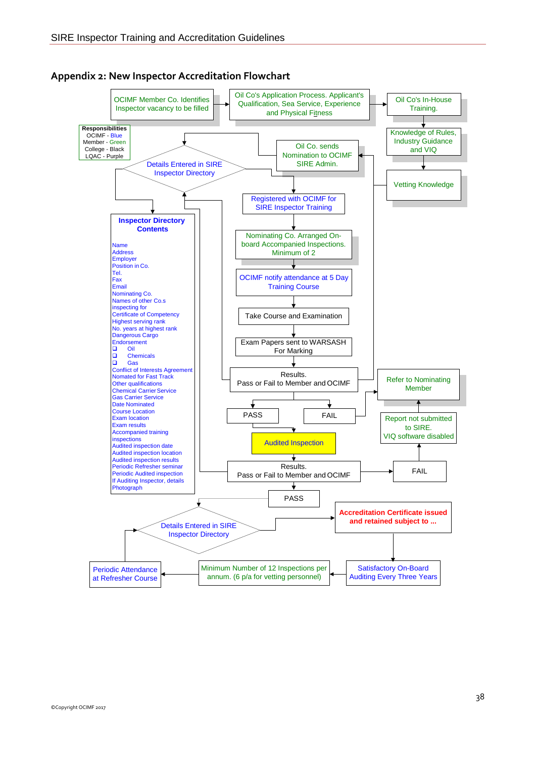## Appendix 2: New Inspector Accreditation Flowchart

**Responsibilities**
OCIMF - Blue
Member - Green
College - Black
LQAC - Purple

OCIMF Member Co. Identifies Inspector vacancy to be filled

Oil Co's Application Process. Applicant's Qualification, Sea Service, Experience and Physical Fitness

Oil Co's In-House Training.

Knowledge of Rules, Industry Guidance and VIQ

Vetting Knowledge

Oil Co. sends Nomination to OCIMF SIRE Admin.

Details Entered in SIRE Inspector Directory

Registered with OCIMF for SIRE Inspector Training

Nominating Co. Arranged On-board Accompanied Inspections. Minimum of 2

OCIMF notify attendance at 5 Day Training Course

Take Course and Examination

Exam Papers sent to WARSASH For Marking

Results.
Pass or Fail to Member and OCIMF

PASS

FAIL

Refer to Nominating Member

Report not submitted to SIRE.
VIQ software disabled

Audited Inspection

Results.
Pass or Fail to Member and OCIMF

FAIL

PASS

**Inspector Directory Contents**

Name
Address
Employer
Position in Co.
Tel.
Fax
Email
Nominating Co.
Names of other Co.s inspecting for
Certificate of Competency
Highest serving rank
No. years at highest rank
Dangerous Cargo Endorsement
- Oil
- Chemicals
- Gas

Conflict of Interests Agreement
Nomated for Fast Track
Other qualifications
Chemical Carrier Service
Gas Carrier Service
Date Nominated
Course Location
Exam location
Exam results
Accompanied training inspections
Audited inspection date
Audited inspection location
Audited inspection results
Periodic Refresher seminar
Periodic Audited inspection
If Auditing Inspector, details
Photograph

Details Entered in SIRE Inspector Directory

**Accreditation Certificate issued and retained subject to ...**

Satisfactory On-Board Auditing Every Three Years

Minimum Number of 12 Inspections per annum. (6 p/a for vetting personnel)

Periodic Attendance at Refresher Course

©Copyright OCIMF 2017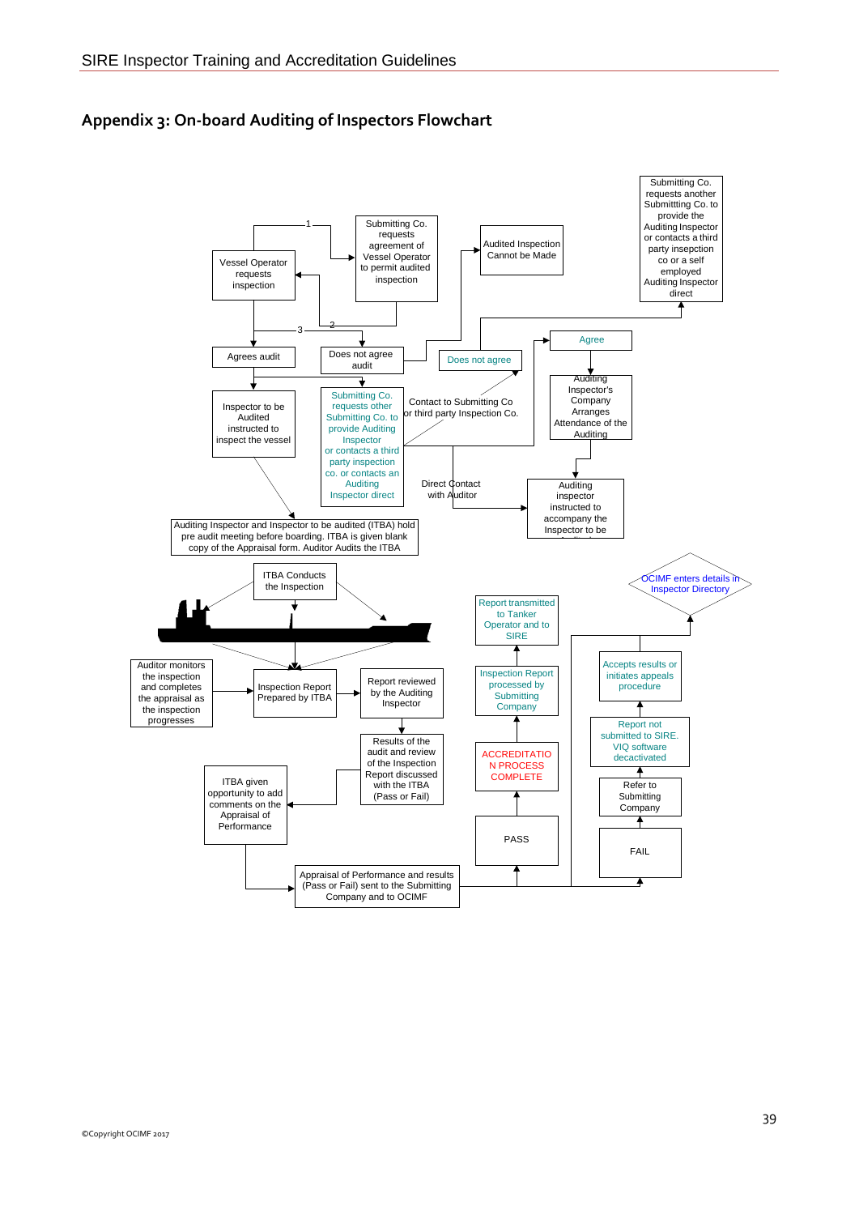## Appendix 3: On-board Auditing of Inspectors Flowchart

Vessel Operator requests inspection

1

Submitting Co. requests agreement of Vessel Operator to permit audited inspection

Audited Inspection Cannot be Made

Submitting Co. requests another Submittting Co. to provide the Auditing Inspector or contacts a third party inspection co or a self employed Auditing Inspector direct

2

3

Agrees audit

Does not agree audit

Does not agree

Agree

Inspector to be Audited instructed to inspect the vessel

Submitting Co. requests other Submitting Co. to provide Auditing Inspector or contacts a third party inspection co. or contacts an Auditing Inspector direct

Contact to Submitting Co or third party Inspection Co.

Auditing Inspector's Company Arranges Attendance of the Auditing

Direct Contact with Auditor

Auditing inspector instructed to accompany the Inspector to be

Auditing Inspector and Inspector to be audited (ITBA) hold pre audit meeting before boarding. ITBA is given blank copy of the Appraisal form. Auditor Audits the ITBA

ITBA Conducts the Inspection

OCIMF enters details in Inspector Directory

Report transmitted to Tanker Operator and to SIRE

Accepts results or initiates appeals procedure

Auditor monitors the inspection and completes the appraisal as the inspection progresses

Inspection Report Prepared by ITBA

Report reviewed by the Auditing Inspector

Inspection Report processed by Submitting Company

Report not submitted to SIRE. VIQ software decactivated

Results of the audit and review of the Inspection Report discussed with the ITBA (Pass or Fail)

ACCREDITATION PROCESS COMPLETE

Refer to Submitting Company

ITBA given opportunity to add comments on the Appraisal of Performance

PASS

FAIL

Appraisal of Performance and results (Pass or Fail) sent to the Submitting Company and to OCIMF

©Copyright OCIMF 2017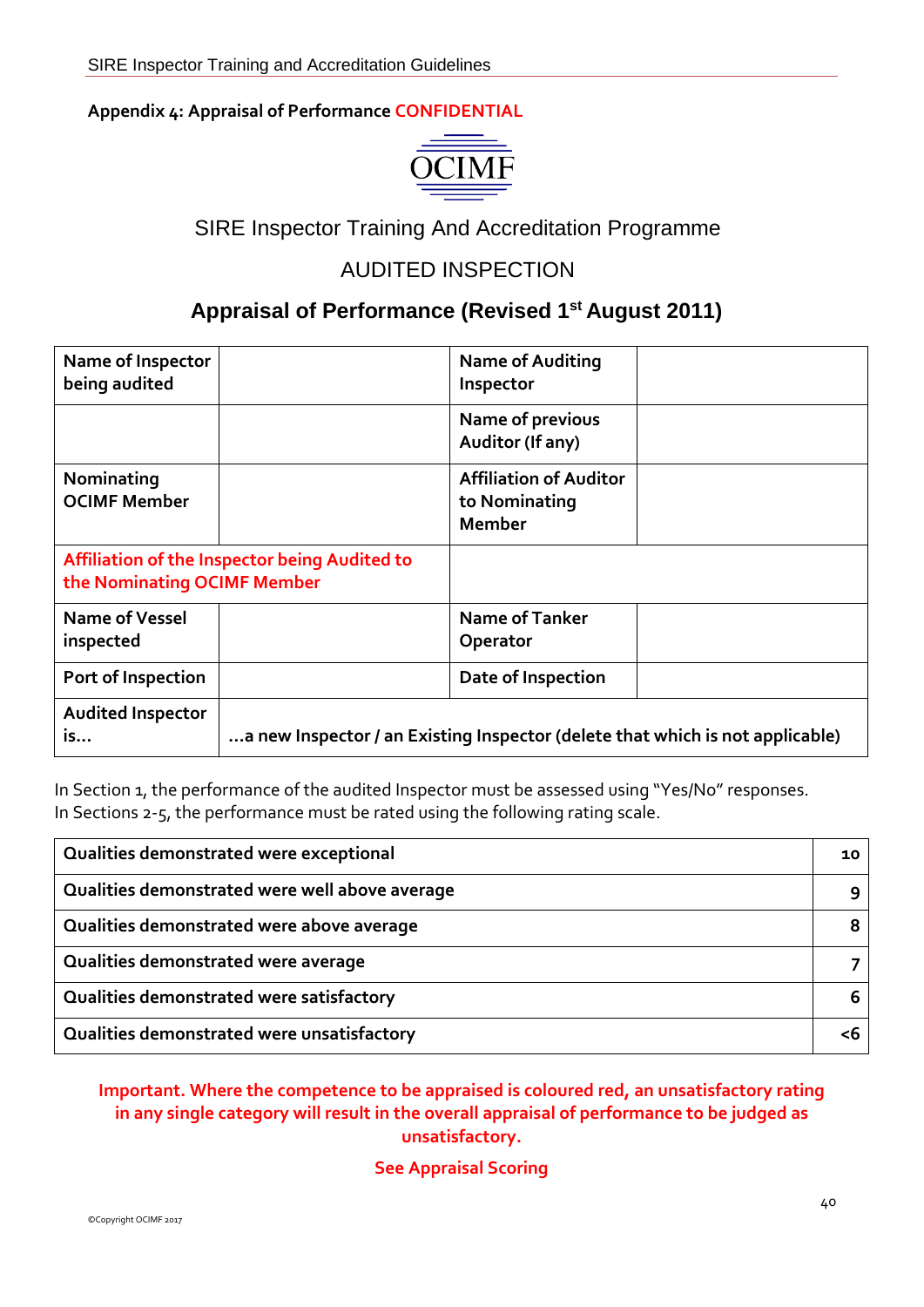## Appendix 4: Appraisal of Performance CONFIDENTIAL

OCIMF

SIRE Inspector Training And Accreditation Programme

AUDITED INSPECTION

### Appraisal of Performance (Revised 1st August 2011)

| Name of Inspector being audited | | Name of Auditing Inspector | |
|---|---|---|---|
| | | Name of previous Auditor (If any) | |
| Nominating OCIMF Member | | Affiliation of Auditor to Nominating Member | |
| Affiliation of the Inspector being Audited to the Nominating OCIMF Member | | | |
| Name of Vessel inspected | | Name of Tanker Operator | |
| Port of Inspection | | Date of Inspection | |
| Audited Inspector is… | …a new Inspector / an Existing Inspector (delete that which is not applicable) | | |

In Section 1, the performance of the audited Inspector must be assessed using "Yes/No" responses.
In Sections 2-5, the performance must be rated using the following rating scale.

| Qualities demonstrated were exceptional | 10 |
|---|---|
| Qualities demonstrated were well above average | 9 |
| Qualities demonstrated were above average | 8 |
| Qualities demonstrated were average | 7 |
| Qualities demonstrated were satisfactory | 6 |
| Qualities demonstrated were unsatisfactory | <6 |

**Important. Where the competence to be appraised is coloured red, an unsatisfactory rating in any single category will result in the overall appraisal of performance to be judged as unsatisfactory.**

**See Appraisal Scoring**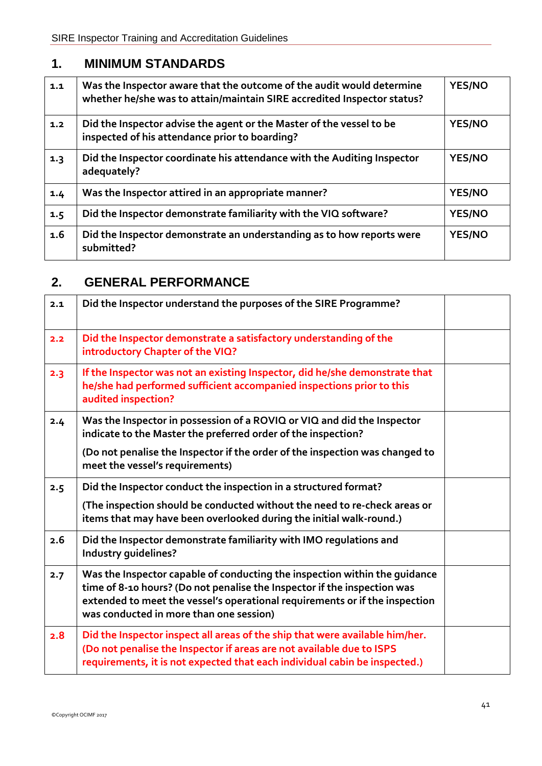## 1. MINIMUM STANDARDS

| | | |
|---|---|---|
| 1.1 | **Was the Inspector aware that the outcome of the audit would determine whether he/she was to attain/maintain SIRE accredited Inspector status?** | **YES/NO** |
| 1.2 | **Did the Inspector advise the agent or the Master of the vessel to be inspected of his attendance prior to boarding?** | **YES/NO** |
| 1.3 | **Did the Inspector coordinate his attendance with the Auditing Inspector adequately?** | **YES/NO** |
| 1.4 | **Was the Inspector attired in an appropriate manner?** | **YES/NO** |
| 1.5 | **Did the Inspector demonstrate familiarity with the VIQ software?** | **YES/NO** |
| 1.6 | **Did the Inspector demonstrate an understanding as to how reports were submitted?** | **YES/NO** |

## 2. GENERAL PERFORMANCE

| | | |
|---|---|---|
| 2.1 | **Did the Inspector understand the purposes of the SIRE Programme?** | |
| 2.2 | **Did the Inspector demonstrate a satisfactory understanding of the introductory Chapter of the VIQ?** | |
| 2.3 | **If the Inspector was not an existing Inspector, did he/she demonstrate that he/she had performed sufficient accompanied inspections prior to this audited inspection?** | |
| 2.4 | **Was the Inspector in possession of a ROVIQ or VIQ and did the Inspector indicate to the Master the preferred order of the inspection?** <br> **(Do not penalise the Inspector if the order of the inspection was changed to meet the vessel's requirements)** | |
| 2.5 | **Did the Inspector conduct the inspection in a structured format?** <br> **(The inspection should be conducted without the need to re-check areas or items that may have been overlooked during the initial walk-round.)** | |
| 2.6 | **Did the Inspector demonstrate familiarity with IMO regulations and Industry guidelines?** | |
| 2.7 | **Was the Inspector capable of conducting the inspection within the guidance time of 8-10 hours? (Do not penalise the Inspector if the inspection was extended to meet the vessel's operational requirements or if the inspection was conducted in more than one session)** | |
| 2.8 | **Did the Inspector inspect all areas of the ship that were available him/her. (Do not penalise the Inspector if areas are not available due to ISPS requirements, it is not expected that each individual cabin be inspected.)** | |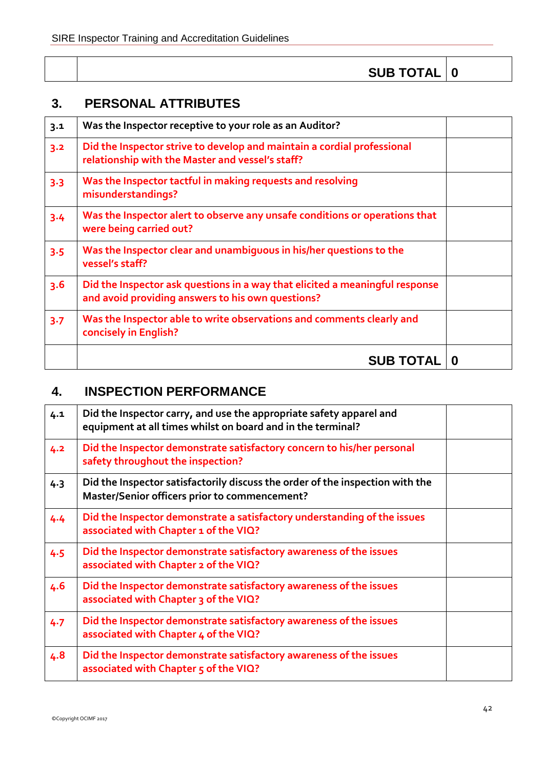| | SUB TOTAL | 0 |
|---|---|---|

## 3. PERSONAL ATTRIBUTES

| | | |
|---|---|---|
| 3.1 | Was the Inspector receptive to your role as an Auditor? | |
| 3.2 | Did the Inspector strive to develop and maintain a cordial professional relationship with the Master and vessel's staff? | |
| 3.3 | Was the Inspector tactful in making requests and resolving misunderstandings? | |
| 3.4 | Was the Inspector alert to observe any unsafe conditions or operations that were being carried out? | |
| 3.5 | Was the Inspector clear and unambiguous in his/her questions to the vessel's staff? | |
| 3.6 | Did the Inspector ask questions in a way that elicited a meaningful response and avoid providing answers to his own questions? | |
| 3.7 | Was the Inspector able to write observations and comments clearly and concisely in English? | |
| | **SUB TOTAL** | **0** |

## 4. INSPECTION PERFORMANCE

| | | |
|---|---|---|
| 4.1 | Did the Inspector carry, and use the appropriate safety apparel and equipment at all times whilst on board and in the terminal? | |
| 4.2 | Did the Inspector demonstrate satisfactory concern to his/her personal safety throughout the inspection? | |
| 4.3 | Did the Inspector satisfactorily discuss the order of the inspection with the Master/Senior officers prior to commencement? | |
| 4.4 | Did the Inspector demonstrate a satisfactory understanding of the issues associated with Chapter 1 of the VIQ? | |
| 4.5 | Did the Inspector demonstrate satisfactory awareness of the issues associated with Chapter 2 of the VIQ? | |
| 4.6 | Did the Inspector demonstrate satisfactory awareness of the issues associated with Chapter 3 of the VIQ? | |
| 4.7 | Did the Inspector demonstrate satisfactory awareness of the issues associated with Chapter 4 of the VIQ? | |
| 4.8 | Did the Inspector demonstrate satisfactory awareness of the issues associated with Chapter 5 of the VIQ? | |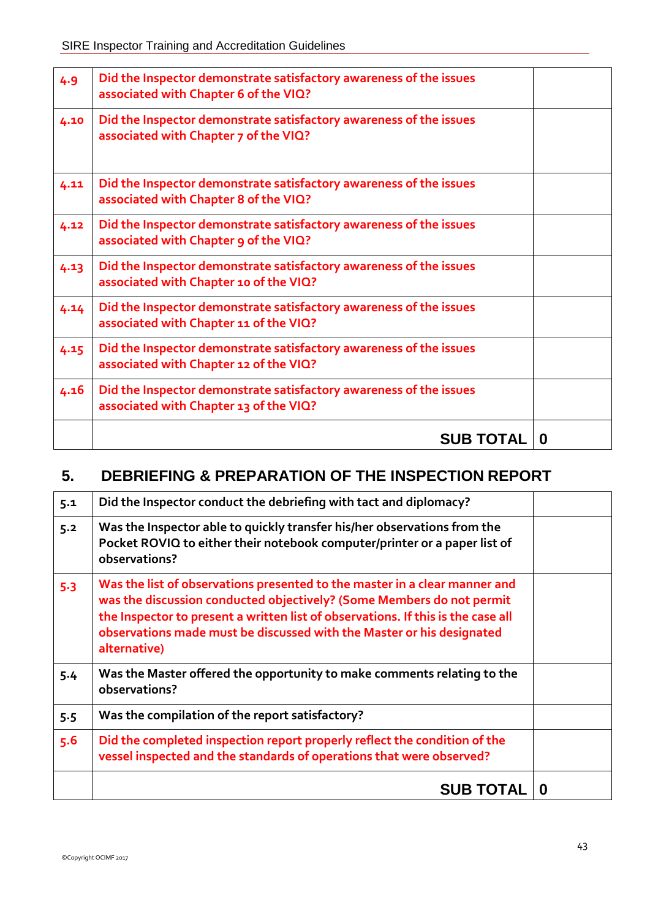| | | |
|---|---|---|
| 4.9 | Did the Inspector demonstrate satisfactory awareness of the issues associated with Chapter 6 of the VIQ? | |
| 4.10 | Did the Inspector demonstrate satisfactory awareness of the issues associated with Chapter 7 of the VIQ? | |
| 4.11 | Did the Inspector demonstrate satisfactory awareness of the issues associated with Chapter 8 of the VIQ? | |
| 4.12 | Did the Inspector demonstrate satisfactory awareness of the issues associated with Chapter 9 of the VIQ? | |
| 4.13 | Did the Inspector demonstrate satisfactory awareness of the issues associated with Chapter 10 of the VIQ? | |
| 4.14 | Did the Inspector demonstrate satisfactory awareness of the issues associated with Chapter 11 of the VIQ? | |
| 4.15 | Did the Inspector demonstrate satisfactory awareness of the issues associated with Chapter 12 of the VIQ? | |
| 4.16 | Did the Inspector demonstrate satisfactory awareness of the issues associated with Chapter 13 of the VIQ? | |
| | **SUB TOTAL** | **0** |

## 5. DEBRIEFING & PREPARATION OF THE INSPECTION REPORT

| | | |
|---|---|---|
| 5.1 | Did the Inspector conduct the debriefing with tact and diplomacy? | |
| 5.2 | Was the Inspector able to quickly transfer his/her observations from the Pocket ROVIQ to either their notebook computer/printer or a paper list of observations? | |
| 5.3 | Was the list of observations presented to the master in a clear manner and was the discussion conducted objectively? (Some Members do not permit the Inspector to present a written list of observations. If this is the case all observations made must be discussed with the Master or his designated alternative) | |
| 5.4 | Was the Master offered the opportunity to make comments relating to the observations? | |
| 5.5 | Was the compilation of the report satisfactory? | |
| 5.6 | Did the completed inspection report properly reflect the condition of the vessel inspected and the standards of operations that were observed? | |
| | **SUB TOTAL** | **0** |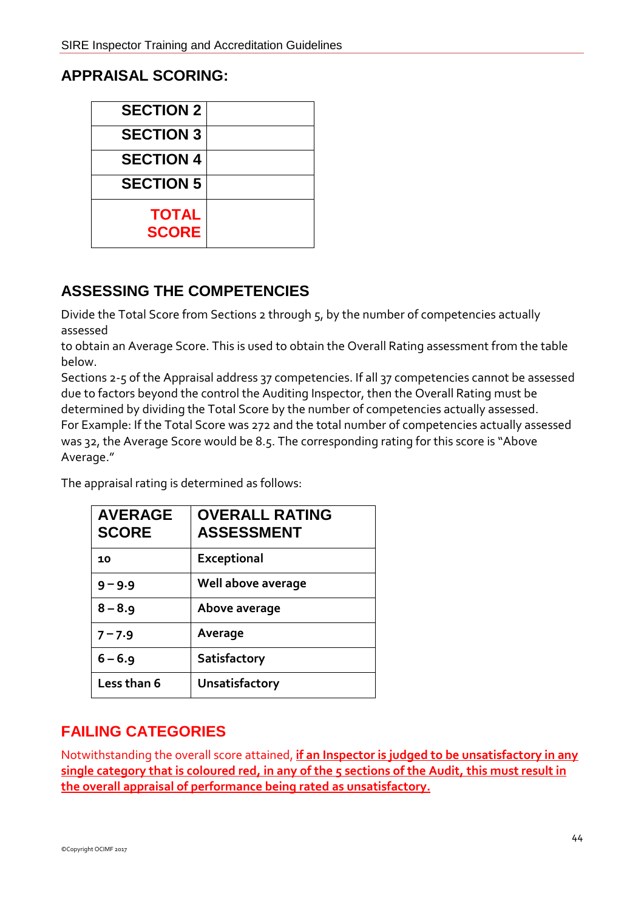## APPRAISAL SCORING:

| | |
|---|---|
| SECTION 2 | |
| SECTION 3 | |
| SECTION 4 | |
| SECTION 5 | |
| **TOTAL SCORE** | |

## ASSESSING THE COMPETENCIES

Divide the Total Score from Sections 2 through 5, by the number of competencies actually assessed
to obtain an Average Score. This is used to obtain the Overall Rating assessment from the table below.
Sections 2-5 of the Appraisal address 37 competencies. If all 37 competencies cannot be assessed due to factors beyond the control the Auditing Inspector, then the Overall Rating must be determined by dividing the Total Score by the number of competencies actually assessed.
For Example: If the Total Score was 272 and the total number of competencies actually assessed was 32, the Average Score would be 8.5. The corresponding rating for this score is "Above Average."

The appraisal rating is determined as follows:

| AVERAGE SCORE | OVERALL RATING ASSESSMENT |
|---|---|
| 10 | Exceptional |
| 9 – 9.9 | Well above average |
| 8 – 8.9 | Above average |
| 7 – 7.9 | Average |
| 6 – 6.9 | Satisfactory |
| Less than 6 | Unsatisfactory |

## FAILING CATEGORIES

Notwithstanding the overall score attained, **if an Inspector is judged to be unsatisfactory in any single category that is coloured red, in any of the 5 sections of the Audit, this must result in the overall appraisal of performance being rated as unsatisfactory.**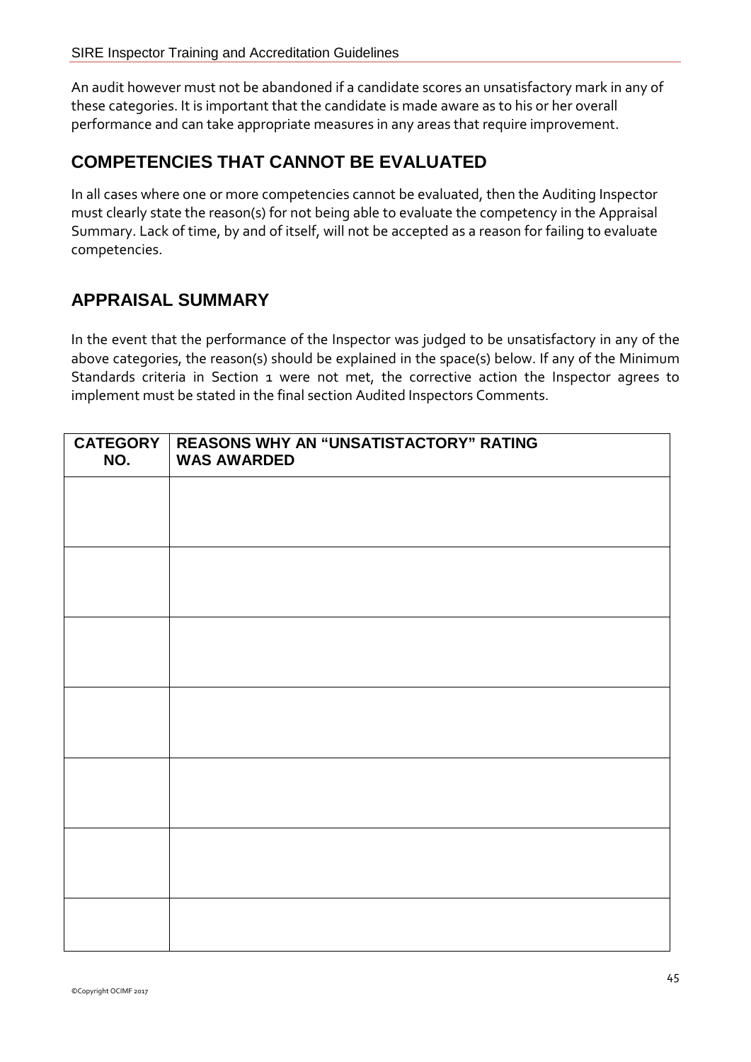An audit however must not be abandoned if a candidate scores an unsatisfactory mark in any of these categories. It is important that the candidate is made aware as to his or her overall performance and can take appropriate measures in any areas that require improvement.

## COMPETENCIES THAT CANNOT BE EVALUATED

In all cases where one or more competencies cannot be evaluated, then the Auditing Inspector must clearly state the reason(s) for not being able to evaluate the competency in the Appraisal Summary. Lack of time, by and of itself, will not be accepted as a reason for failing to evaluate competencies.

## APPRAISAL SUMMARY

In the event that the performance of the Inspector was judged to be unsatisfactory in any of the above categories, the reason(s) should be explained in the space(s) below. If any of the Minimum Standards criteria in Section 1 were not met, the corrective action the Inspector agrees to implement must be stated in the final section Audited Inspectors Comments.

| CATEGORY NO. | REASONS WHY AN "UNSATISTACTORY" RATING WAS AWARDED |
|---|---|
| | |
| | |
| | |
| | |
| | |
| | |
| | |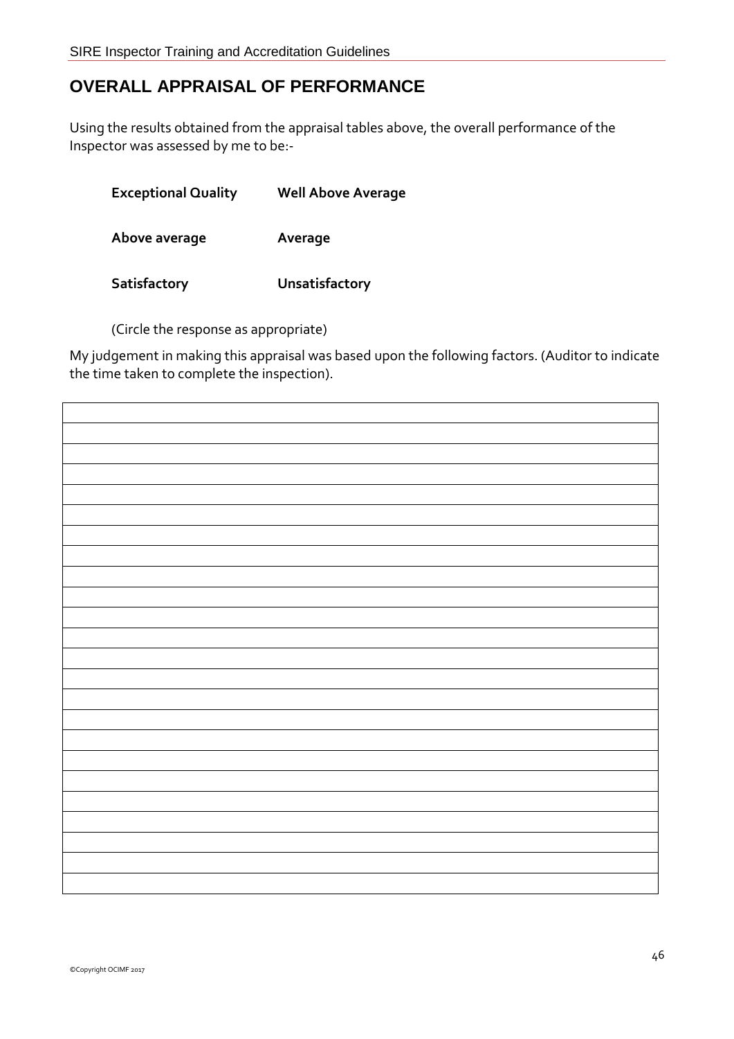## OVERALL APPRAISAL OF PERFORMANCE

Using the results obtained from the appraisal tables above, the overall performance of the Inspector was assessed by me to be:-

| | |
|---|---|
| **Exceptional Quality** | **Well Above Average** |
| **Above average** | **Average** |
| **Satisfactory** | **Unsatisfactory** |

(Circle the response as appropriate)

My judgement in making this appraisal was based upon the following factors. (Auditor to indicate the time taken to complete the inspection).

| |
|---|
| |
| |
| |
| |
| |
| |
| |
| |
| |
| |
| |
| |
| |
| |
| |
| |
| |
| |
| |
| |
| |
| |
| |
| |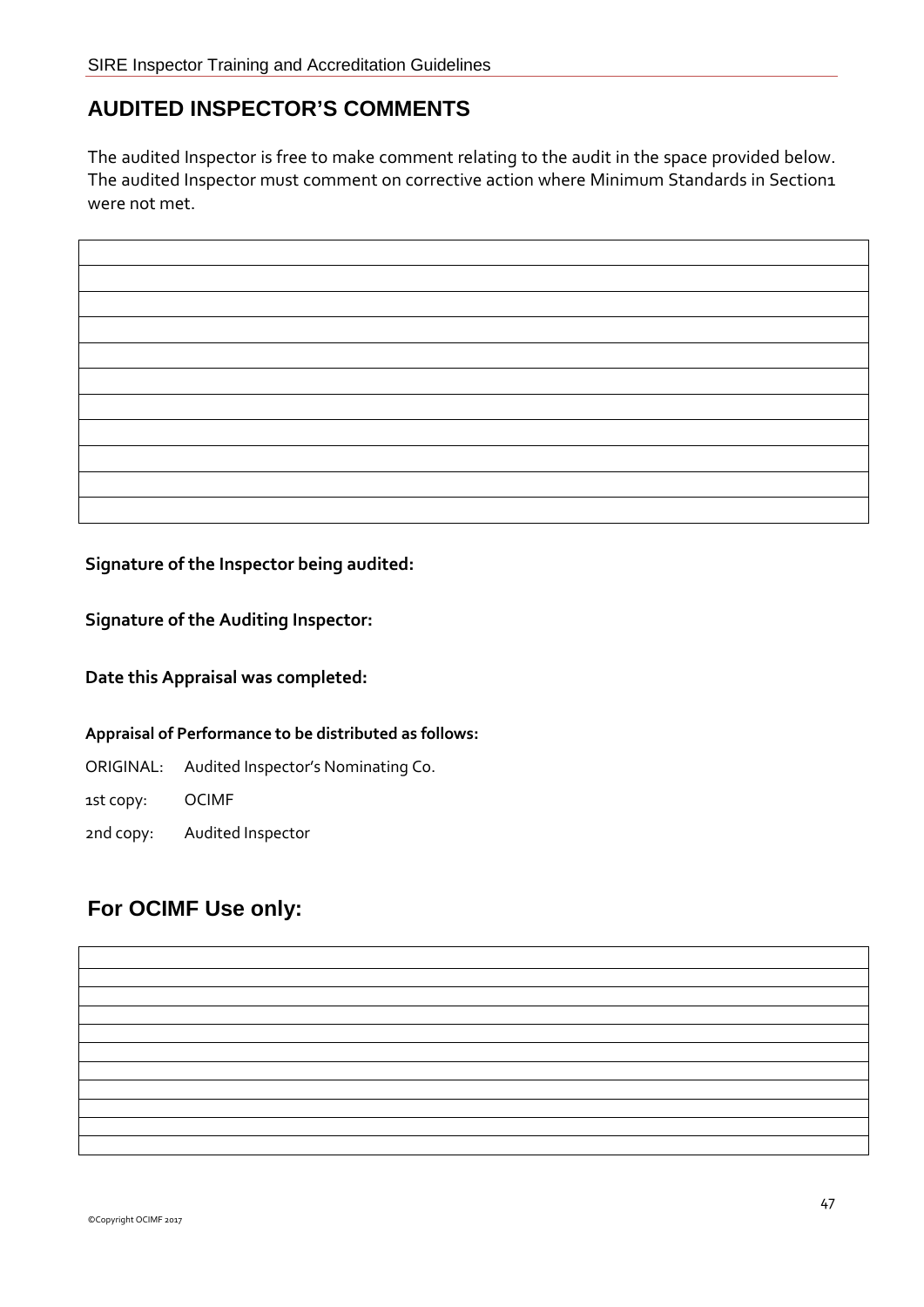## AUDITED INSPECTOR'S COMMENTS

The audited Inspector is free to make comment relating to the audit in the space provided below. The audited Inspector must comment on corrective action where Minimum Standards in Section1 were not met.

| |
|---|
| |
| |
| |
| |
| |
| |
| |
| |
| |
| |

**Signature of the Inspector being audited:**

**Signature of the Auditing Inspector:**

**Date this Appraisal was completed:**

**Appraisal of Performance to be distributed as follows:**

ORIGINAL: Audited Inspector's Nominating Co.

1st copy: OCIMF

2nd copy: Audited Inspector

## For OCIMF Use only:

| |
|---|
| |
| |
| |
| |
| |
| |
| |
| |
| |
| |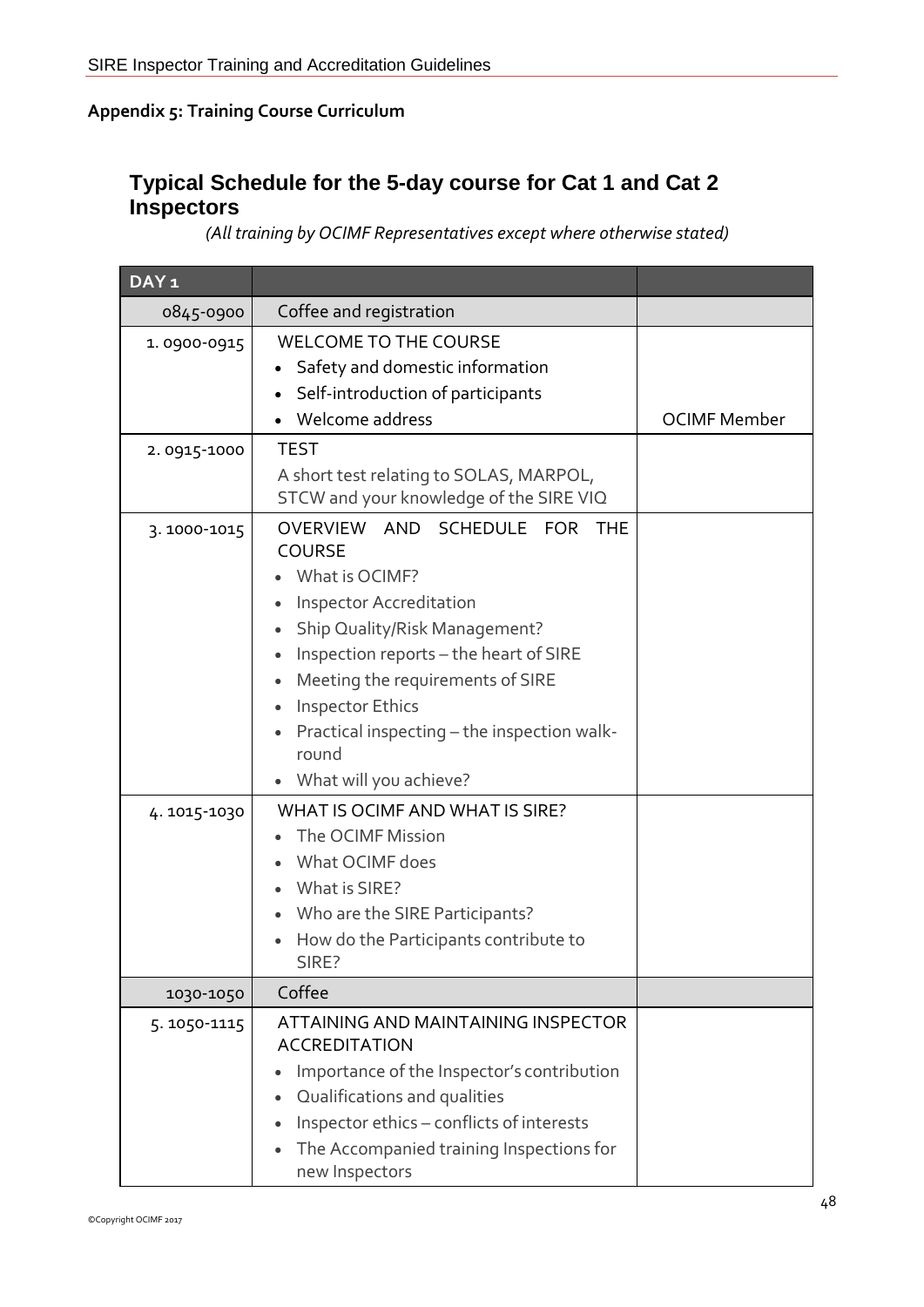**Appendix 5: Training Course Curriculum**

## Typical Schedule for the 5-day course for Cat 1 and Cat 2 Inspectors

*(All training by OCIMF Representatives except where otherwise stated)*

| DAY 1 | | |
|---|---|---|
| 0845-0900 | Coffee and registration | |
| 1. 0900-0915 | WELCOME TO THE COURSE<br>• Safety and domestic information<br>• Self-introduction of participants<br>• Welcome address | OCIMF Member |
| 2. 0915-1000 | TEST<br>A short test relating to SOLAS, MARPOL, STCW and your knowledge of the SIRE VIQ | |
| 3. 1000-1015 | OVERVIEW AND SCHEDULE FOR THE COURSE<br>• What is OCIMF?<br>• Inspector Accreditation<br>• Ship Quality/Risk Management?<br>• Inspection reports – the heart of SIRE<br>• Meeting the requirements of SIRE<br>• Inspector Ethics<br>• Practical inspecting – the inspection walk-round<br>• What will you achieve? | |
| 4. 1015-1030 | WHAT IS OCIMF AND WHAT IS SIRE?<br>• The OCIMF Mission<br>• What OCIMF does<br>• What is SIRE?<br>• Who are the SIRE Participants?<br>• How do the Participants contribute to SIRE? | |
| 1030-1050 | Coffee | |
| 5. 1050-1115 | ATTAINING AND MAINTAINING INSPECTOR ACCREDITATION<br>• Importance of the Inspector's contribution<br>• Qualifications and qualities<br>• Inspector ethics – conflicts of interests<br>• The Accompanied training Inspections for new Inspectors | |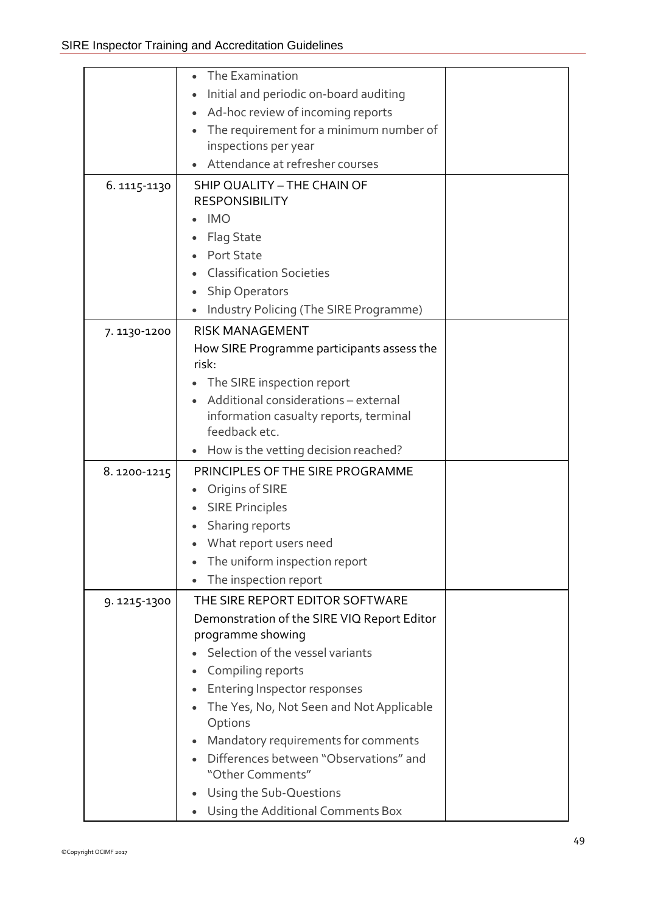| | | |
|---|---|---|
| | • The Examination<br>• Initial and periodic on-board auditing<br>• Ad-hoc review of incoming reports<br>• The requirement for a minimum number of inspections per year<br>• Attendance at refresher courses | |
| 6. 1115-1130 | SHIP QUALITY – THE CHAIN OF RESPONSIBILITY<br>• IMO<br>• Flag State<br>• Port State<br>• Classification Societies<br>• Ship Operators<br>• Industry Policing (The SIRE Programme) | |
| 7. 1130-1200 | RISK MANAGEMENT<br>How SIRE Programme participants assess the risk:<br>• The SIRE inspection report<br>• Additional considerations – external information casualty reports, terminal feedback etc.<br>• How is the vetting decision reached? | |
| 8. 1200-1215 | PRINCIPLES OF THE SIRE PROGRAMME<br>• Origins of SIRE<br>• SIRE Principles<br>• Sharing reports<br>• What report users need<br>• The uniform inspection report<br>• The inspection report | |
| 9. 1215-1300 | THE SIRE REPORT EDITOR SOFTWARE<br>Demonstration of the SIRE VIQ Report Editor programme showing<br>• Selection of the vessel variants<br>• Compiling reports<br>• Entering Inspector responses<br>• The Yes, No, Not Seen and Not Applicable Options<br>• Mandatory requirements for comments<br>• Differences between "Observations" and "Other Comments"<br>• Using the Sub-Questions<br>• Using the Additional Comments Box | |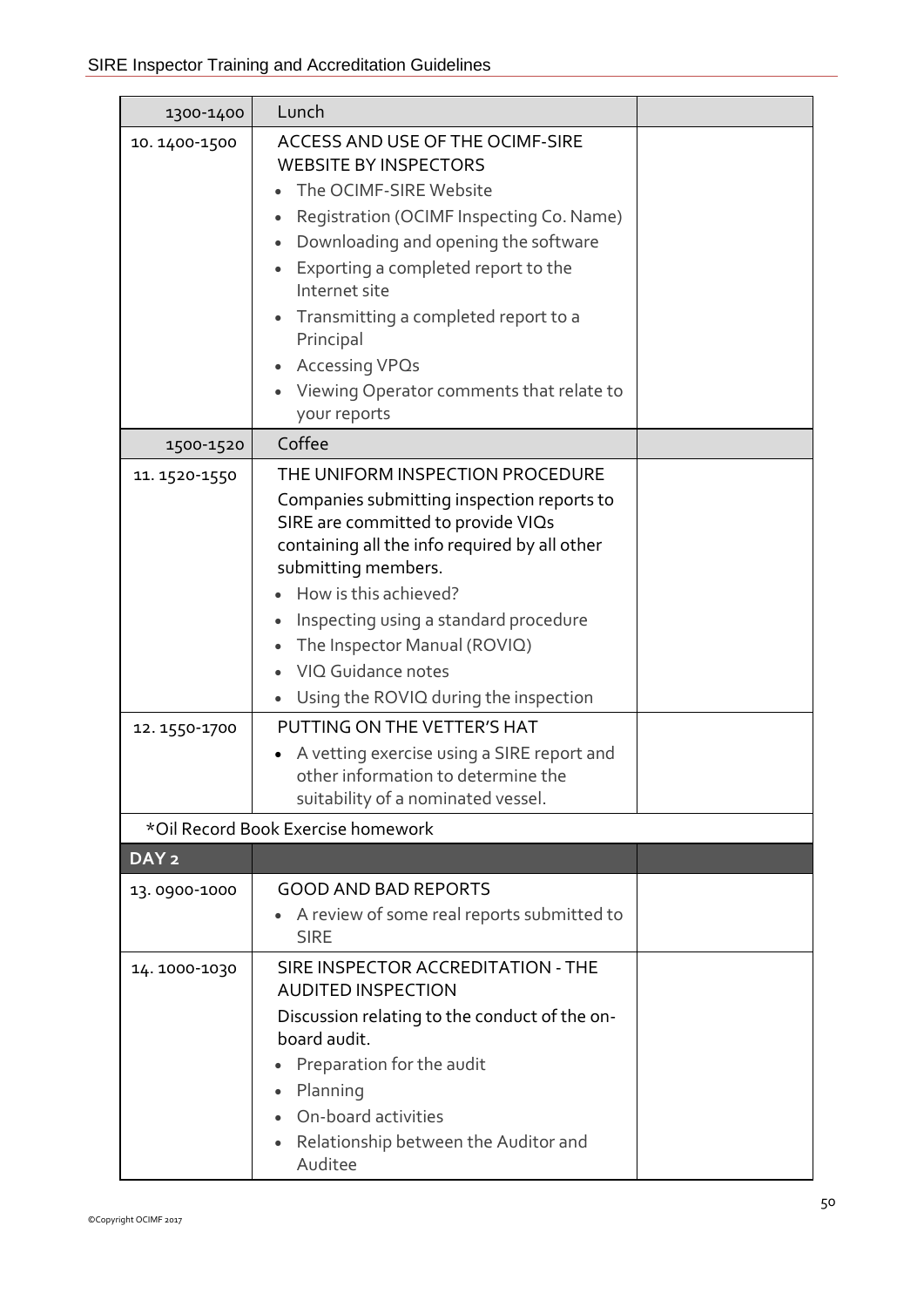| 1300-1400 | Lunch | |
|---|---|---|
| 10. 1400-1500 | ACCESS AND USE OF THE OCIMF-SIRE WEBSITE BY INSPECTORS<br>• The OCIMF-SIRE Website<br>• Registration (OCIMF Inspecting Co. Name)<br>• Downloading and opening the software<br>• Exporting a completed report to the Internet site<br>• Transmitting a completed report to a Principal<br>• Accessing VPQs<br>• Viewing Operator comments that relate to your reports | |
| 1500-1520 | Coffee | |
| 11. 1520-1550 | THE UNIFORM INSPECTION PROCEDURE<br>Companies submitting inspection reports to SIRE are committed to provide VIQs containing all the info required by all other submitting members.<br>• How is this achieved?<br>• Inspecting using a standard procedure<br>• The Inspector Manual (ROVIQ)<br>• VIQ Guidance notes<br>• Using the ROVIQ during the inspection | |
| 12. 1550-1700 | PUTTING ON THE VETTER'S HAT<br>• A vetting exercise using a SIRE report and other information to determine the suitability of a nominated vessel. | |
| *Oil Record Book Exercise homework | | |
| **DAY 2** | | |
| 13. 0900-1000 | GOOD AND BAD REPORTS<br>• A review of some real reports submitted to SIRE | |
| 14. 1000-1030 | SIRE INSPECTOR ACCREDITATION - THE AUDITED INSPECTION<br>Discussion relating to the conduct of the on-board audit.<br>• Preparation for the audit<br>• Planning<br>• On-board activities<br>• Relationship between the Auditor and Auditee | |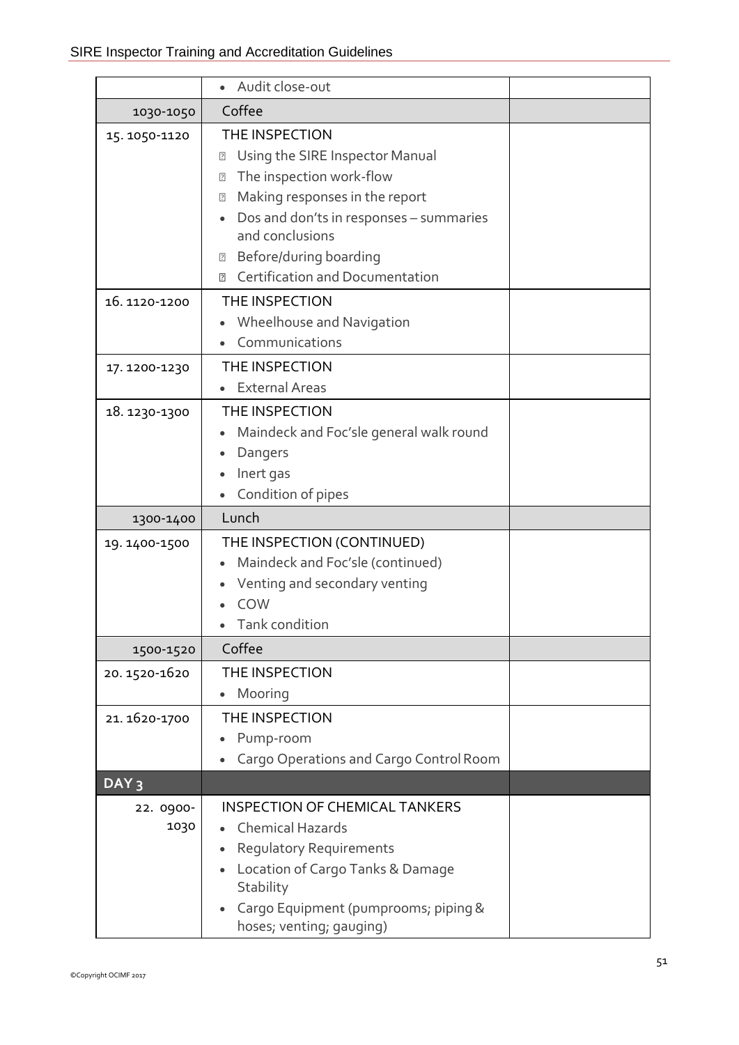| | | |
|---|---|---|
| | • Audit close-out | |
| 1030-1050 | Coffee | |
| 15. 1050-1120 | THE INSPECTION<br>• Using the SIRE Inspector Manual<br>• The inspection work-flow<br>• Making responses in the report<br>• Dos and don'ts in responses – summaries and conclusions<br>• Before/during boarding<br>• Certification and Documentation | |
| 16. 1120-1200 | THE INSPECTION<br>• Wheelhouse and Navigation<br>• Communications | |
| 17. 1200-1230 | THE INSPECTION<br>• External Areas | |
| 18. 1230-1300 | THE INSPECTION<br>• Maindeck and Foc'sle general walk round<br>• Dangers<br>• Inert gas<br>• Condition of pipes | |
| 1300-1400 | Lunch | |
| 19. 1400-1500 | THE INSPECTION (CONTINUED)<br>• Maindeck and Foc'sle (continued)<br>• Venting and secondary venting<br>• COW<br>• Tank condition | |
| 1500-1520 | Coffee | |
| 20. 1520-1620 | THE INSPECTION<br>• Mooring | |
| 21. 1620-1700 | THE INSPECTION<br>• Pump-room<br>• Cargo Operations and Cargo Control Room | |
| **DAY 3** | | |
| 22. 0900-1030 | INSPECTION OF CHEMICAL TANKERS<br>• Chemical Hazards<br>• Regulatory Requirements<br>• Location of Cargo Tanks & Damage Stability<br>• Cargo Equipment (pumprooms; piping & hoses; venting; gauging) | |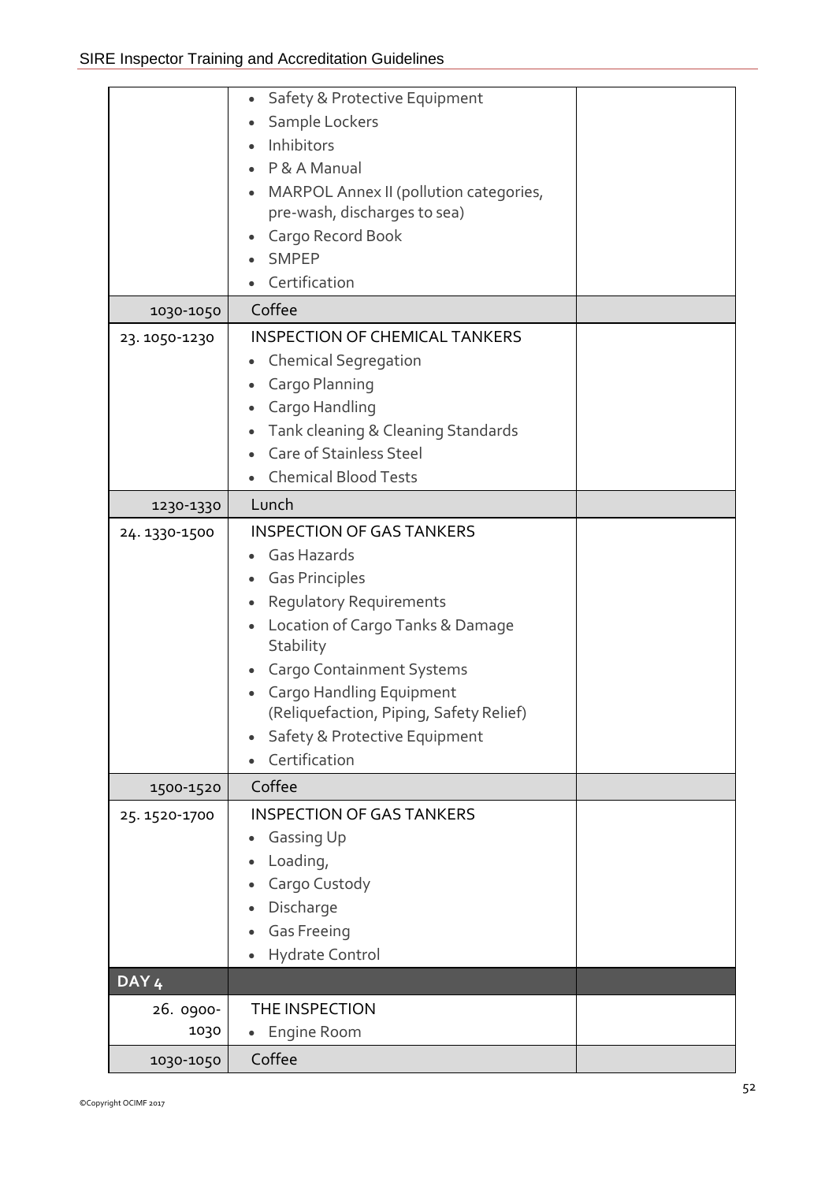| | | |
|---|---|---|
| | • Safety & Protective Equipment<br>• Sample Lockers<br>• Inhibitors<br>• P & A Manual<br>• MARPOL Annex II (pollution categories, pre-wash, discharges to sea)<br>• Cargo Record Book<br>• SMPEP<br>• Certification | |
| 1030-1050 | Coffee | |
| 23. 1050-1230 | INSPECTION OF CHEMICAL TANKERS<br>• Chemical Segregation<br>• Cargo Planning<br>• Cargo Handling<br>• Tank cleaning & Cleaning Standards<br>• Care of Stainless Steel<br>• Chemical Blood Tests | |
| 1230-1330 | Lunch | |
| 24. 1330-1500 | INSPECTION OF GAS TANKERS<br>• Gas Hazards<br>• Gas Principles<br>• Regulatory Requirements<br>• Location of Cargo Tanks & Damage Stability<br>• Cargo Containment Systems<br>• Cargo Handling Equipment (Reliquefaction, Piping, Safety Relief)<br>• Safety & Protective Equipment<br>• Certification | |
| 1500-1520 | Coffee | |
| 25. 1520-1700 | INSPECTION OF GAS TANKERS<br>• Gassing Up<br>• Loading,<br>• Cargo Custody<br>• Discharge<br>• Gas Freeing<br>• Hydrate Control | |
| **DAY 4** | | |
| 26. 0900-1030 | THE INSPECTION<br>• Engine Room | |
| 1030-1050 | Coffee | |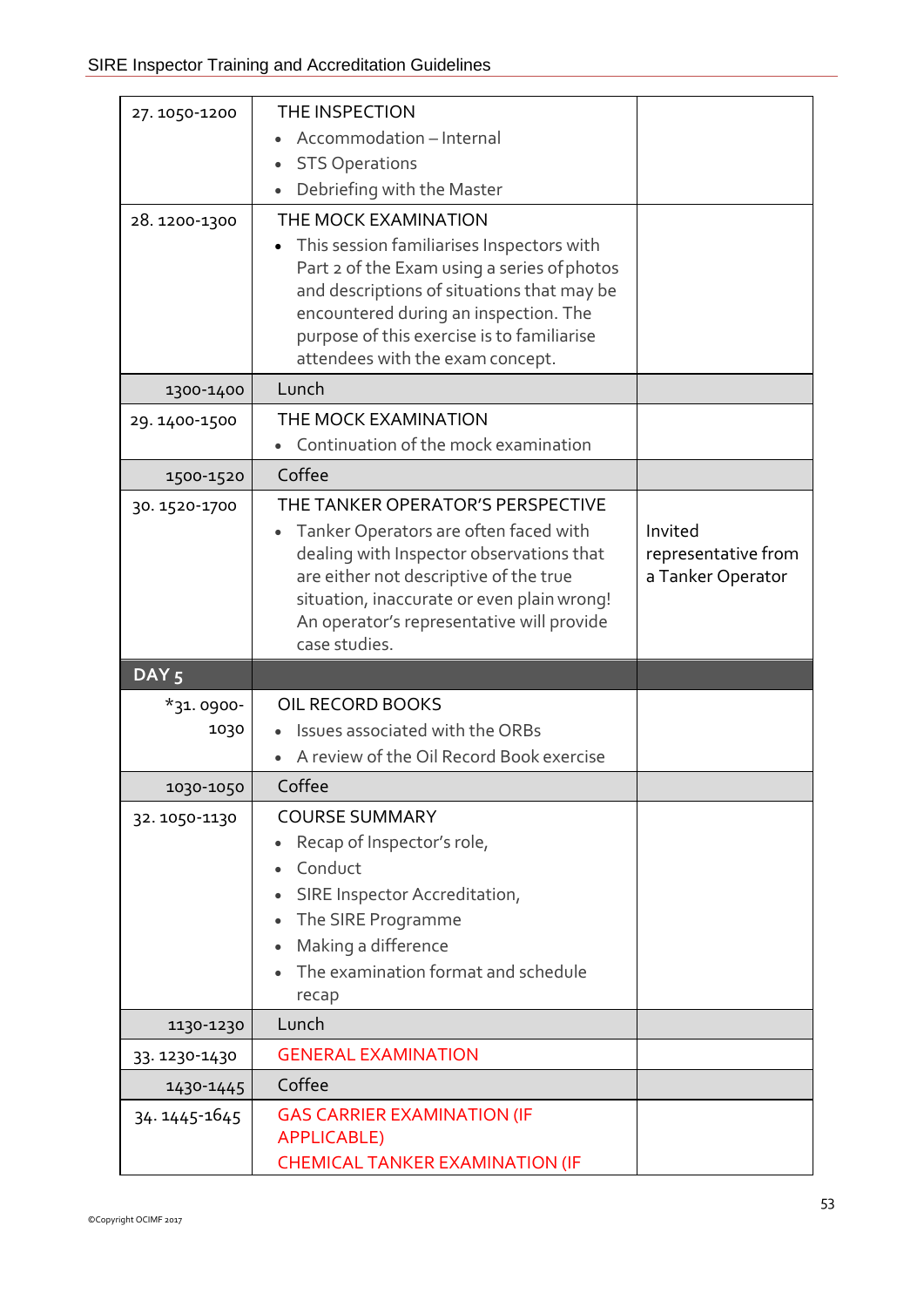| | | |
|---|---|---|
| 27. 1050-1200 | THE INSPECTION<br>• Accommodation – Internal<br>• STS Operations<br>• Debriefing with the Master | |
| 28. 1200-1300 | THE MOCK EXAMINATION<br>• This session familiarises Inspectors with Part 2 of the Exam using a series of photos and descriptions of situations that may be encountered during an inspection. The purpose of this exercise is to familiarise attendees with the exam concept. | |
| 1300-1400 | Lunch | |
| 29. 1400-1500 | THE MOCK EXAMINATION<br>• Continuation of the mock examination | |
| 1500-1520 | Coffee | |
| 30. 1520-1700 | THE TANKER OPERATOR'S PERSPECTIVE<br>• Tanker Operators are often faced with dealing with Inspector observations that are either not descriptive of the true situation, inaccurate or even plain wrong! An operator's representative will provide case studies. | Invited representative from a Tanker Operator |
| **DAY 5** | | |
| *31. 0900-1030 | OIL RECORD BOOKS<br>• Issues associated with the ORBs<br>• A review of the Oil Record Book exercise | |
| 1030-1050 | Coffee | |
| 32. 1050-1130 | COURSE SUMMARY<br>• Recap of Inspector's role,<br>• Conduct<br>• SIRE Inspector Accreditation,<br>• The SIRE Programme<br>• Making a difference<br>• The examination format and schedule recap | |
| 1130-1230 | Lunch | |
| 33. 1230-1430 | GENERAL EXAMINATION | |
| 1430-1445 | Coffee | |
| 34. 1445-1645 | GAS CARRIER EXAMINATION (IF APPLICABLE)<br>CHEMICAL TANKER EXAMINATION (IF | |

©Copyright OCIMF 2017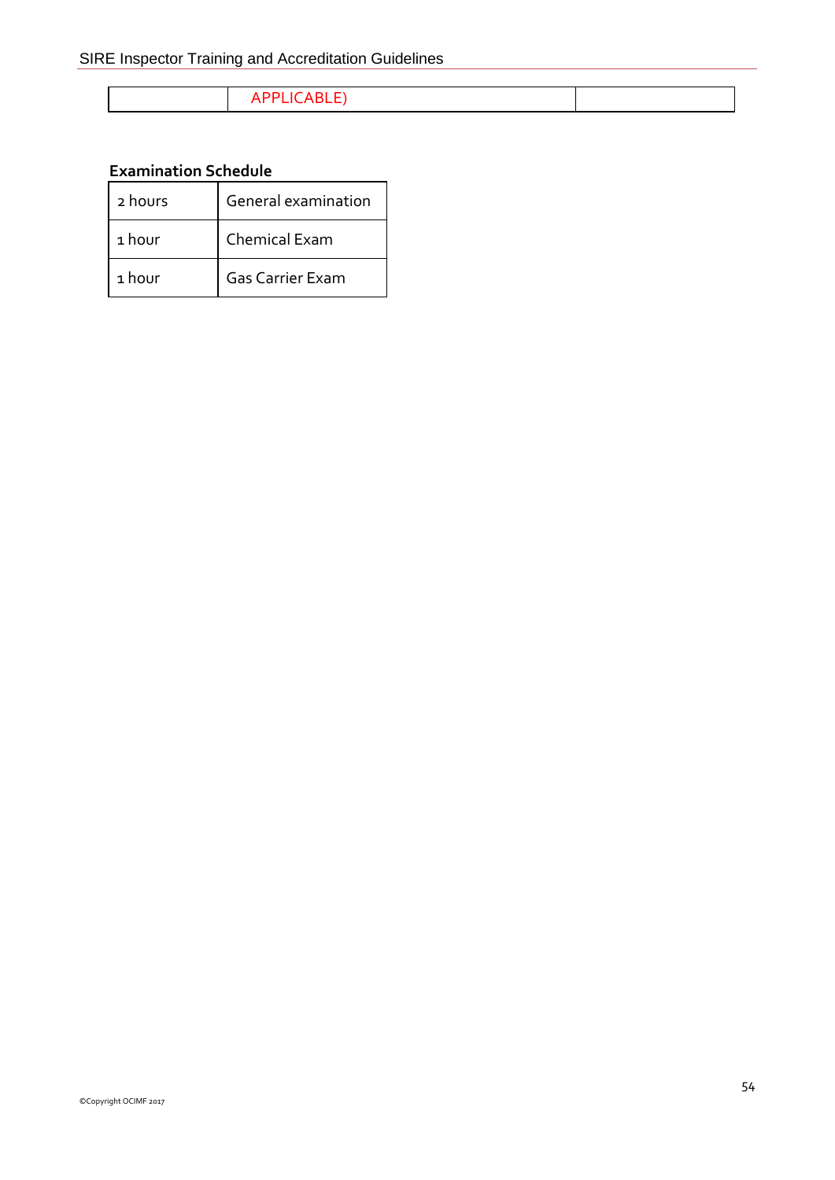| | APPLICABLE) | |
|---|---|---|

**Examination Schedule**

| | |
|---|---|
| 2 hours | General examination |
| 1 hour | Chemical Exam |
| 1 hour | Gas Carrier Exam |

©Copyright OCIMF 2017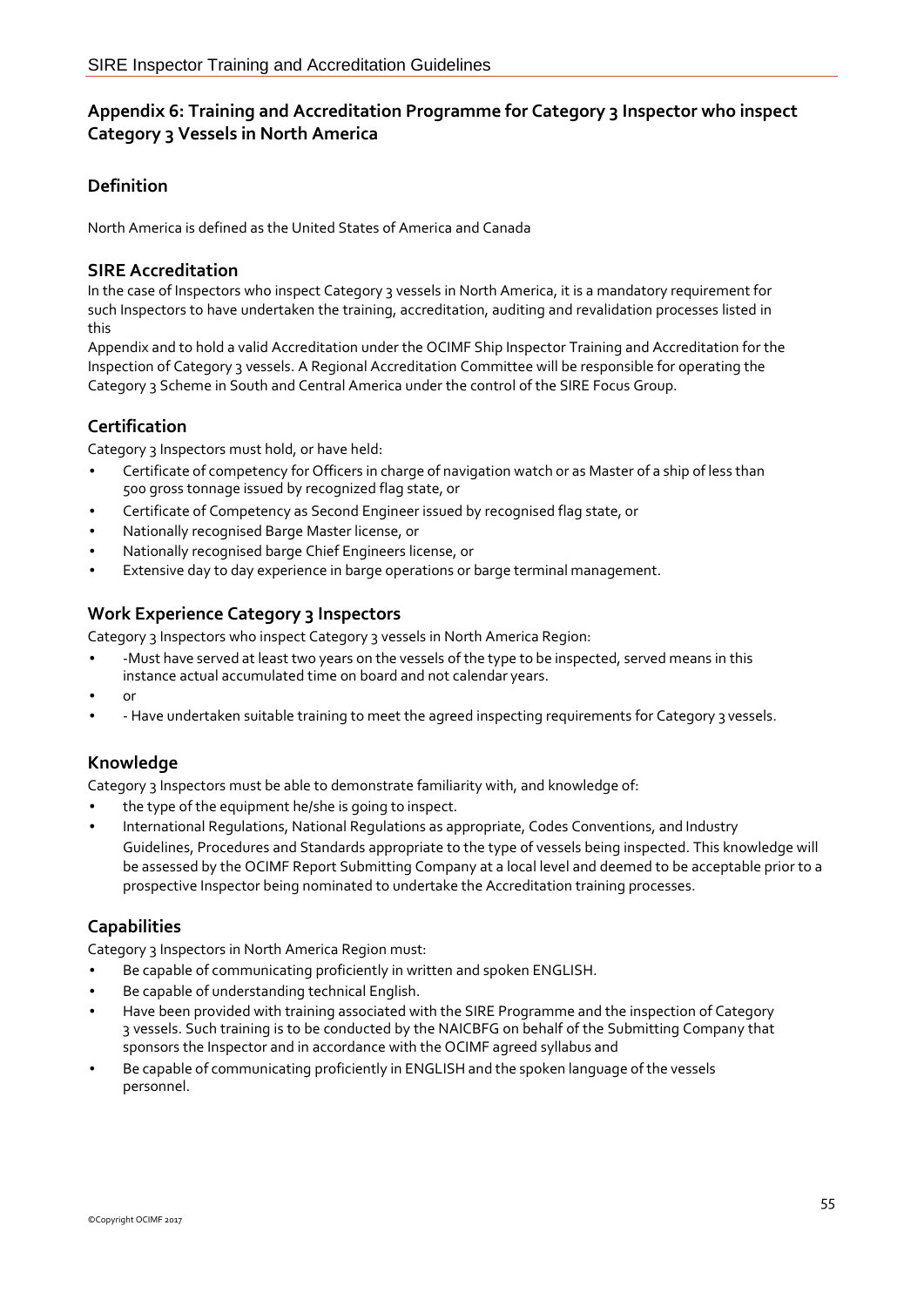## Appendix 6: Training and Accreditation Programme for Category 3 Inspector who inspect Category 3 Vessels in North America

### Definition

North America is defined as the United States of America and Canada

### SIRE Accreditation

In the case of Inspectors who inspect Category 3 vessels in North America, it is a mandatory requirement for such Inspectors to have undertaken the training, accreditation, auditing and revalidation processes listed in this

Appendix and to hold a valid Accreditation under the OCIMF Ship Inspector Training and Accreditation for the Inspection of Category 3 vessels. A Regional Accreditation Committee will be responsible for operating the Category 3 Scheme in South and Central America under the control of the SIRE Focus Group.

### Certification

Category 3 Inspectors must hold, or have held:

- Certificate of competency for Officers in charge of navigation watch or as Master of a ship of less than 500 gross tonnage issued by recognized flag state, or
- Certificate of Competency as Second Engineer issued by recognised flag state, or
- Nationally recognised Barge Master license, or
- Nationally recognised barge Chief Engineers license, or
- Extensive day to day experience in barge operations or barge terminal management.

### Work Experience Category 3 Inspectors

Category 3 Inspectors who inspect Category 3 vessels in North America Region:

- -Must have served at least two years on the vessels of the type to be inspected, served means in this instance actual accumulated time on board and not calendar years.
- or
- - Have undertaken suitable training to meet the agreed inspecting requirements for Category 3 vessels.

### Knowledge

Category 3 Inspectors must be able to demonstrate familiarity with, and knowledge of:

- the type of the equipment he/she is going to inspect.
- International Regulations, National Regulations as appropriate, Codes Conventions, and Industry Guidelines, Procedures and Standards appropriate to the type of vessels being inspected. This knowledge will be assessed by the OCIMF Report Submitting Company at a local level and deemed to be acceptable prior to a prospective Inspector being nominated to undertake the Accreditation training processes.

### Capabilities

Category 3 Inspectors in North America Region must:

- Be capable of communicating proficiently in written and spoken ENGLISH.
- Be capable of understanding technical English.
- Have been provided with training associated with the SIRE Programme and the inspection of Category 3 vessels. Such training is to be conducted by the NAICBFG on behalf of the Submitting Company that sponsors the Inspector and in accordance with the OCIMF agreed syllabus and
- Be capable of communicating proficiently in ENGLISH and the spoken language of the vessels personnel.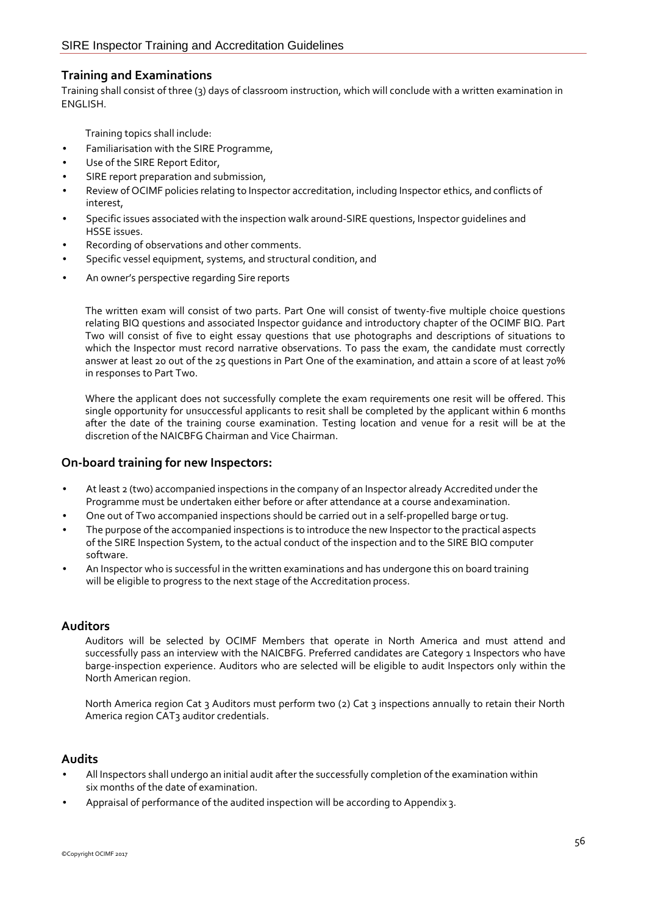## Training and Examinations

Training shall consist of three (3) days of classroom instruction, which will conclude with a written examination in ENGLISH.

Training topics shall include:

- Familiarisation with the SIRE Programme,
- Use of the SIRE Report Editor,
- SIRE report preparation and submission,
- Review of OCIMF policies relating to Inspector accreditation, including Inspector ethics, and conflicts of interest,
- Specific issues associated with the inspection walk around-SIRE questions, Inspector guidelines and HSSE issues.
- Recording of observations and other comments.
- Specific vessel equipment, systems, and structural condition, and
- An owner's perspective regarding Sire reports

The written exam will consist of two parts. Part One will consist of twenty-five multiple choice questions relating BIQ questions and associated Inspector guidance and introductory chapter of the OCIMF BIQ. Part Two will consist of five to eight essay questions that use photographs and descriptions of situations to which the Inspector must record narrative observations. To pass the exam, the candidate must correctly answer at least 20 out of the 25 questions in Part One of the examination, and attain a score of at least 70% in responses to Part Two.

Where the applicant does not successfully complete the exam requirements one resit will be offered. This single opportunity for unsuccessful applicants to resit shall be completed by the applicant within 6 months after the date of the training course examination. Testing location and venue for a resit will be at the discretion of the NAICBFG Chairman and Vice Chairman.

## On-board training for new Inspectors:

- At least 2 (two) accompanied inspections in the company of an Inspector already Accredited under the Programme must be undertaken either before or after attendance at a course and examination.
- One out of Two accompanied inspections should be carried out in a self-propelled barge or tug.
- The purpose of the accompanied inspections is to introduce the new Inspector to the practical aspects of the SIRE Inspection System, to the actual conduct of the inspection and to the SIRE BIQ computer software.
- An Inspector who is successful in the written examinations and has undergone this on board training will be eligible to progress to the next stage of the Accreditation process.

## Auditors

Auditors will be selected by OCIMF Members that operate in North America and must attend and successfully pass an interview with the NAICBFG. Preferred candidates are Category 1 Inspectors who have barge-inspection experience. Auditors who are selected will be eligible to audit Inspectors only within the North American region.

North America region Cat 3 Auditors must perform two (2) Cat 3 inspections annually to retain their North America region CAT3 auditor credentials.

## Audits

- All Inspectors shall undergo an initial audit after the successfully completion of the examination within six months of the date of examination.
- Appraisal of performance of the audited inspection will be according to Appendix 3.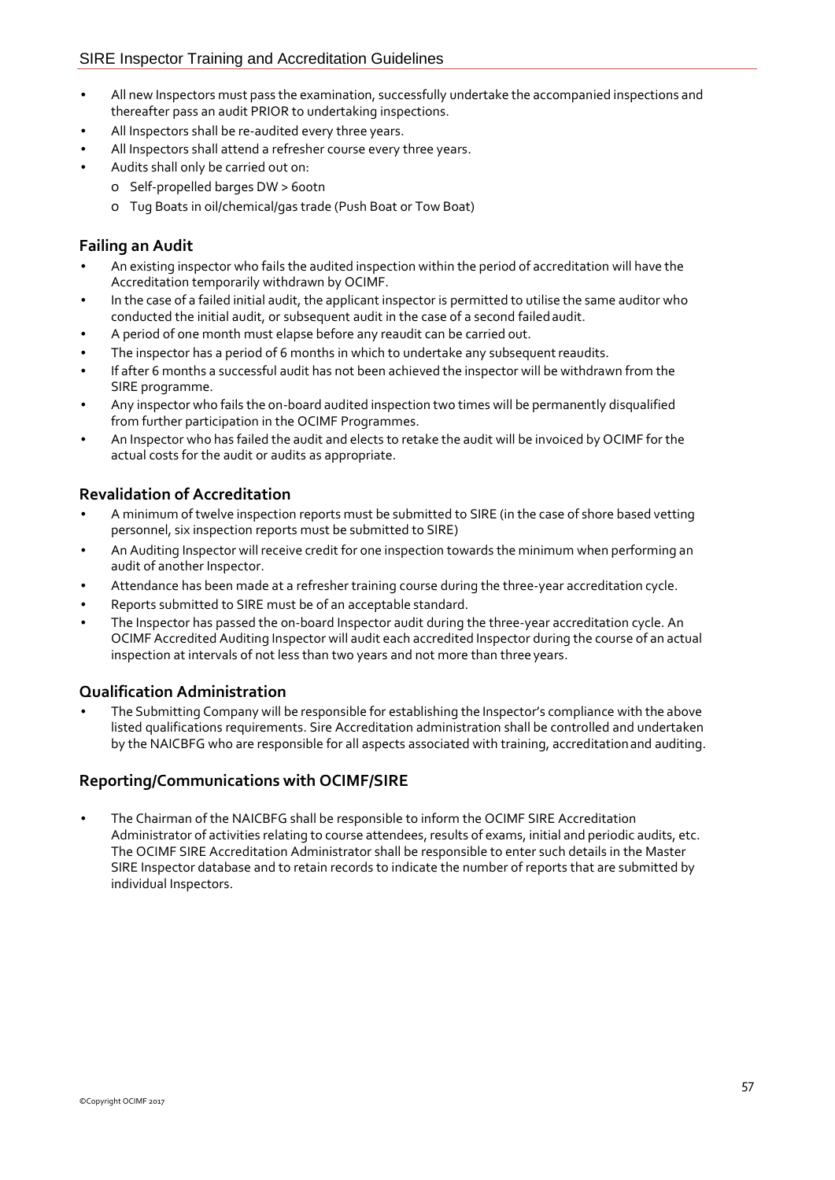- All new Inspectors must pass the examination, successfully undertake the accompanied inspections and thereafter pass an audit PRIOR to undertaking inspections.
- All Inspectors shall be re-audited every three years.
- All Inspectors shall attend a refresher course every three years.
- Audits shall only be carried out on:
  - Self-propelled barges DW > 600tn
  - Tug Boats in oil/chemical/gas trade (Push Boat or Tow Boat)

### Failing an Audit

- An existing inspector who fails the audited inspection within the period of accreditation will have the Accreditation temporarily withdrawn by OCIMF.
- In the case of a failed initial audit, the applicant inspector is permitted to utilise the same auditor who conducted the initial audit, or subsequent audit in the case of a second failed audit.
- A period of one month must elapse before any reaudit can be carried out.
- The inspector has a period of 6 months in which to undertake any subsequent reaudits.
- If after 6 months a successful audit has not been achieved the inspector will be withdrawn from the SIRE programme.
- Any inspector who fails the on-board audited inspection two times will be permanently disqualified from further participation in the OCIMF Programmes.
- An Inspector who has failed the audit and elects to retake the audit will be invoiced by OCIMF for the actual costs for the audit or audits as appropriate.

### Revalidation of Accreditation

- A minimum of twelve inspection reports must be submitted to SIRE (in the case of shore based vetting personnel, six inspection reports must be submitted to SIRE)
- An Auditing Inspector will receive credit for one inspection towards the minimum when performing an audit of another Inspector.
- Attendance has been made at a refresher training course during the three-year accreditation cycle.
- Reports submitted to SIRE must be of an acceptable standard.
- The Inspector has passed the on-board Inspector audit during the three-year accreditation cycle. An OCIMF Accredited Auditing Inspector will audit each accredited Inspector during the course of an actual inspection at intervals of not less than two years and not more than three years.

### Qualification Administration

- The Submitting Company will be responsible for establishing the Inspector's compliance with the above listed qualifications requirements. Sire Accreditation administration shall be controlled and undertaken by the NAICBFG who are responsible for all aspects associated with training, accreditation and auditing.

### Reporting/Communications with OCIMF/SIRE

- The Chairman of the NAICBFG shall be responsible to inform the OCIMF SIRE Accreditation Administrator of activities relating to course attendees, results of exams, initial and periodic audits, etc. The OCIMF SIRE Accreditation Administrator shall be responsible to enter such details in the Master SIRE Inspector database and to retain records to indicate the number of reports that are submitted by individual Inspectors.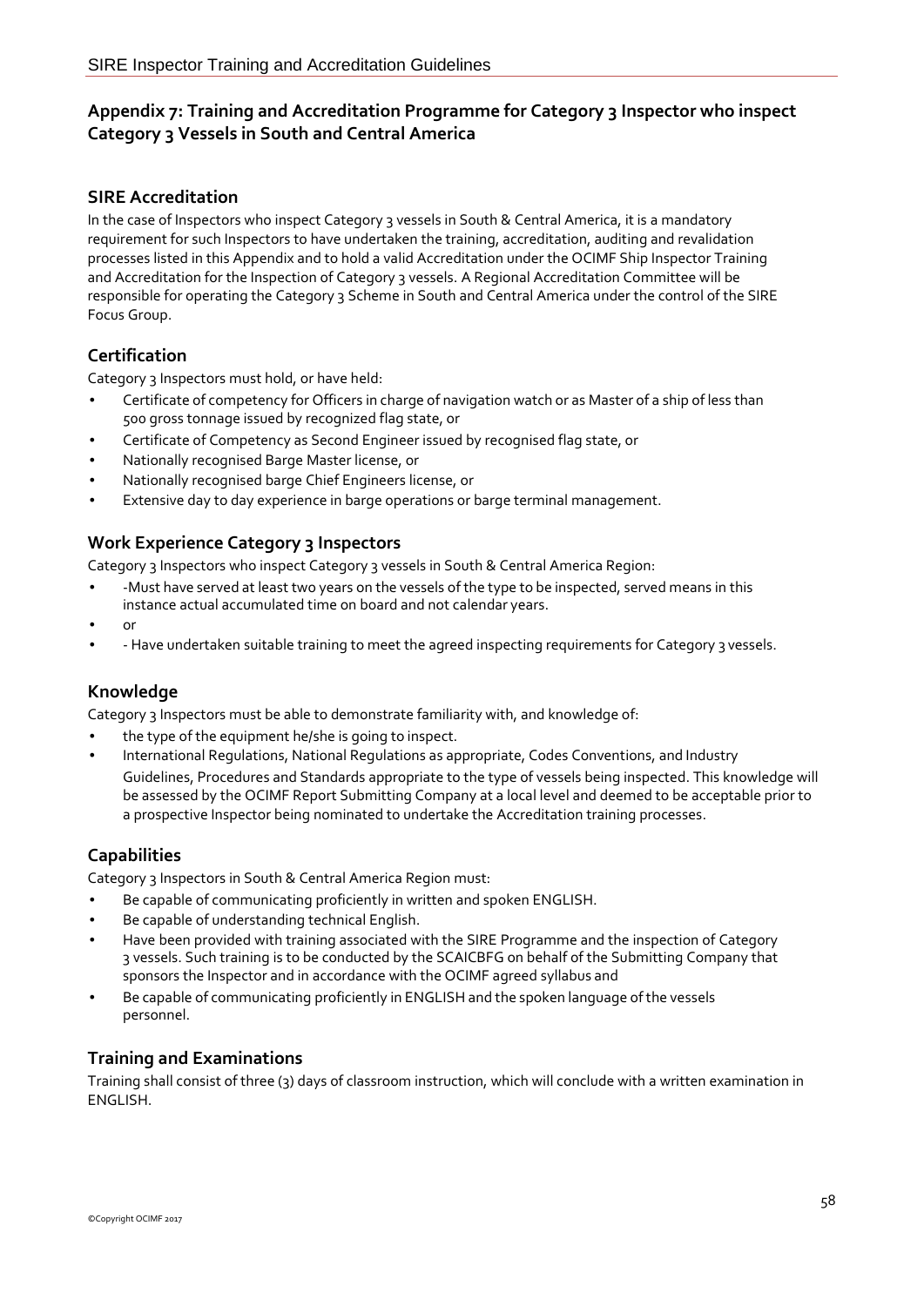## Appendix 7: Training and Accreditation Programme for Category 3 Inspector who inspect Category 3 Vessels in South and Central America

### SIRE Accreditation

In the case of Inspectors who inspect Category 3 vessels in South & Central America, it is a mandatory requirement for such Inspectors to have undertaken the training, accreditation, auditing and revalidation processes listed in this Appendix and to hold a valid Accreditation under the OCIMF Ship Inspector Training and Accreditation for the Inspection of Category 3 vessels. A Regional Accreditation Committee will be responsible for operating the Category 3 Scheme in South and Central America under the control of the SIRE Focus Group.

### Certification

Category 3 Inspectors must hold, or have held:

- Certificate of competency for Officers in charge of navigation watch or as Master of a ship of less than 500 gross tonnage issued by recognized flag state, or
- Certificate of Competency as Second Engineer issued by recognised flag state, or
- Nationally recognised Barge Master license, or
- Nationally recognised barge Chief Engineers license, or
- Extensive day to day experience in barge operations or barge terminal management.

### Work Experience Category 3 Inspectors

Category 3 Inspectors who inspect Category 3 vessels in South & Central America Region:

- -Must have served at least two years on the vessels of the type to be inspected, served means in this instance actual accumulated time on board and not calendar years.
- or
- - Have undertaken suitable training to meet the agreed inspecting requirements for Category 3 vessels.

### Knowledge

Category 3 Inspectors must be able to demonstrate familiarity with, and knowledge of:

- the type of the equipment he/she is going to inspect.
- International Regulations, National Regulations as appropriate, Codes Conventions, and Industry Guidelines, Procedures and Standards appropriate to the type of vessels being inspected. This knowledge will be assessed by the OCIMF Report Submitting Company at a local level and deemed to be acceptable prior to a prospective Inspector being nominated to undertake the Accreditation training processes.

### Capabilities

Category 3 Inspectors in South & Central America Region must:

- Be capable of communicating proficiently in written and spoken ENGLISH.
- Be capable of understanding technical English.
- Have been provided with training associated with the SIRE Programme and the inspection of Category 3 vessels. Such training is to be conducted by the SCAICBFG on behalf of the Submitting Company that sponsors the Inspector and in accordance with the OCIMF agreed syllabus and
- Be capable of communicating proficiently in ENGLISH and the spoken language of the vessels personnel.

### Training and Examinations

Training shall consist of three (3) days of classroom instruction, which will conclude with a written examination in ENGLISH.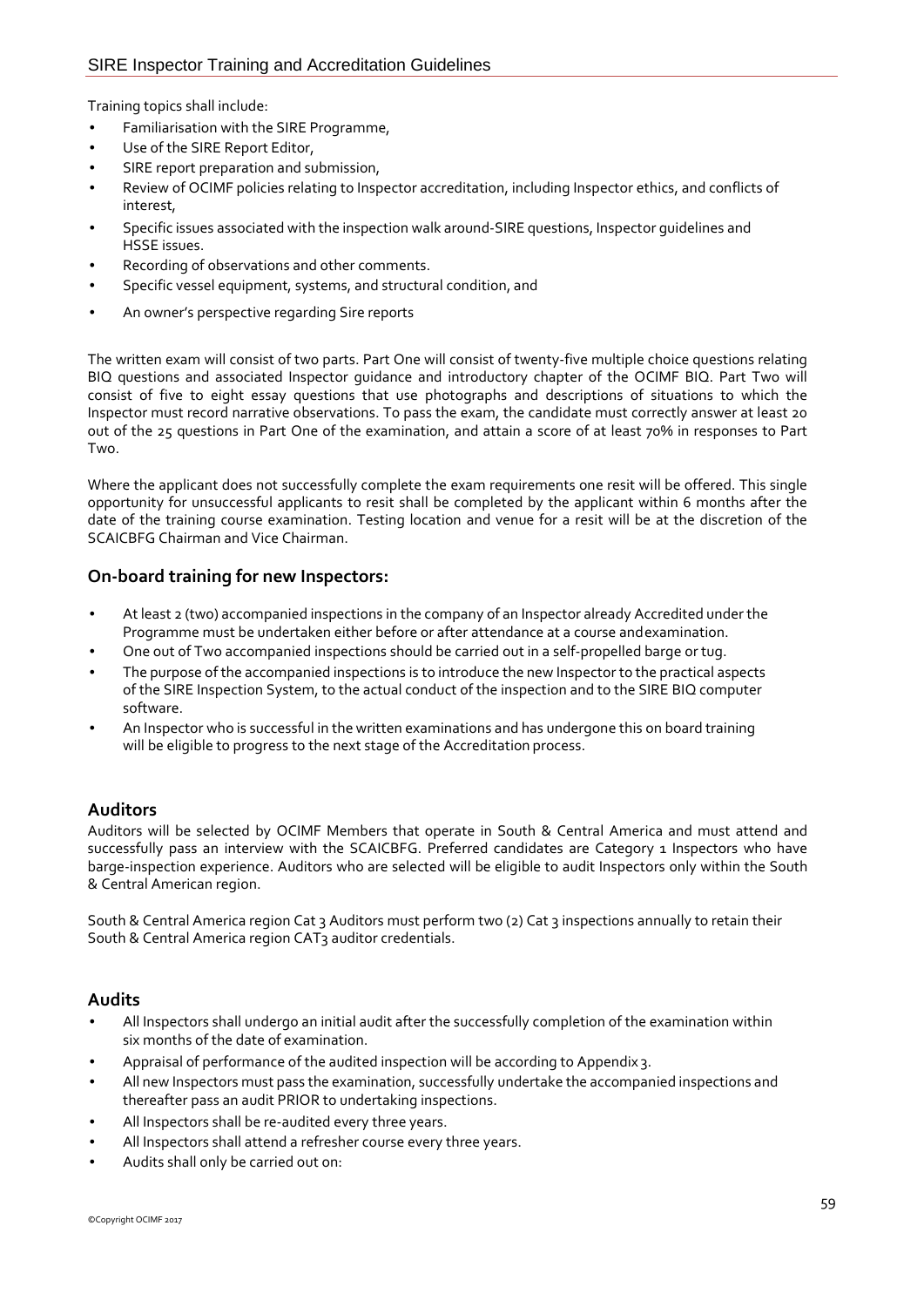Training topics shall include:

- Familiarisation with the SIRE Programme,
- Use of the SIRE Report Editor,
- SIRE report preparation and submission,
- Review of OCIMF policies relating to Inspector accreditation, including Inspector ethics, and conflicts of interest,
- Specific issues associated with the inspection walk around-SIRE questions, Inspector guidelines and HSSE issues.
- Recording of observations and other comments.
- Specific vessel equipment, systems, and structural condition, and
- An owner's perspective regarding Sire reports

The written exam will consist of two parts. Part One will consist of twenty-five multiple choice questions relating BIQ questions and associated Inspector guidance and introductory chapter of the OCIMF BIQ. Part Two will consist of five to eight essay questions that use photographs and descriptions of situations to which the Inspector must record narrative observations. To pass the exam, the candidate must correctly answer at least 20 out of the 25 questions in Part One of the examination, and attain a score of at least 70% in responses to Part Two.

Where the applicant does not successfully complete the exam requirements one resit will be offered. This single opportunity for unsuccessful applicants to resit shall be completed by the applicant within 6 months after the date of the training course examination. Testing location and venue for a resit will be at the discretion of the SCAICBFG Chairman and Vice Chairman.

## On-board training for new Inspectors:

- At least 2 (two) accompanied inspections in the company of an Inspector already Accredited under the Programme must be undertaken either before or after attendance at a course and examination.
- One out of Two accompanied inspections should be carried out in a self-propelled barge or tug.
- The purpose of the accompanied inspections is to introduce the new Inspector to the practical aspects of the SIRE Inspection System, to the actual conduct of the inspection and to the SIRE BIQ computer software.
- An Inspector who is successful in the written examinations and has undergone this on board training will be eligible to progress to the next stage of the Accreditation process.

## Auditors

Auditors will be selected by OCIMF Members that operate in South & Central America and must attend and successfully pass an interview with the SCAICBFG. Preferred candidates are Category 1 Inspectors who have barge-inspection experience. Auditors who are selected will be eligible to audit Inspectors only within the South & Central American region.

South & Central America region Cat 3 Auditors must perform two (2) Cat 3 inspections annually to retain their South & Central America region CAT3 auditor credentials.

## Audits

- All Inspectors shall undergo an initial audit after the successfully completion of the examination within six months of the date of examination.
- Appraisal of performance of the audited inspection will be according to Appendix 3.
- All new Inspectors must pass the examination, successfully undertake the accompanied inspections and thereafter pass an audit PRIOR to undertaking inspections.
- All Inspectors shall be re-audited every three years.
- All Inspectors shall attend a refresher course every three years.
- Audits shall only be carried out on: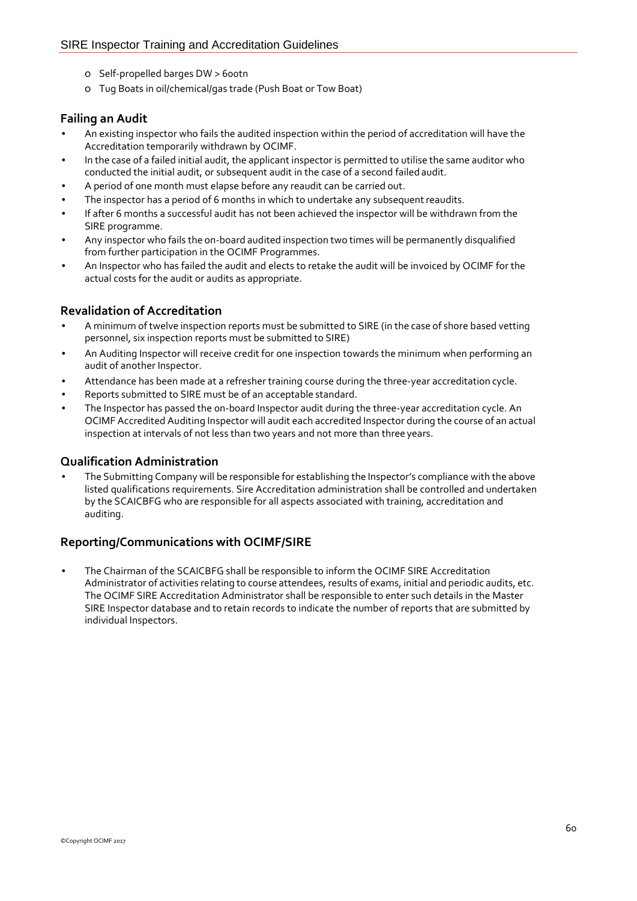- Self-propelled barges DW > 600tn
- Tug Boats in oil/chemical/gas trade (Push Boat or Tow Boat)

## Failing an Audit

- An existing inspector who fails the audited inspection within the period of accreditation will have the Accreditation temporarily withdrawn by OCIMF.
- In the case of a failed initial audit, the applicant inspector is permitted to utilise the same auditor who conducted the initial audit, or subsequent audit in the case of a second failed audit.
- A period of one month must elapse before any reaudit can be carried out.
- The inspector has a period of 6 months in which to undertake any subsequent reaudits.
- If after 6 months a successful audit has not been achieved the inspector will be withdrawn from the SIRE programme.
- Any inspector who fails the on-board audited inspection two times will be permanently disqualified from further participation in the OCIMF Programmes.
- An Inspector who has failed the audit and elects to retake the audit will be invoiced by OCIMF for the actual costs for the audit or audits as appropriate.

## Revalidation of Accreditation

- A minimum of twelve inspection reports must be submitted to SIRE (in the case of shore based vetting personnel, six inspection reports must be submitted to SIRE)
- An Auditing Inspector will receive credit for one inspection towards the minimum when performing an audit of another Inspector.
- Attendance has been made at a refresher training course during the three-year accreditation cycle.
- Reports submitted to SIRE must be of an acceptable standard.
- The Inspector has passed the on-board Inspector audit during the three-year accreditation cycle. An OCIMF Accredited Auditing Inspector will audit each accredited Inspector during the course of an actual inspection at intervals of not less than two years and not more than three years.

## Qualification Administration

- The Submitting Company will be responsible for establishing the Inspector's compliance with the above listed qualifications requirements. Sire Accreditation administration shall be controlled and undertaken by the SCAICBFG who are responsible for all aspects associated with training, accreditation and auditing.

## Reporting/Communications with OCIMF/SIRE

- The Chairman of the SCAICBFG shall be responsible to inform the OCIMF SIRE Accreditation Administrator of activities relating to course attendees, results of exams, initial and periodic audits, etc. The OCIMF SIRE Accreditation Administrator shall be responsible to enter such details in the Master SIRE Inspector database and to retain records to indicate the number of reports that are submitted by individual Inspectors.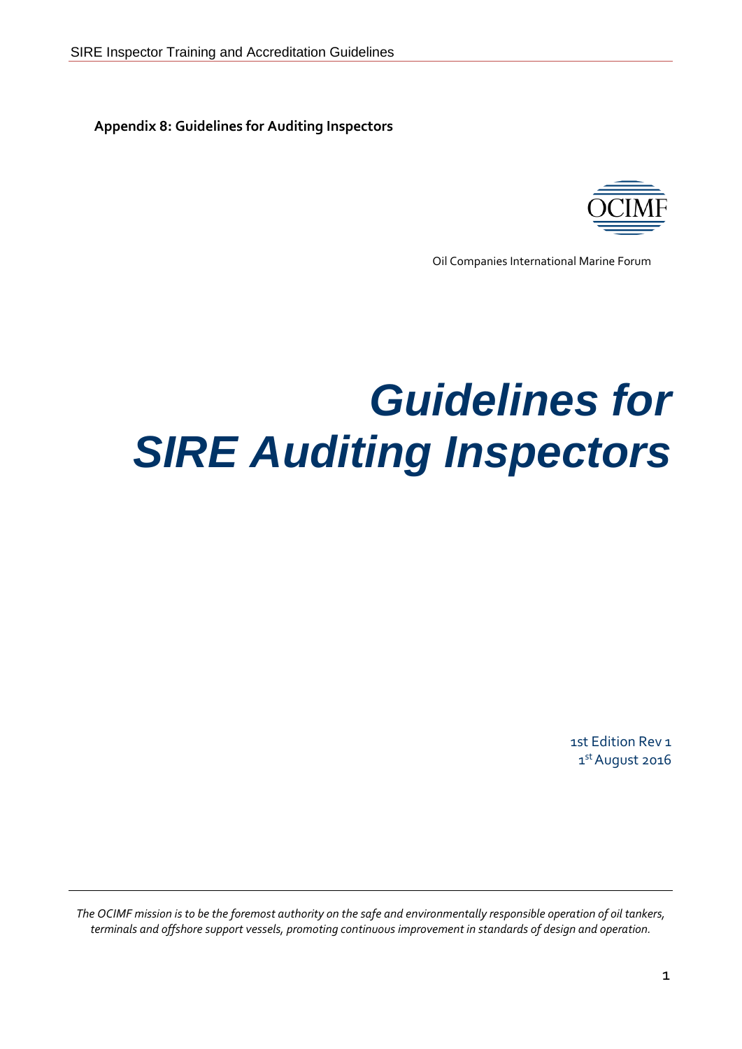**Appendix 8: Guidelines for Auditing Inspectors**

Oil Companies International Marine Forum

# *Guidelines for SIRE Auditing Inspectors*

1st Edition Rev 1
1st August 2016

*The OCIMF mission is to be the foremost authority on the safe and environmentally responsible operation of oil tankers, terminals and offshore support vessels, promoting continuous improvement in standards of design and operation.*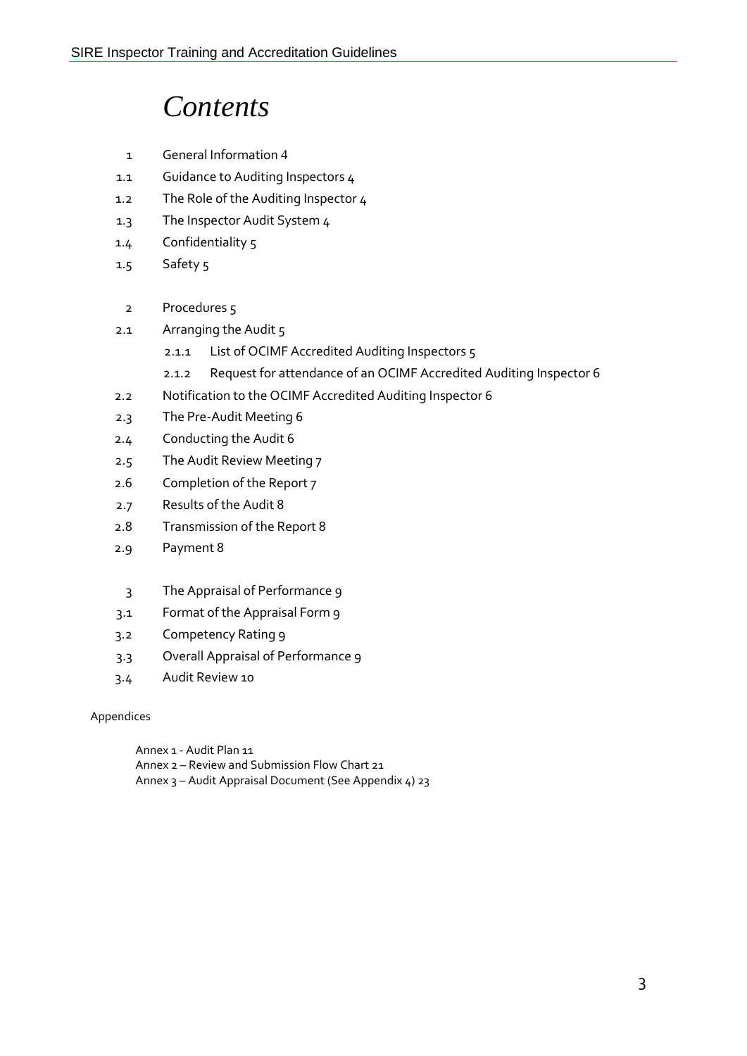# *Contents*

1 General Information 4

1.1 Guidance to Auditing Inspectors 4

1.2 The Role of the Auditing Inspector 4

1.3 The Inspector Audit System 4

1.4 Confidentiality 5

1.5 Safety 5

2 Procedures 5

2.1 Arranging the Audit 5

- 2.1.1 List of OCIMF Accredited Auditing Inspectors 5
- 2.1.2 Request for attendance of an OCIMF Accredited Auditing Inspector 6

2.2 Notification to the OCIMF Accredited Auditing Inspector 6

2.3 The Pre-Audit Meeting 6

2.4 Conducting the Audit 6

2.5 The Audit Review Meeting 7

2.6 Completion of the Report 7

2.7 Results of the Audit 8

2.8 Transmission of the Report 8

2.9 Payment 8

3 The Appraisal of Performance 9

3.1 Format of the Appraisal Form 9

3.2 Competency Rating 9

3.3 Overall Appraisal of Performance 9

3.4 Audit Review 10

Appendices

Annex 1 - Audit Plan 11
Annex 2 – Review and Submission Flow Chart 21
Annex 3 – Audit Appraisal Document (See Appendix 4) 23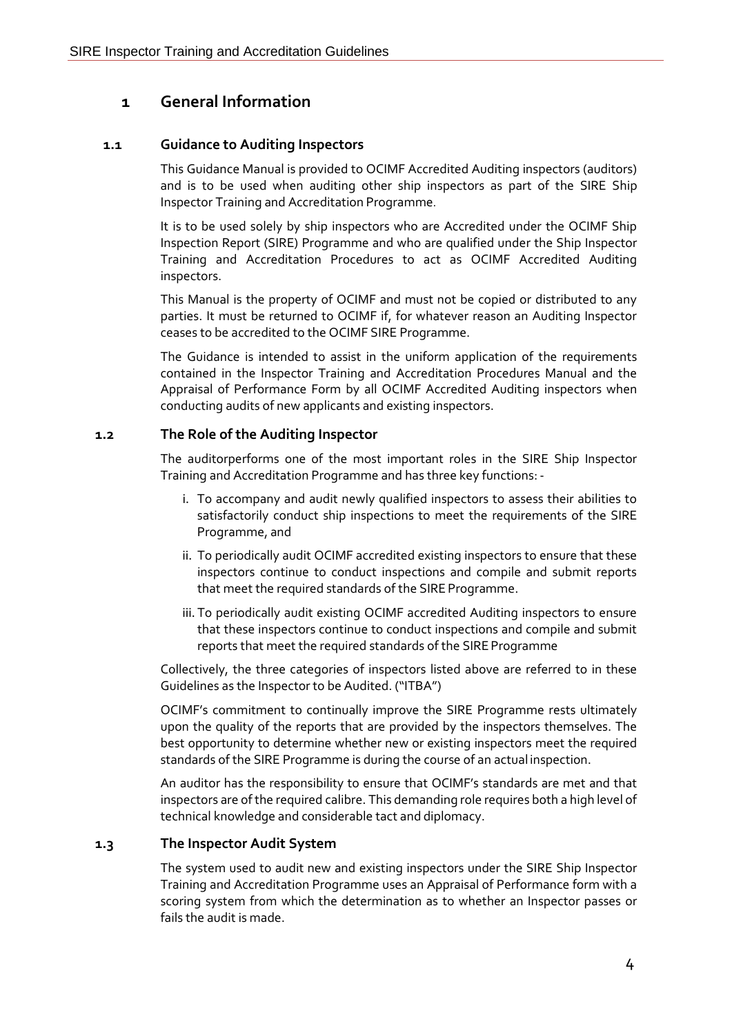# 1 General Information

## 1.1 Guidance to Auditing Inspectors

This Guidance Manual is provided to OCIMF Accredited Auditing inspectors (auditors) and is to be used when auditing other ship inspectors as part of the SIRE Ship Inspector Training and Accreditation Programme.

It is to be used solely by ship inspectors who are Accredited under the OCIMF Ship Inspection Report (SIRE) Programme and who are qualified under the Ship Inspector Training and Accreditation Procedures to act as OCIMF Accredited Auditing inspectors.

This Manual is the property of OCIMF and must not be copied or distributed to any parties. It must be returned to OCIMF if, for whatever reason an Auditing Inspector ceases to be accredited to the OCIMF SIRE Programme.

The Guidance is intended to assist in the uniform application of the requirements contained in the Inspector Training and Accreditation Procedures Manual and the Appraisal of Performance Form by all OCIMF Accredited Auditing inspectors when conducting audits of new applicants and existing inspectors.

## 1.2 The Role of the Auditing Inspector

The auditorperforms one of the most important roles in the SIRE Ship Inspector Training and Accreditation Programme and has three key functions: -

i. To accompany and audit newly qualified inspectors to assess their abilities to satisfactorily conduct ship inspections to meet the requirements of the SIRE Programme, and

ii. To periodically audit OCIMF accredited existing inspectors to ensure that these inspectors continue to conduct inspections and compile and submit reports that meet the required standards of the SIRE Programme.

iii. To periodically audit existing OCIMF accredited Auditing inspectors to ensure that these inspectors continue to conduct inspections and compile and submit reports that meet the required standards of the SIRE Programme

Collectively, the three categories of inspectors listed above are referred to in these Guidelines as the Inspector to be Audited. ("ITBA")

OCIMF's commitment to continually improve the SIRE Programme rests ultimately upon the quality of the reports that are provided by the inspectors themselves. The best opportunity to determine whether new or existing inspectors meet the required standards of the SIRE Programme is during the course of an actual inspection.

An auditor has the responsibility to ensure that OCIMF's standards are met and that inspectors are of the required calibre. This demanding role requires both a high level of technical knowledge and considerable tact and diplomacy.

## 1.3 The Inspector Audit System

The system used to audit new and existing inspectors under the SIRE Ship Inspector Training and Accreditation Programme uses an Appraisal of Performance form with a scoring system from which the determination as to whether an Inspector passes or fails the audit is made.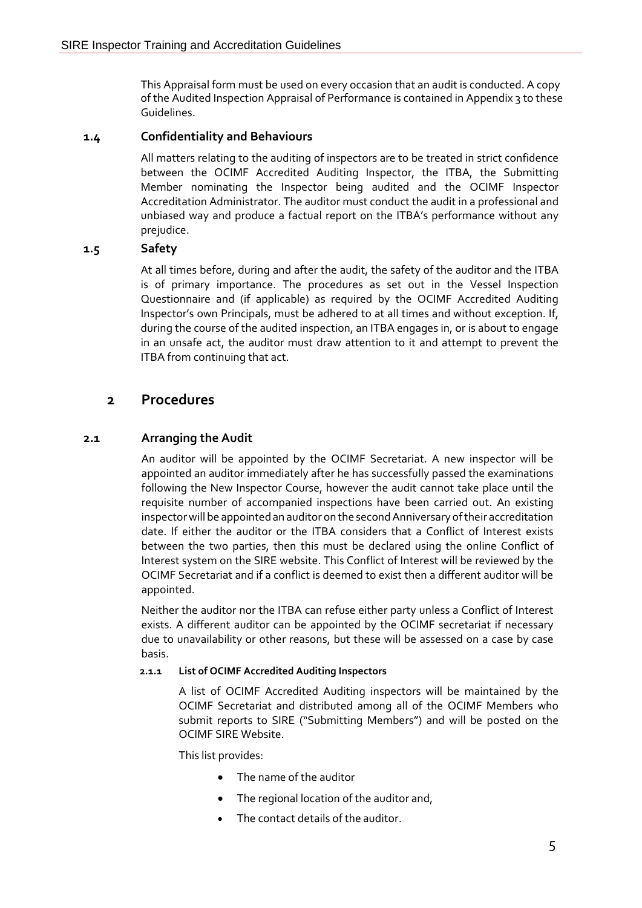This Appraisal form must be used on every occasion that an audit is conducted. A copy of the Audited Inspection Appraisal of Performance is contained in Appendix 3 to these Guidelines.

### 1.4 Confidentiality and Behaviours

All matters relating to the auditing of inspectors are to be treated in strict confidence between the OCIMF Accredited Auditing Inspector, the ITBA, the Submitting Member nominating the Inspector being audited and the OCIMF Inspector Accreditation Administrator. The auditor must conduct the audit in a professional and unbiased way and produce a factual report on the ITBA's performance without any prejudice.

### 1.5 Safety

At all times before, during and after the audit, the safety of the auditor and the ITBA is of primary importance. The procedures as set out in the Vessel Inspection Questionnaire and (if applicable) as required by the OCIMF Accredited Auditing Inspector's own Principals, must be adhered to at all times and without exception. If, during the course of the audited inspection, an ITBA engages in, or is about to engage in an unsafe act, the auditor must draw attention to it and attempt to prevent the ITBA from continuing that act.

## 2 Procedures

### 2.1 Arranging the Audit

An auditor will be appointed by the OCIMF Secretariat. A new inspector will be appointed an auditor immediately after he has successfully passed the examinations following the New Inspector Course, however the audit cannot take place until the requisite number of accompanied inspections have been carried out. An existing inspector will be appointed an auditor on the second Anniversary of their accreditation date. If either the auditor or the ITBA considers that a Conflict of Interest exists between the two parties, then this must be declared using the online Conflict of Interest system on the SIRE website. This Conflict of Interest will be reviewed by the OCIMF Secretariat and if a conflict is deemed to exist then a different auditor will be appointed.

Neither the auditor nor the ITBA can refuse either party unless a Conflict of Interest exists. A different auditor can be appointed by the OCIMF secretariat if necessary due to unavailability or other reasons, but these will be assessed on a case by case basis.

#### 2.1.1 List of OCIMF Accredited Auditing Inspectors

A list of OCIMF Accredited Auditing inspectors will be maintained by the OCIMF Secretariat and distributed among all of the OCIMF Members who submit reports to SIRE ("Submitting Members") and will be posted on the OCIMF SIRE Website.

This list provides:

- The name of the auditor
- The regional location of the auditor and,
- The contact details of the auditor.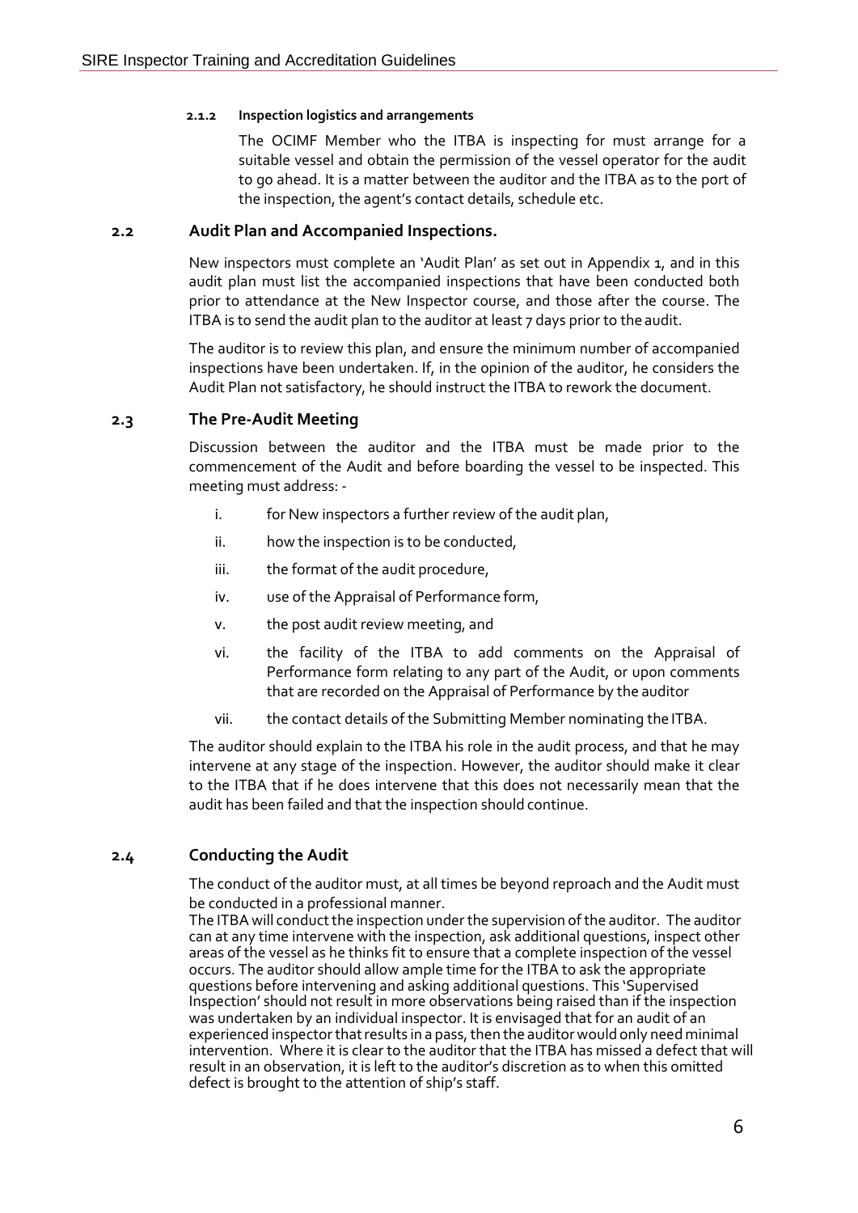#### 2.1.2 Inspection logistics and arrangements

The OCIMF Member who the ITBA is inspecting for must arrange for a suitable vessel and obtain the permission of the vessel operator for the audit to go ahead. It is a matter between the auditor and the ITBA as to the port of the inspection, the agent's contact details, schedule etc.

### 2.2 Audit Plan and Accompanied Inspections.

New inspectors must complete an 'Audit Plan' as set out in Appendix 1, and in this audit plan must list the accompanied inspections that have been conducted both prior to attendance at the New Inspector course, and those after the course. The ITBA is to send the audit plan to the auditor at least 7 days prior to the audit.

The auditor is to review this plan, and ensure the minimum number of accompanied inspections have been undertaken. If, in the opinion of the auditor, he considers the Audit Plan not satisfactory, he should instruct the ITBA to rework the document.

### 2.3 The Pre-Audit Meeting

Discussion between the auditor and the ITBA must be made prior to the commencement of the Audit and before boarding the vessel to be inspected. This meeting must address: -

i. for New inspectors a further review of the audit plan,

ii. how the inspection is to be conducted,

iii. the format of the audit procedure,

iv. use of the Appraisal of Performance form,

v. the post audit review meeting, and

vi. the facility of the ITBA to add comments on the Appraisal of Performance form relating to any part of the Audit, or upon comments that are recorded on the Appraisal of Performance by the auditor

vii. the contact details of the Submitting Member nominating the ITBA.

The auditor should explain to the ITBA his role in the audit process, and that he may intervene at any stage of the inspection. However, the auditor should make it clear to the ITBA that if he does intervene that this does not necessarily mean that the audit has been failed and that the inspection should continue.

### 2.4 Conducting the Audit

The conduct of the auditor must, at all times be beyond reproach and the Audit must be conducted in a professional manner.

The ITBA will conduct the inspection under the supervision of the auditor. The auditor can at any time intervene with the inspection, ask additional questions, inspect other areas of the vessel as he thinks fit to ensure that a complete inspection of the vessel occurs. The auditor should allow ample time for the ITBA to ask the appropriate questions before intervening and asking additional questions. This 'Supervised Inspection' should not result in more observations being raised than if the inspection was undertaken by an individual inspector. It is envisaged that for an audit of an experienced inspector that results in a pass, then the auditor would only need minimal intervention. Where it is clear to the auditor that the ITBA has missed a defect that will result in an observation, it is left to the auditor's discretion as to when this omitted defect is brought to the attention of ship's staff.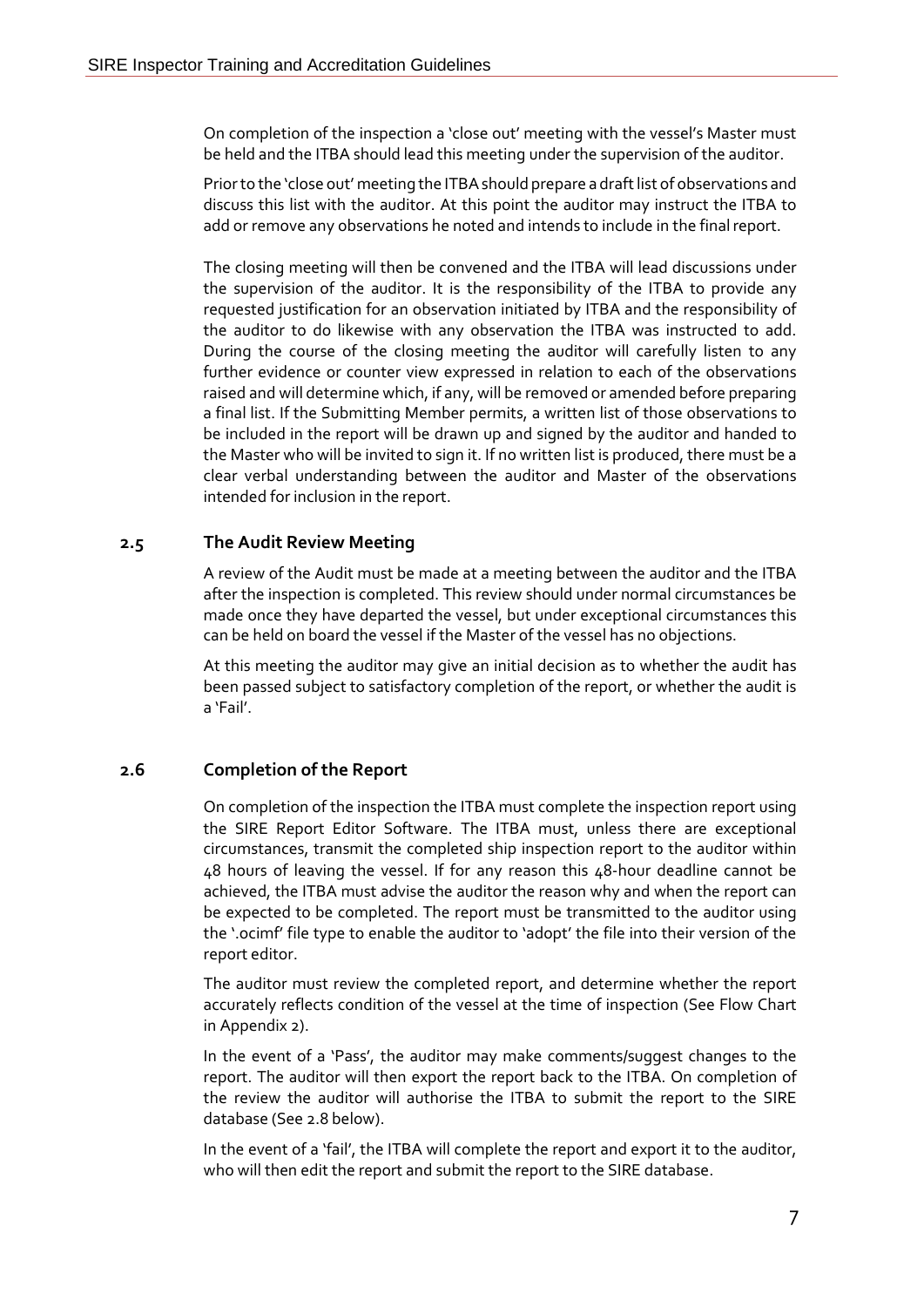On completion of the inspection a 'close out' meeting with the vessel's Master must be held and the ITBA should lead this meeting under the supervision of the auditor.

Prior to the 'close out' meeting the ITBA should prepare a draft list of observations and discuss this list with the auditor. At this point the auditor may instruct the ITBA to add or remove any observations he noted and intends to include in the final report.

The closing meeting will then be convened and the ITBA will lead discussions under the supervision of the auditor. It is the responsibility of the ITBA to provide any requested justification for an observation initiated by ITBA and the responsibility of the auditor to do likewise with any observation the ITBA was instructed to add. During the course of the closing meeting the auditor will carefully listen to any further evidence or counter view expressed in relation to each of the observations raised and will determine which, if any, will be removed or amended before preparing a final list. If the Submitting Member permits, a written list of those observations to be included in the report will be drawn up and signed by the auditor and handed to the Master who will be invited to sign it. If no written list is produced, there must be a clear verbal understanding between the auditor and Master of the observations intended for inclusion in the report.

## 2.5 The Audit Review Meeting

A review of the Audit must be made at a meeting between the auditor and the ITBA after the inspection is completed. This review should under normal circumstances be made once they have departed the vessel, but under exceptional circumstances this can be held on board the vessel if the Master of the vessel has no objections.

At this meeting the auditor may give an initial decision as to whether the audit has been passed subject to satisfactory completion of the report, or whether the audit is a 'Fail'.

## 2.6 Completion of the Report

On completion of the inspection the ITBA must complete the inspection report using the SIRE Report Editor Software. The ITBA must, unless there are exceptional circumstances, transmit the completed ship inspection report to the auditor within 48 hours of leaving the vessel. If for any reason this 48-hour deadline cannot be achieved, the ITBA must advise the auditor the reason why and when the report can be expected to be completed. The report must be transmitted to the auditor using the '.ocimf' file type to enable the auditor to 'adopt' the file into their version of the report editor.

The auditor must review the completed report, and determine whether the report accurately reflects condition of the vessel at the time of inspection (See Flow Chart in Appendix 2).

In the event of a 'Pass', the auditor may make comments/suggest changes to the report. The auditor will then export the report back to the ITBA. On completion of the review the auditor will authorise the ITBA to submit the report to the SIRE database (See 2.8 below).

In the event of a 'fail', the ITBA will complete the report and export it to the auditor, who will then edit the report and submit the report to the SIRE database.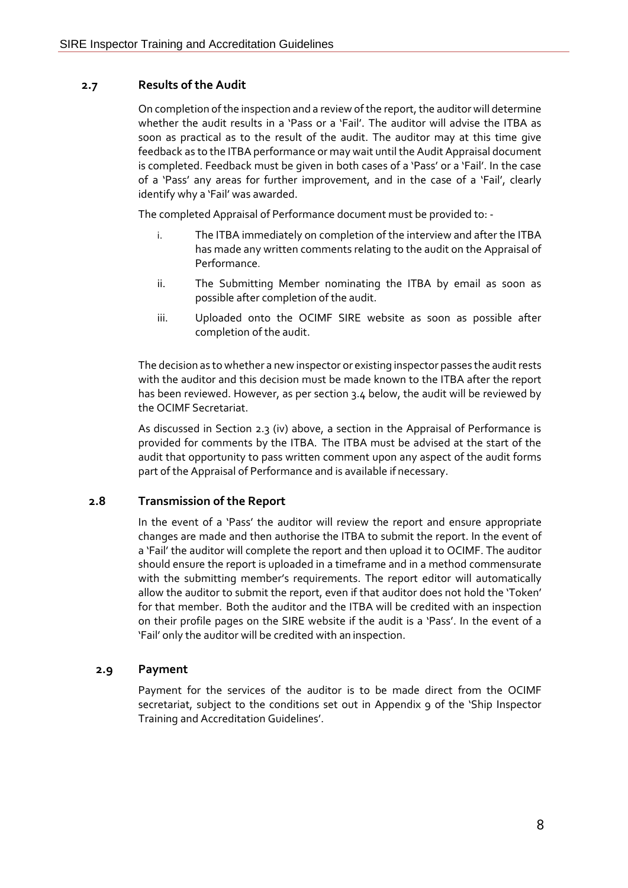### 2.7 Results of the Audit

On completion of the inspection and a review of the report, the auditor will determine whether the audit results in a 'Pass or a 'Fail'. The auditor will advise the ITBA as soon as practical as to the result of the audit. The auditor may at this time give feedback as to the ITBA performance or may wait until the Audit Appraisal document is completed. Feedback must be given in both cases of a 'Pass' or a 'Fail'. In the case of a 'Pass' any areas for further improvement, and in the case of a 'Fail', clearly identify why a 'Fail' was awarded.

The completed Appraisal of Performance document must be provided to: -

i. The ITBA immediately on completion of the interview and after the ITBA has made any written comments relating to the audit on the Appraisal of Performance.

ii. The Submitting Member nominating the ITBA by email as soon as possible after completion of the audit.

iii. Uploaded onto the OCIMF SIRE website as soon as possible after completion of the audit.

The decision as to whether a new inspector or existing inspector passes the audit rests with the auditor and this decision must be made known to the ITBA after the report has been reviewed. However, as per section 3.4 below, the audit will be reviewed by the OCIMF Secretariat.

As discussed in Section 2.3 (iv) above, a section in the Appraisal of Performance is provided for comments by the ITBA. The ITBA must be advised at the start of the audit that opportunity to pass written comment upon any aspect of the audit forms part of the Appraisal of Performance and is available if necessary.

### 2.8 Transmission of the Report

In the event of a 'Pass' the auditor will review the report and ensure appropriate changes are made and then authorise the ITBA to submit the report. In the event of a 'Fail' the auditor will complete the report and then upload it to OCIMF. The auditor should ensure the report is uploaded in a timeframe and in a method commensurate with the submitting member's requirements. The report editor will automatically allow the auditor to submit the report, even if that auditor does not hold the 'Token' for that member. Both the auditor and the ITBA will be credited with an inspection on their profile pages on the SIRE website if the audit is a 'Pass'. In the event of a 'Fail' only the auditor will be credited with an inspection.

### 2.9 Payment

Payment for the services of the auditor is to be made direct from the OCIMF secretariat, subject to the conditions set out in Appendix 9 of the 'Ship Inspector Training and Accreditation Guidelines'.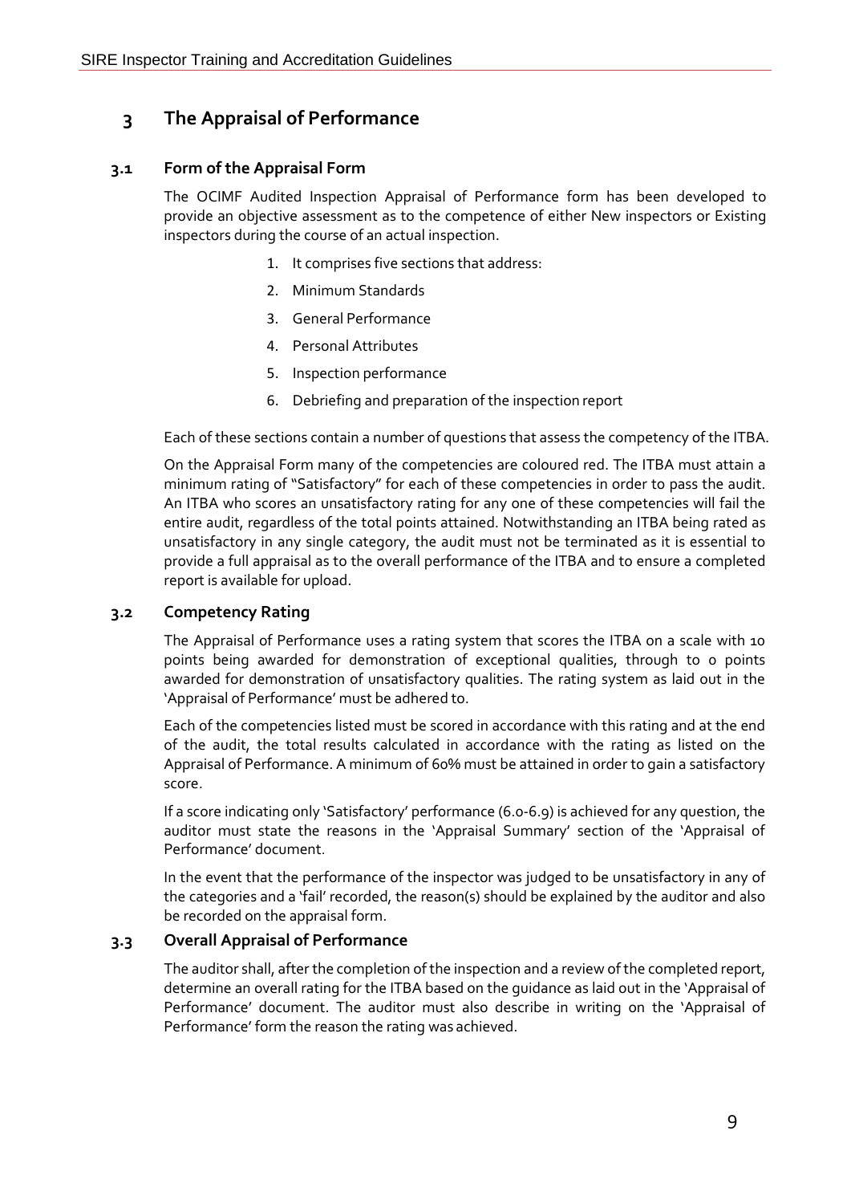# 3 The Appraisal of Performance

## 3.1 Form of the Appraisal Form

The OCIMF Audited Inspection Appraisal of Performance form has been developed to provide an objective assessment as to the competence of either New inspectors or Existing inspectors during the course of an actual inspection.

1. It comprises five sections that address:
2. Minimum Standards
3. General Performance
4. Personal Attributes
5. Inspection performance
6. Debriefing and preparation of the inspection report

Each of these sections contain a number of questions that assess the competency of the ITBA.

On the Appraisal Form many of the competencies are coloured red. The ITBA must attain a minimum rating of "Satisfactory" for each of these competencies in order to pass the audit. An ITBA who scores an unsatisfactory rating for any one of these competencies will fail the entire audit, regardless of the total points attained. Notwithstanding an ITBA being rated as unsatisfactory in any single category, the audit must not be terminated as it is essential to provide a full appraisal as to the overall performance of the ITBA and to ensure a completed report is available for upload.

## 3.2 Competency Rating

The Appraisal of Performance uses a rating system that scores the ITBA on a scale with 10 points being awarded for demonstration of exceptional qualities, through to 0 points awarded for demonstration of unsatisfactory qualities. The rating system as laid out in the 'Appraisal of Performance' must be adhered to.

Each of the competencies listed must be scored in accordance with this rating and at the end of the audit, the total results calculated in accordance with the rating as listed on the Appraisal of Performance. A minimum of 60% must be attained in order to gain a satisfactory score.

If a score indicating only 'Satisfactory' performance (6.0-6.9) is achieved for any question, the auditor must state the reasons in the 'Appraisal Summary' section of the 'Appraisal of Performance' document.

In the event that the performance of the inspector was judged to be unsatisfactory in any of the categories and a 'fail' recorded, the reason(s) should be explained by the auditor and also be recorded on the appraisal form.

## 3.3 Overall Appraisal of Performance

The auditor shall, after the completion of the inspection and a review of the completed report, determine an overall rating for the ITBA based on the guidance as laid out in the 'Appraisal of Performance' document. The auditor must also describe in writing on the 'Appraisal of Performance' form the reason the rating was achieved.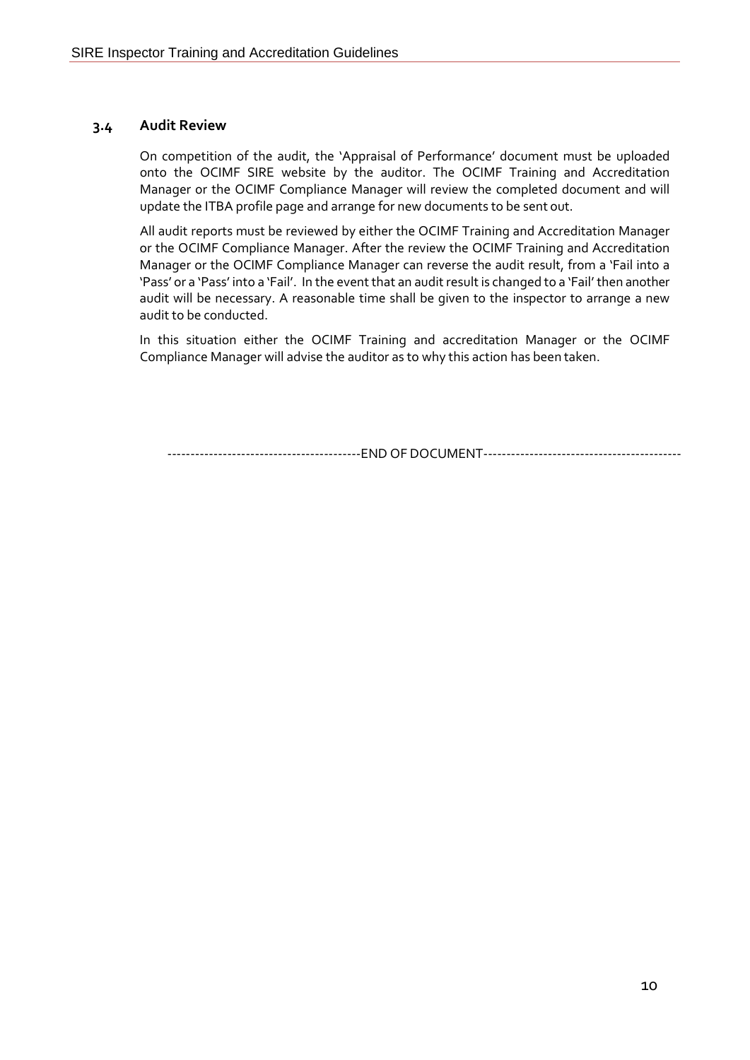### 3.4 Audit Review

On competition of the audit, the 'Appraisal of Performance' document must be uploaded onto the OCIMF SIRE website by the auditor. The OCIMF Training and Accreditation Manager or the OCIMF Compliance Manager will review the completed document and will update the ITBA profile page and arrange for new documents to be sent out.

All audit reports must be reviewed by either the OCIMF Training and Accreditation Manager or the OCIMF Compliance Manager. After the review the OCIMF Training and Accreditation Manager or the OCIMF Compliance Manager can reverse the audit result, from a 'Fail into a 'Pass' or a 'Pass' into a 'Fail'. In the event that an audit result is changed to a 'Fail' then another audit will be necessary. A reasonable time shall be given to the inspector to arrange a new audit to be conducted.

In this situation either the OCIMF Training and accreditation Manager or the OCIMF Compliance Manager will advise the auditor as to why this action has been taken.

-----------------------------------------END OF DOCUMENT------------------------------------------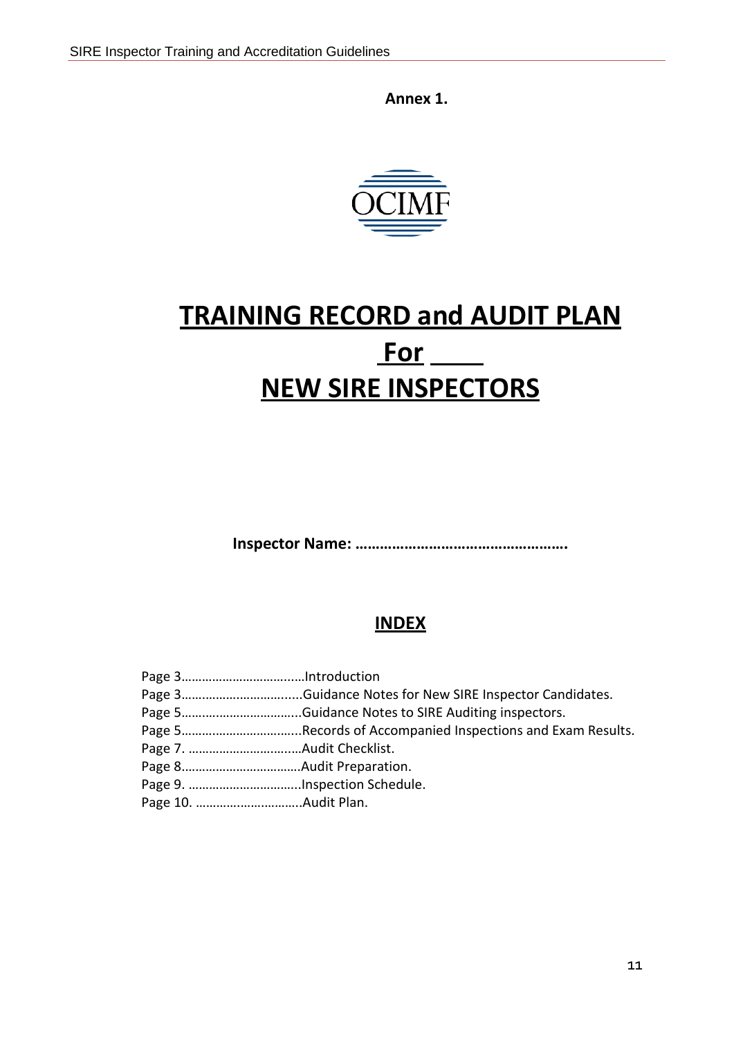**Annex 1.**

OCIMF

# TRAINING RECORD and AUDIT PLAN For NEW SIRE INSPECTORS

**Inspector Name: ……………………………………………..**

## INDEX

Page 3…………………………….…Introduction
Page 3…………………………......Guidance Notes for New SIRE Inspector Candidates.
Page 5……………………………...Guidance Notes to SIRE Auditing inspectors.
Page 5……………………………...Records of Accompanied Inspections and Exam Results.
Page 7. ……………………….…..Audit Checklist.
Page 8…………………………….Audit Preparation.
Page 9. …………………………..Inspection Schedule.
Page 10. ………………………...Audit Plan.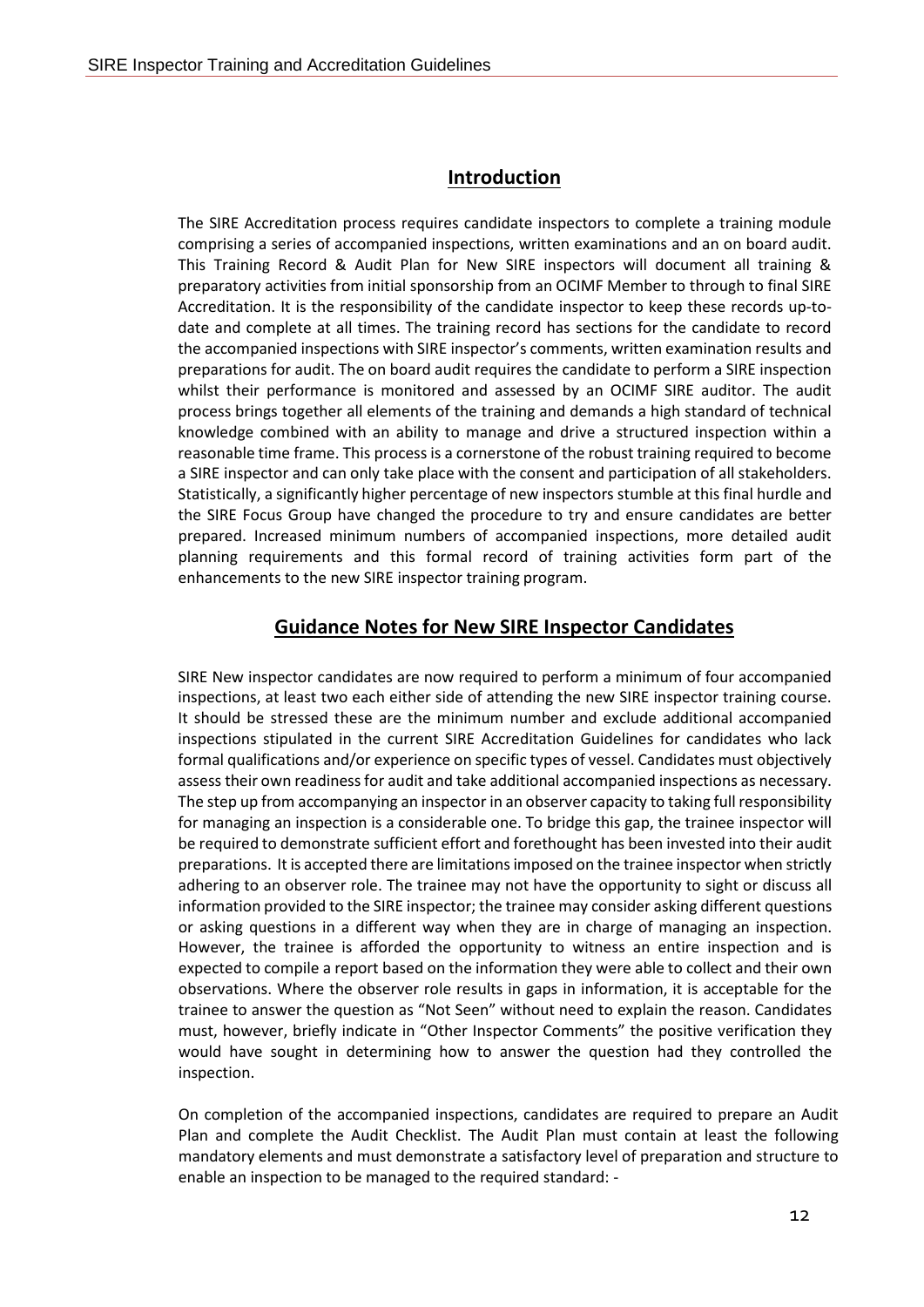## Introduction

The SIRE Accreditation process requires candidate inspectors to complete a training module comprising a series of accompanied inspections, written examinations and an on board audit. This Training Record & Audit Plan for New SIRE inspectors will document all training & preparatory activities from initial sponsorship from an OCIMF Member to through to final SIRE Accreditation. It is the responsibility of the candidate inspector to keep these records up-to-date and complete at all times. The training record has sections for the candidate to record the accompanied inspections with SIRE inspector's comments, written examination results and preparations for audit. The on board audit requires the candidate to perform a SIRE inspection whilst their performance is monitored and assessed by an OCIMF SIRE auditor. The audit process brings together all elements of the training and demands a high standard of technical knowledge combined with an ability to manage and drive a structured inspection within a reasonable time frame. This process is a cornerstone of the robust training required to become a SIRE inspector and can only take place with the consent and participation of all stakeholders. Statistically, a significantly higher percentage of new inspectors stumble at this final hurdle and the SIRE Focus Group have changed the procedure to try and ensure candidates are better prepared. Increased minimum numbers of accompanied inspections, more detailed audit planning requirements and this formal record of training activities form part of the enhancements to the new SIRE inspector training program.

## Guidance Notes for New SIRE Inspector Candidates

SIRE New inspector candidates are now required to perform a minimum of four accompanied inspections, at least two each either side of attending the new SIRE inspector training course. It should be stressed these are the minimum number and exclude additional accompanied inspections stipulated in the current SIRE Accreditation Guidelines for candidates who lack formal qualifications and/or experience on specific types of vessel. Candidates must objectively assess their own readiness for audit and take additional accompanied inspections as necessary. The step up from accompanying an inspector in an observer capacity to taking full responsibility for managing an inspection is a considerable one. To bridge this gap, the trainee inspector will be required to demonstrate sufficient effort and forethought has been invested into their audit preparations. It is accepted there are limitations imposed on the trainee inspector when strictly adhering to an observer role. The trainee may not have the opportunity to sight or discuss all information provided to the SIRE inspector; the trainee may consider asking different questions or asking questions in a different way when they are in charge of managing an inspection. However, the trainee is afforded the opportunity to witness an entire inspection and is expected to compile a report based on the information they were able to collect and their own observations. Where the observer role results in gaps in information, it is acceptable for the trainee to answer the question as "Not Seen" without need to explain the reason. Candidates must, however, briefly indicate in "Other Inspector Comments" the positive verification they would have sought in determining how to answer the question had they controlled the inspection.

On completion of the accompanied inspections, candidates are required to prepare an Audit Plan and complete the Audit Checklist. The Audit Plan must contain at least the following mandatory elements and must demonstrate a satisfactory level of preparation and structure to enable an inspection to be managed to the required standard: -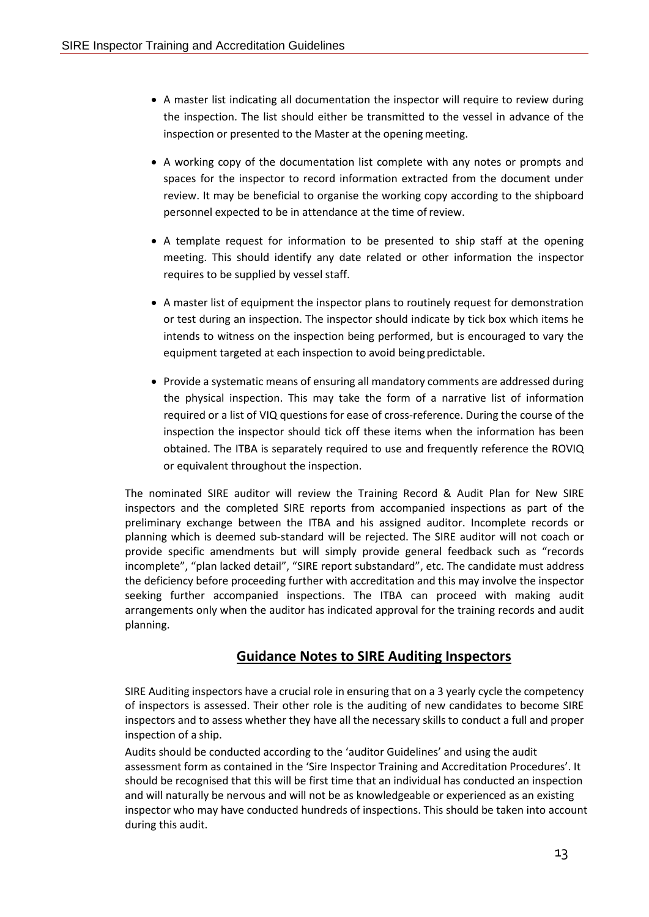- A master list indicating all documentation the inspector will require to review during the inspection. The list should either be transmitted to the vessel in advance of the inspection or presented to the Master at the opening meeting.

- A working copy of the documentation list complete with any notes or prompts and spaces for the inspector to record information extracted from the document under review. It may be beneficial to organise the working copy according to the shipboard personnel expected to be in attendance at the time of review.

- A template request for information to be presented to ship staff at the opening meeting. This should identify any date related or other information the inspector requires to be supplied by vessel staff.

- A master list of equipment the inspector plans to routinely request for demonstration or test during an inspection. The inspector should indicate by tick box which items he intends to witness on the inspection being performed, but is encouraged to vary the equipment targeted at each inspection to avoid being predictable.

- Provide a systematic means of ensuring all mandatory comments are addressed during the physical inspection. This may take the form of a narrative list of information required or a list of VIQ questions for ease of cross-reference. During the course of the inspection the inspector should tick off these items when the information has been obtained. The ITBA is separately required to use and frequently reference the ROVIQ or equivalent throughout the inspection.

The nominated SIRE auditor will review the Training Record & Audit Plan for New SIRE inspectors and the completed SIRE reports from accompanied inspections as part of the preliminary exchange between the ITBA and his assigned auditor. Incomplete records or planning which is deemed sub-standard will be rejected. The SIRE auditor will not coach or provide specific amendments but will simply provide general feedback such as "records incomplete", "plan lacked detail", "SIRE report substandard", etc. The candidate must address the deficiency before proceeding further with accreditation and this may involve the inspector seeking further accompanied inspections. The ITBA can proceed with making audit arrangements only when the auditor has indicated approval for the training records and audit planning.

## Guidance Notes to SIRE Auditing Inspectors

SIRE Auditing inspectors have a crucial role in ensuring that on a 3 yearly cycle the competency of inspectors is assessed. Their other role is the auditing of new candidates to become SIRE inspectors and to assess whether they have all the necessary skills to conduct a full and proper inspection of a ship.

Audits should be conducted according to the 'auditor Guidelines' and using the audit assessment form as contained in the 'Sire Inspector Training and Accreditation Procedures'. It should be recognised that this will be first time that an individual has conducted an inspection and will naturally be nervous and will not be as knowledgeable or experienced as an existing inspector who may have conducted hundreds of inspections. This should be taken into account during this audit.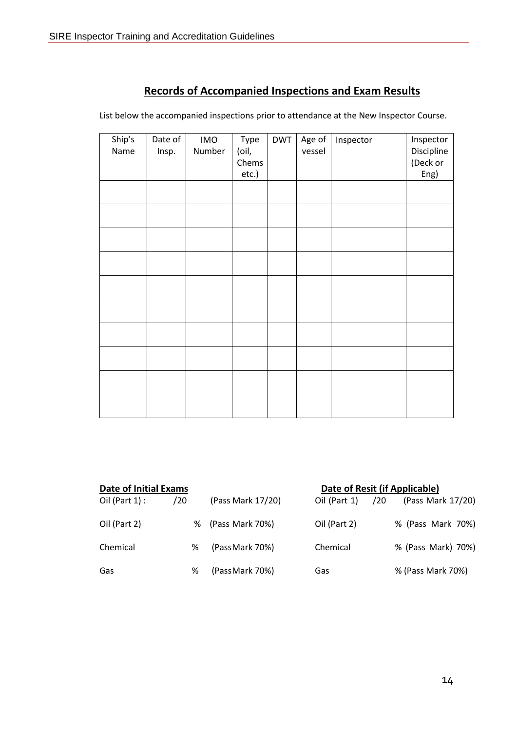## Records of Accompanied Inspections and Exam Results

List below the accompanied inspections prior to attendance at the New Inspector Course.

| Ship's Name | Date of Insp. | IMO Number | Type (oil, Chems etc.) | DWT | Age of vessel | Inspector | Inspector Discipline (Deck or Eng) |
|---|---|---|---|---|---|---|---|
| | | | | | | | |
| | | | | | | | |
| | | | | | | | |
| | | | | | | | |
| | | | | | | | |
| | | | | | | | |
| | | | | | | | |
| | | | | | | | |
| | | | | | | | |
| | | | | | | | |

**Date of Initial Exams**

Oil (Part 1) : /20 (Pass Mark 17/20)

Oil (Part 2) % (Pass Mark 70%)

Chemical % (PassMark 70%)

Gas % (PassMark 70%)

**Date of Resit (if Applicable)**

Oil (Part 1) /20 (Pass Mark 17/20)

Oil (Part 2) % (Pass Mark 70%)

Chemical % (Pass Mark) 70%)

Gas % (Pass Mark 70%)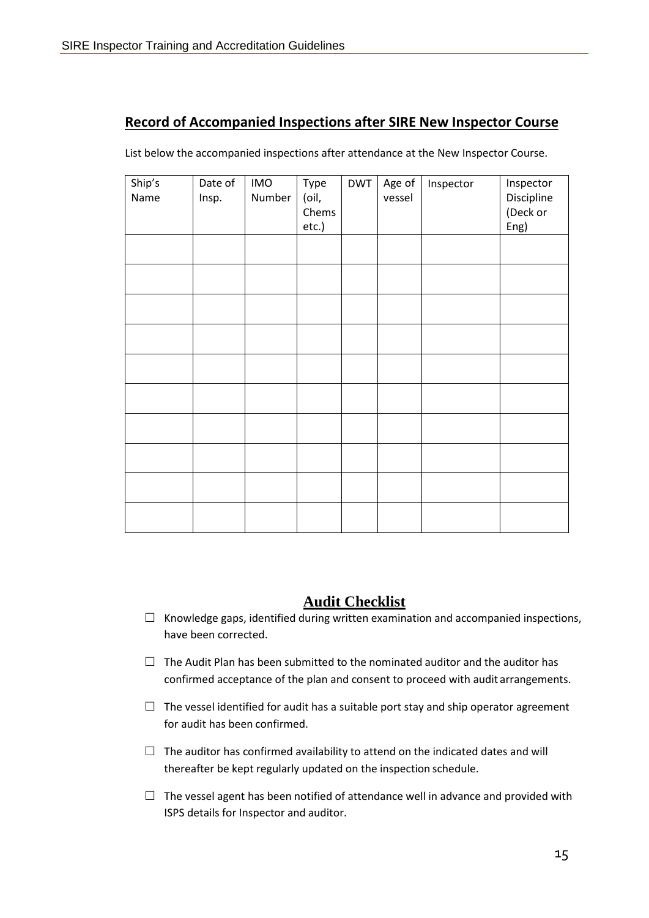## Record of Accompanied Inspections after SIRE New Inspector Course

List below the accompanied inspections after attendance at the New Inspector Course.

| Ship's Name | Date of Insp. | IMO Number | Type (oil, Chems etc.) | DWT | Age of vessel | Inspector | Inspector Discipline (Deck or Eng) |
|---|---|---|---|---|---|---|---|
| | | | | | | | |
| | | | | | | | |
| | | | | | | | |
| | | | | | | | |
| | | | | | | | |
| | | | | | | | |
| | | | | | | | |
| | | | | | | | |
| | | | | | | | |
| | | | | | | | |

## Audit Checklist

- ☐ Knowledge gaps, identified during written examination and accompanied inspections, have been corrected.
- ☐ The Audit Plan has been submitted to the nominated auditor and the auditor has confirmed acceptance of the plan and consent to proceed with audit arrangements.
- ☐ The vessel identified for audit has a suitable port stay and ship operator agreement for audit has been confirmed.
- ☐ The auditor has confirmed availability to attend on the indicated dates and will thereafter be kept regularly updated on the inspection schedule.
- ☐ The vessel agent has been notified of attendance well in advance and provided with ISPS details for Inspector and auditor.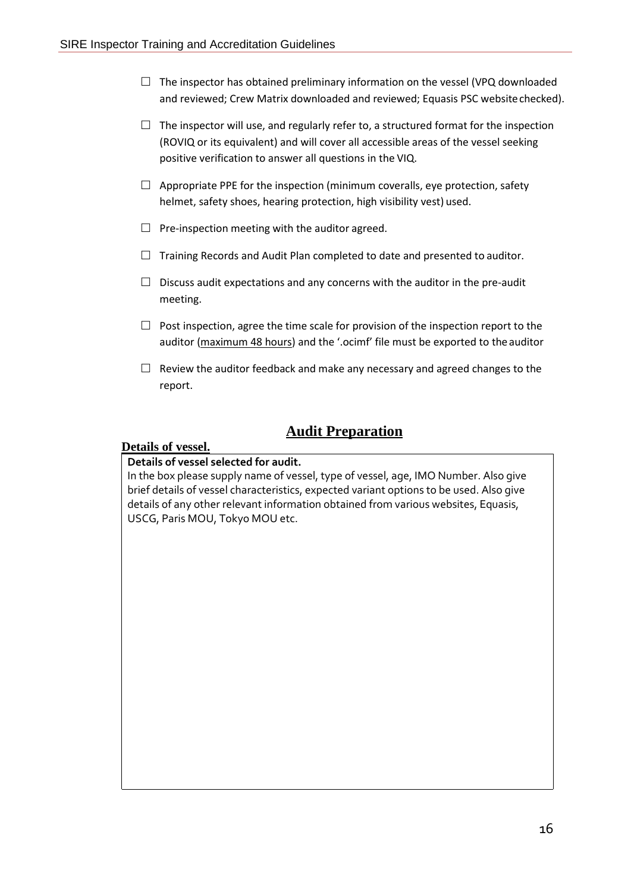- ☐ The inspector has obtained preliminary information on the vessel (VPQ downloaded and reviewed; Crew Matrix downloaded and reviewed; Equasis PSC website checked).
- ☐ The inspector will use, and regularly refer to, a structured format for the inspection (ROVIQ or its equivalent) and will cover all accessible areas of the vessel seeking positive verification to answer all questions in the VIQ.
- ☐ Appropriate PPE for the inspection (minimum coveralls, eye protection, safety helmet, safety shoes, hearing protection, high visibility vest) used.
- ☐ Pre-inspection meeting with the auditor agreed.
- ☐ Training Records and Audit Plan completed to date and presented to auditor.
- ☐ Discuss audit expectations and any concerns with the auditor in the pre-audit meeting.
- ☐ Post inspection, agree the time scale for provision of the inspection report to the auditor (<u>maximum 48 hours</u>) and the '.ocimf' file must be exported to the auditor
- ☐ Review the auditor feedback and make any necessary and agreed changes to the report.

## Audit Preparation

### Details of vessel.

| **Details of vessel selected for audit.**<br>In the box please supply name of vessel, type of vessel, age, IMO Number. Also give brief details of vessel characteristics, expected variant options to be used. Also give details of any other relevant information obtained from various websites, Equasis, USCG, Paris MOU, Tokyo MOU etc. |
|---|
| |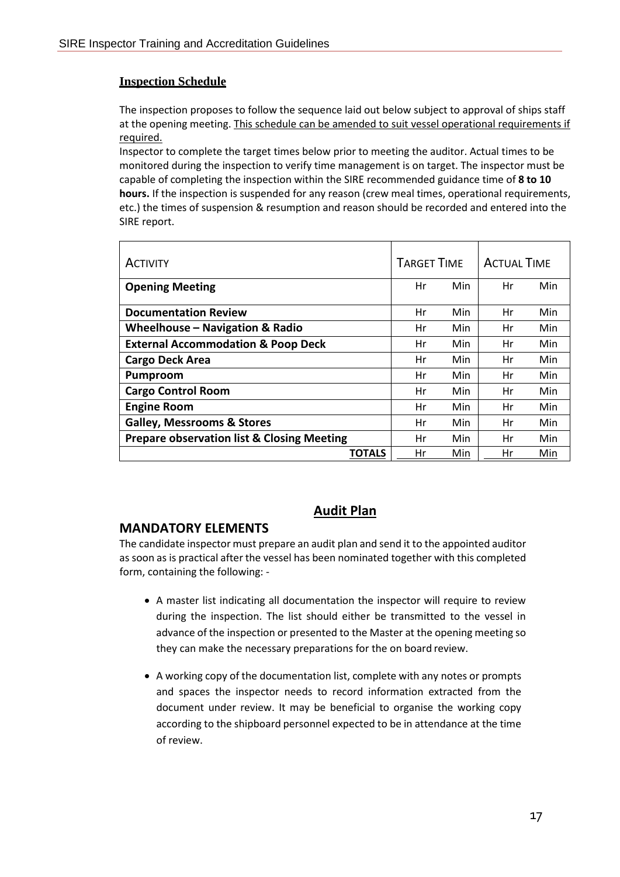## Inspection Schedule

The inspection proposes to follow the sequence laid out below subject to approval of ships staff at the opening meeting. <u>This schedule can be amended to suit vessel operational requirements if required.</u>

Inspector to complete the target times below prior to meeting the auditor. Actual times to be monitored during the inspection to verify time management is on target. The inspector must be capable of completing the inspection within the SIRE recommended guidance time of **8 to 10 hours.** If the inspection is suspended for any reason (crew meal times, operational requirements, etc.) the times of suspension & resumption and reason should be recorded and entered into the SIRE report.

| Activity | Target Time | | Actual Time | |
|---|---|---|---|---|
| **Opening Meeting** | Hr | Min | Hr | Min |
| **Documentation Review** | Hr | Min | Hr | Min |
| **Wheelhouse – Navigation & Radio** | Hr | Min | Hr | Min |
| **External Accommodation & Poop Deck** | Hr | Min | Hr | Min |
| **Cargo Deck Area** | Hr | Min | Hr | Min |
| **Pumproom** | Hr | Min | Hr | Min |
| **Cargo Control Room** | Hr | Min | Hr | Min |
| **Engine Room** | Hr | Min | Hr | Min |
| **Galley, Messrooms & Stores** | Hr | Min | Hr | Min |
| **Prepare observation list & Closing Meeting** | Hr | Min | Hr | Min |
| **TOTALS** | Hr | Min | Hr | Min |

## Audit Plan

### MANDATORY ELEMENTS

The candidate inspector must prepare an audit plan and send it to the appointed auditor as soon as is practical after the vessel has been nominated together with this completed form, containing the following: -

- A master list indicating all documentation the inspector will require to review during the inspection. The list should either be transmitted to the vessel in advance of the inspection or presented to the Master at the opening meeting so they can make the necessary preparations for the on board review.
- A working copy of the documentation list, complete with any notes or prompts and spaces the inspector needs to record information extracted from the document under review. It may be beneficial to organise the working copy according to the shipboard personnel expected to be in attendance at the time of review.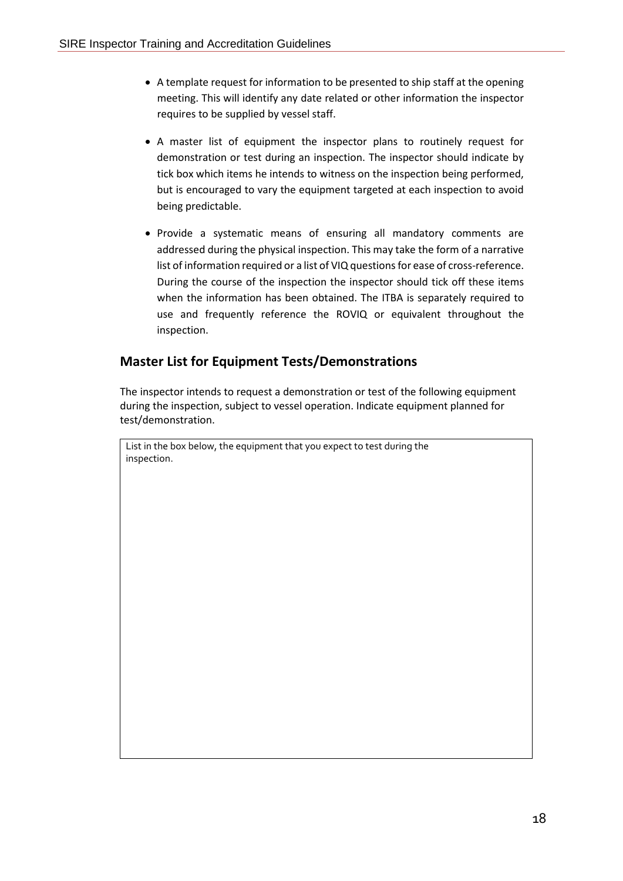- A template request for information to be presented to ship staff at the opening meeting. This will identify any date related or other information the inspector requires to be supplied by vessel staff.

- A master list of equipment the inspector plans to routinely request for demonstration or test during an inspection. The inspector should indicate by tick box which items he intends to witness on the inspection being performed, but is encouraged to vary the equipment targeted at each inspection to avoid being predictable.

- Provide a systematic means of ensuring all mandatory comments are addressed during the physical inspection. This may take the form of a narrative list of information required or a list of VIQ questions for ease of cross-reference. During the course of the inspection the inspector should tick off these items when the information has been obtained. The ITBA is separately required to use and frequently reference the ROVIQ or equivalent throughout the inspection.

## Master List for Equipment Tests/Demonstrations

The inspector intends to request a demonstration or test of the following equipment during the inspection, subject to vessel operation. Indicate equipment planned for test/demonstration.

| List in the box below, the equipment that you expect to test during the inspection. |
| --- |
| |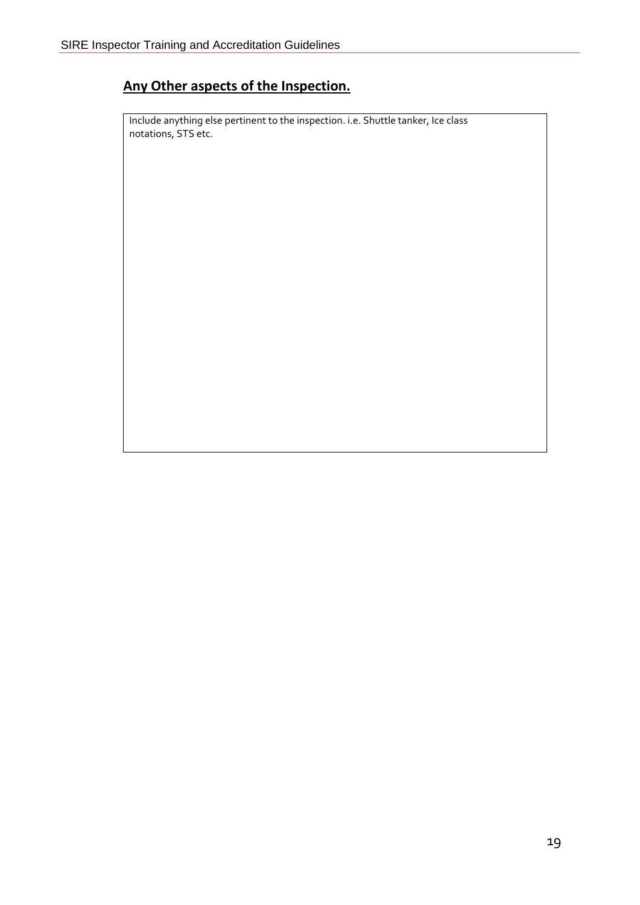## Any Other aspects of the Inspection.

| Include anything else pertinent to the inspection. i.e. Shuttle tanker, Ice class notations, STS etc. |
|---|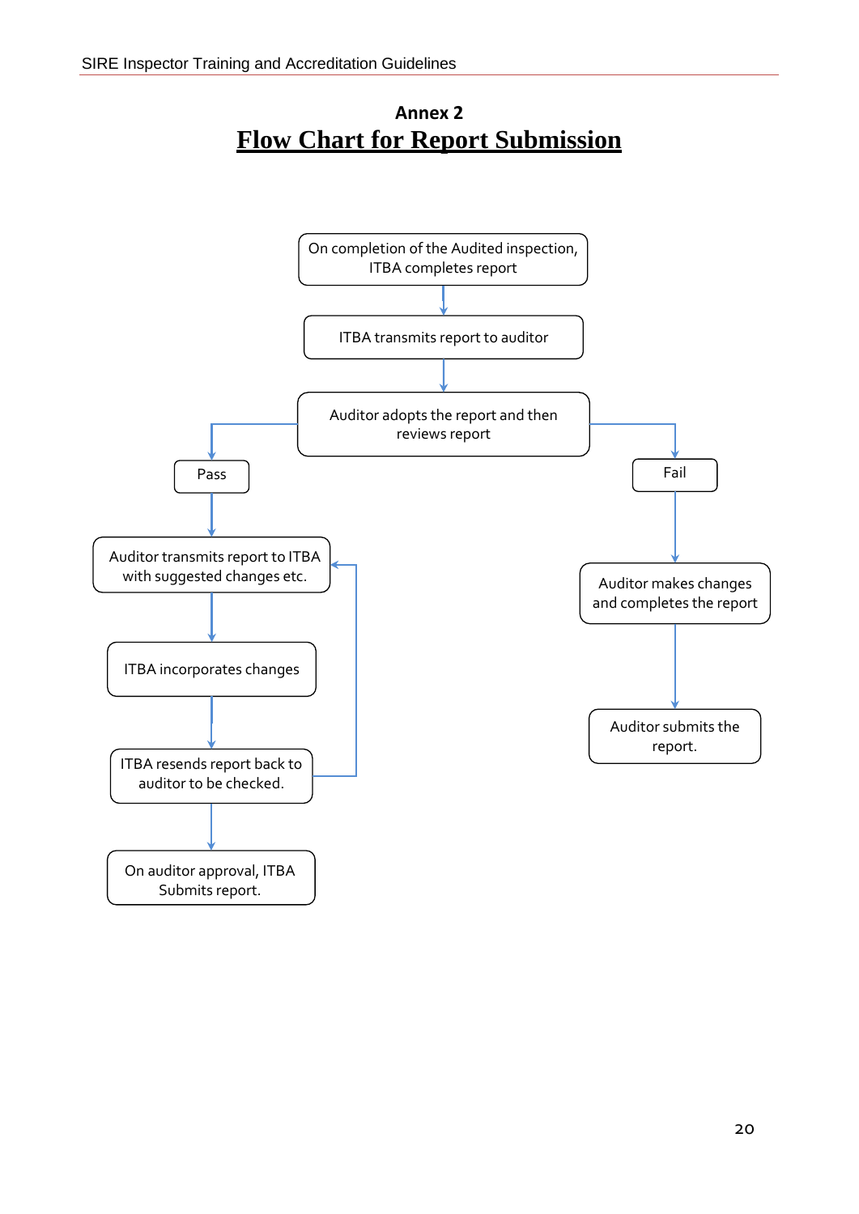## Annex 2

# Flow Chart for Report Submission

On completion of the Audited inspection, ITBA completes report

ITBA transmits report to auditor

Auditor adopts the report and then reviews report

Pass

Auditor transmits report to ITBA with suggested changes etc.

ITBA incorporates changes

ITBA resends report back to auditor to be checked.

On auditor approval, ITBA Submits report.

Fail

Auditor makes changes and completes the report

Auditor submits the report.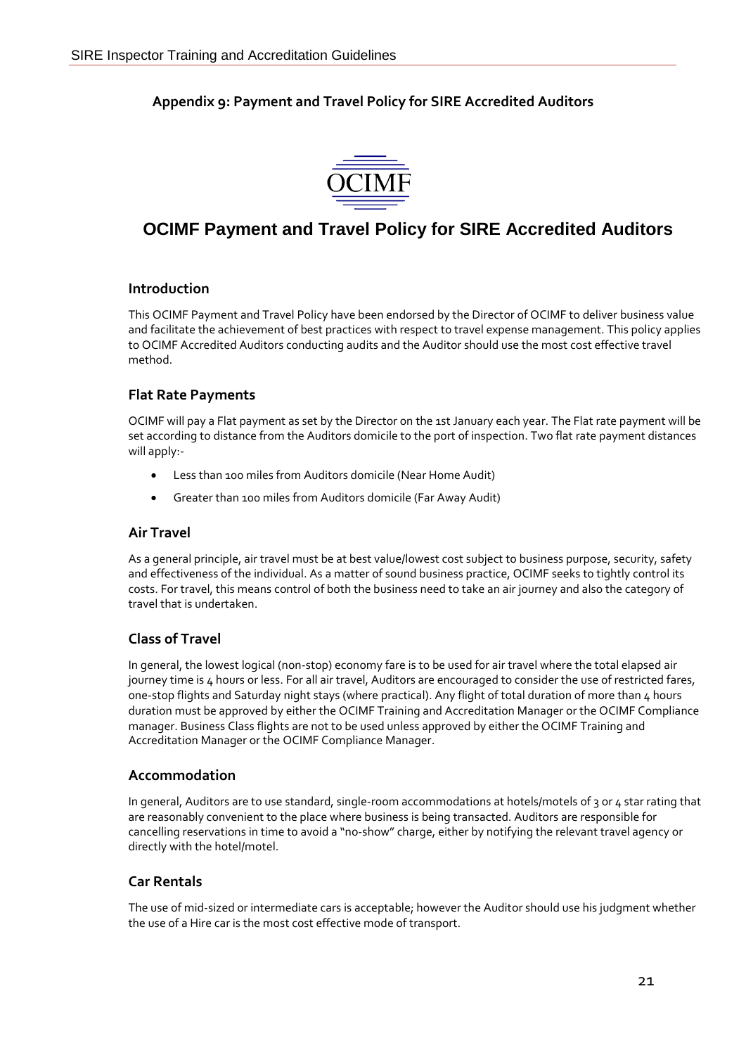## Appendix 9: Payment and Travel Policy for SIRE Accredited Auditors

OCIMF

# OCIMF Payment and Travel Policy for SIRE Accredited Auditors

### Introduction

This OCIMF Payment and Travel Policy have been endorsed by the Director of OCIMF to deliver business value and facilitate the achievement of best practices with respect to travel expense management. This policy applies to OCIMF Accredited Auditors conducting audits and the Auditor should use the most cost effective travel method.

### Flat Rate Payments

OCIMF will pay a Flat payment as set by the Director on the 1st January each year. The Flat rate payment will be set according to distance from the Auditors domicile to the port of inspection. Two flat rate payment distances will apply:-

- Less than 100 miles from Auditors domicile (Near Home Audit)
- Greater than 100 miles from Auditors domicile (Far Away Audit)

### Air Travel

As a general principle, air travel must be at best value/lowest cost subject to business purpose, security, safety and effectiveness of the individual. As a matter of sound business practice, OCIMF seeks to tightly control its costs. For travel, this means control of both the business need to take an air journey and also the category of travel that is undertaken.

### Class of Travel

In general, the lowest logical (non-stop) economy fare is to be used for air travel where the total elapsed air journey time is 4 hours or less. For all air travel, Auditors are encouraged to consider the use of restricted fares, one-stop flights and Saturday night stays (where practical). Any flight of total duration of more than 4 hours duration must be approved by either the OCIMF Training and Accreditation Manager or the OCIMF Compliance manager. Business Class flights are not to be used unless approved by either the OCIMF Training and Accreditation Manager or the OCIMF Compliance Manager.

### Accommodation

In general, Auditors are to use standard, single-room accommodations at hotels/motels of 3 or 4 star rating that are reasonably convenient to the place where business is being transacted. Auditors are responsible for cancelling reservations in time to avoid a "no-show" charge, either by notifying the relevant travel agency or directly with the hotel/motel.

### Car Rentals

The use of mid-sized or intermediate cars is acceptable; however the Auditor should use his judgment whether the use of a Hire car is the most cost effective mode of transport.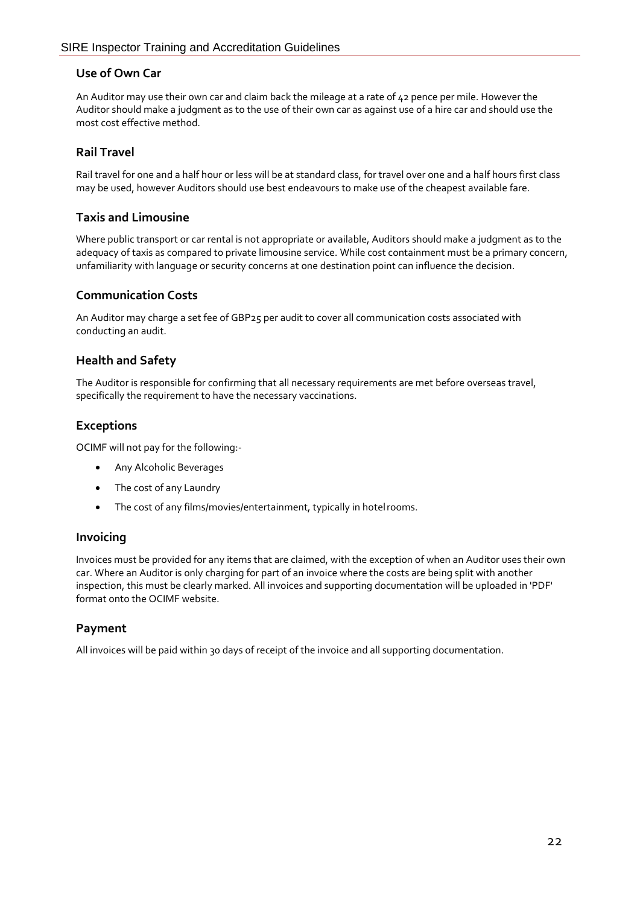## Use of Own Car

An Auditor may use their own car and claim back the mileage at a rate of 42 pence per mile. However the Auditor should make a judgment as to the use of their own car as against use of a hire car and should use the most cost effective method.

## Rail Travel

Rail travel for one and a half hour or less will be at standard class, for travel over one and a half hours first class may be used, however Auditors should use best endeavours to make use of the cheapest available fare.

## Taxis and Limousine

Where public transport or car rental is not appropriate or available, Auditors should make a judgment as to the adequacy of taxis as compared to private limousine service. While cost containment must be a primary concern, unfamiliarity with language or security concerns at one destination point can influence the decision.

## Communication Costs

An Auditor may charge a set fee of GBP25 per audit to cover all communication costs associated with conducting an audit.

## Health and Safety

The Auditor is responsible for confirming that all necessary requirements are met before overseas travel, specifically the requirement to have the necessary vaccinations.

## Exceptions

OCIMF will not pay for the following:-

- Any Alcoholic Beverages
- The cost of any Laundry
- The cost of any films/movies/entertainment, typically in hotel rooms.

## Invoicing

Invoices must be provided for any items that are claimed, with the exception of when an Auditor uses their own car. Where an Auditor is only charging for part of an invoice where the costs are being split with another inspection, this must be clearly marked. All invoices and supporting documentation will be uploaded in 'PDF' format onto the OCIMF website.

## Payment

All invoices will be paid within 30 days of receipt of the invoice and all supporting documentation.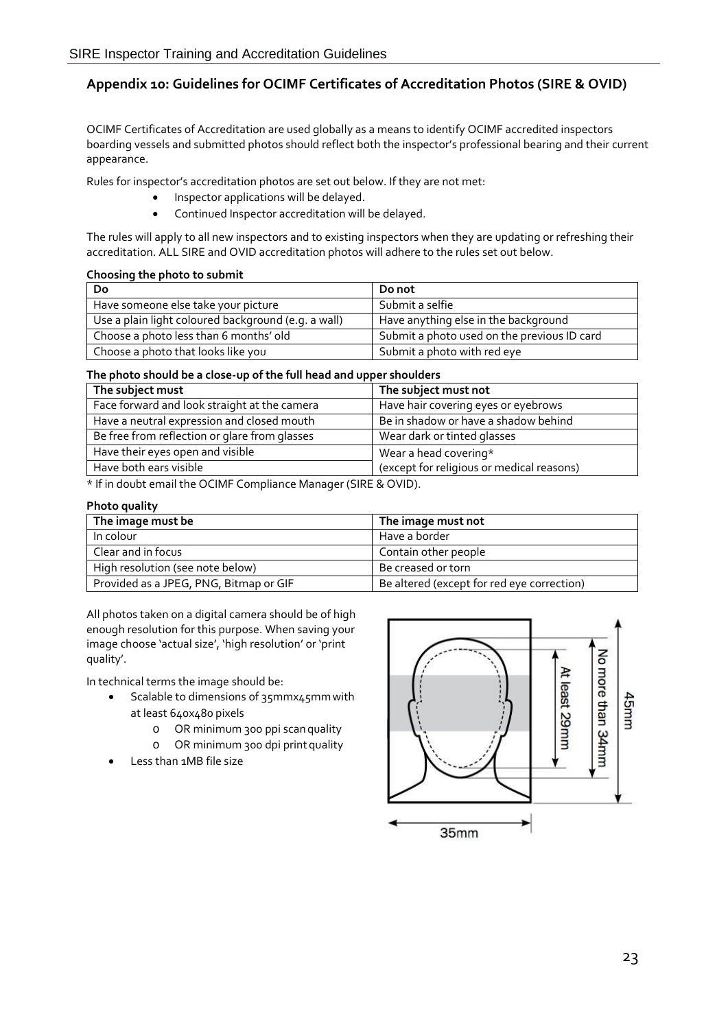## Appendix 10: Guidelines for OCIMF Certificates of Accreditation Photos (SIRE & OVID)

OCIMF Certificates of Accreditation are used globally as a means to identify OCIMF accredited inspectors boarding vessels and submitted photos should reflect both the inspector's professional bearing and their current appearance.

Rules for inspector's accreditation photos are set out below. If they are not met:

- Inspector applications will be delayed.
- Continued Inspector accreditation will be delayed.

The rules will apply to all new inspectors and to existing inspectors when they are updating or refreshing their accreditation. ALL SIRE and OVID accreditation photos will adhere to the rules set out below.

**Choosing the photo to submit**

| Do | Do not |
|---|---|
| Have someone else take your picture | Submit a selfie |
| Use a plain light coloured background (e.g. a wall) | Have anything else in the background |
| Choose a photo less than 6 months' old | Submit a photo used on the previous ID card |
| Choose a photo that looks like you | Submit a photo with red eye |

**The photo should be a close-up of the full head and upper shoulders**

| The subject must | The subject must not |
|---|---|
| Face forward and look straight at the camera | Have hair covering eyes or eyebrows |
| Have a neutral expression and closed mouth | Be in shadow or have a shadow behind |
| Be free from reflection or glare from glasses | Wear dark or tinted glasses |
| Have their eyes open and visible | Wear a head covering* (except for religious or medical reasons) |
| Have both ears visible | |

* If in doubt email the OCIMF Compliance Manager (SIRE & OVID).

**Photo quality**

| The image must be | The image must not |
|---|---|
| In colour | Have a border |
| Clear and in focus | Contain other people |
| High resolution (see note below) | Be creased or torn |
| Provided as a JPEG, PNG, Bitmap or GIF | Be altered (except for red eye correction) |

All photos taken on a digital camera should be of high enough resolution for this purpose. When saving your image choose 'actual size', 'high resolution' or 'print quality'.

In technical terms the image should be:

- Scalable to dimensions of 35mmx45mm with at least 640x480 pixels
  - OR minimum 300 ppi scan quality
  - OR minimum 300 dpi print quality
- Less than 1MB file size

At least 29mm

No more than 34mm

45mm

35mm